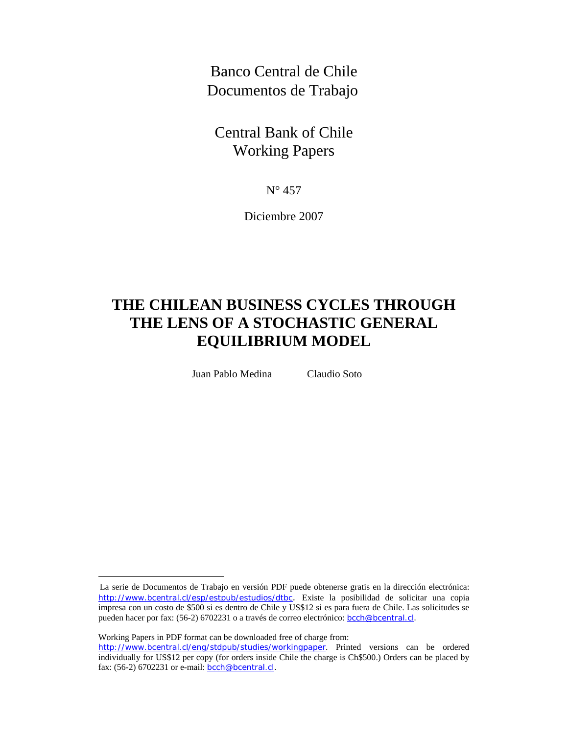Banco Central de Chile
Documentos de Trabajo

Central Bank of Chile
Working Papers

N° 457

Diciembre 2007

# THE CHILEAN BUSINESS CYCLES THROUGH THE LENS OF A STOCHASTIC GENERAL EQUILIBRIUM MODEL

Juan Pablo Medina　　　Claudio Soto

---

La serie de Documentos de Trabajo en versión PDF puede obtenerse gratis en la dirección electrónica: http://www.bcentral.cl/esp/estpub/estudios/dtbc. Existe la posibilidad de solicitar una copia impresa con un costo de $500 si es dentro de Chile y US$12 si es para fuera de Chile. Las solicitudes se pueden hacer por fax: (56-2) 6702231 o a través de correo electrónico: bcch@bcentral.cl.

Working Papers in PDF format can be downloaded free of charge from: http://www.bcentral.cl/eng/stdpub/studies/workingpaper. Printed versions can be ordered individually for US$12 per copy (for orders inside Chile the charge is Ch$500.) Orders can be placed by fax: (56-2) 6702231 or e-mail: bcch@bcentral.cl.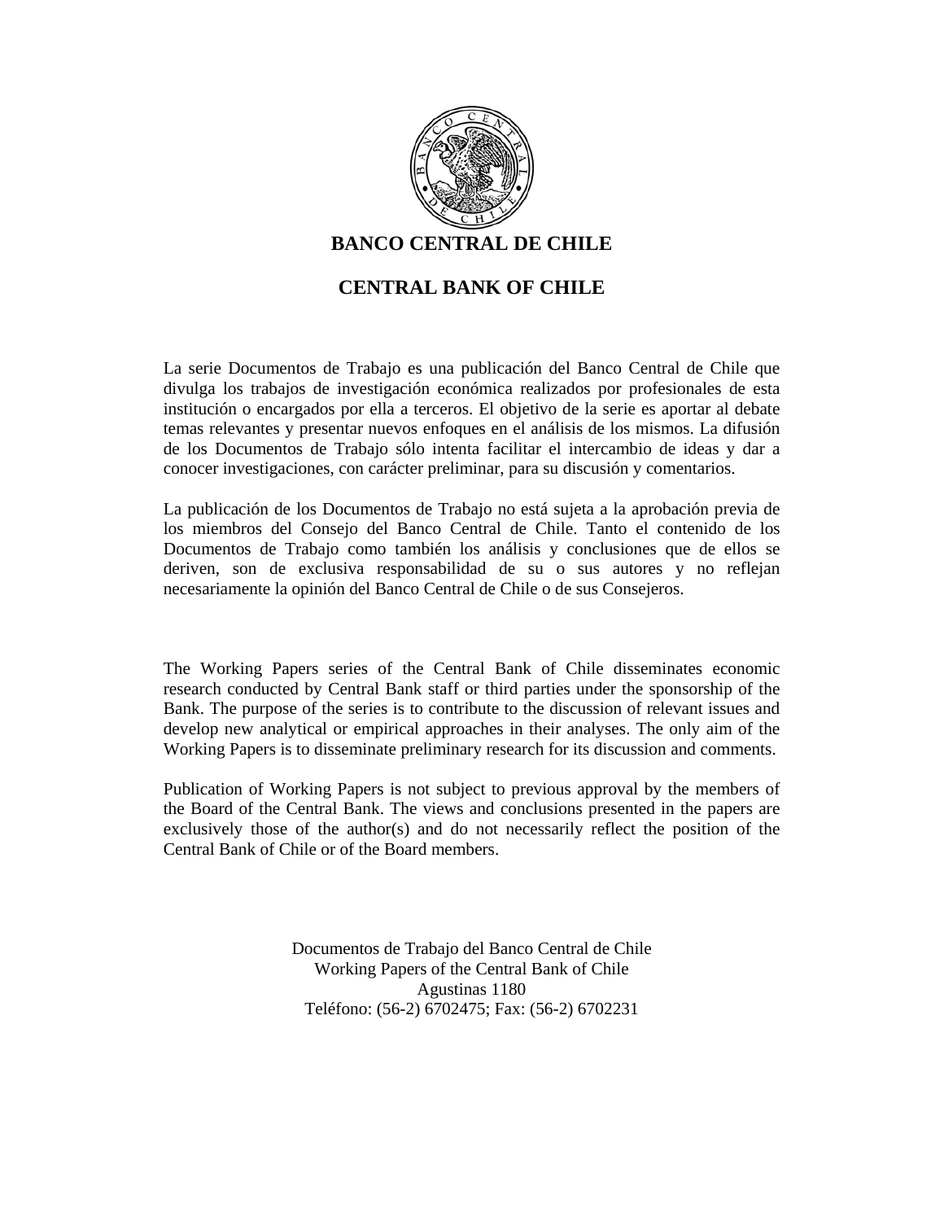**BANCO CENTRAL DE CHILE**

**CENTRAL BANK OF CHILE**

La serie Documentos de Trabajo es una publicación del Banco Central de Chile que divulga los trabajos de investigación económica realizados por profesionales de esta institución o encargados por ella a terceros. El objetivo de la serie es aportar al debate temas relevantes y presentar nuevos enfoques en el análisis de los mismos. La difusión de los Documentos de Trabajo sólo intenta facilitar el intercambio de ideas y dar a conocer investigaciones, con carácter preliminar, para su discusión y comentarios.

La publicación de los Documentos de Trabajo no está sujeta a la aprobación previa de los miembros del Consejo del Banco Central de Chile. Tanto el contenido de los Documentos de Trabajo como también los análisis y conclusiones que de ellos se deriven, son de exclusiva responsabilidad de su o sus autores y no reflejan necesariamente la opinión del Banco Central de Chile o de sus Consejeros.

The Working Papers series of the Central Bank of Chile disseminates economic research conducted by Central Bank staff or third parties under the sponsorship of the Bank. The purpose of the series is to contribute to the discussion of relevant issues and develop new analytical or empirical approaches in their analyses. The only aim of the Working Papers is to disseminate preliminary research for its discussion and comments.

Publication of Working Papers is not subject to previous approval by the members of the Board of the Central Bank. The views and conclusions presented in the papers are exclusively those of the author(s) and do not necessarily reflect the position of the Central Bank of Chile or of the Board members.

Documentos de Trabajo del Banco Central de Chile
Working Papers of the Central Bank of Chile
Agustinas 1180
Teléfono: (56-2) 6702475; Fax: (56-2) 6702231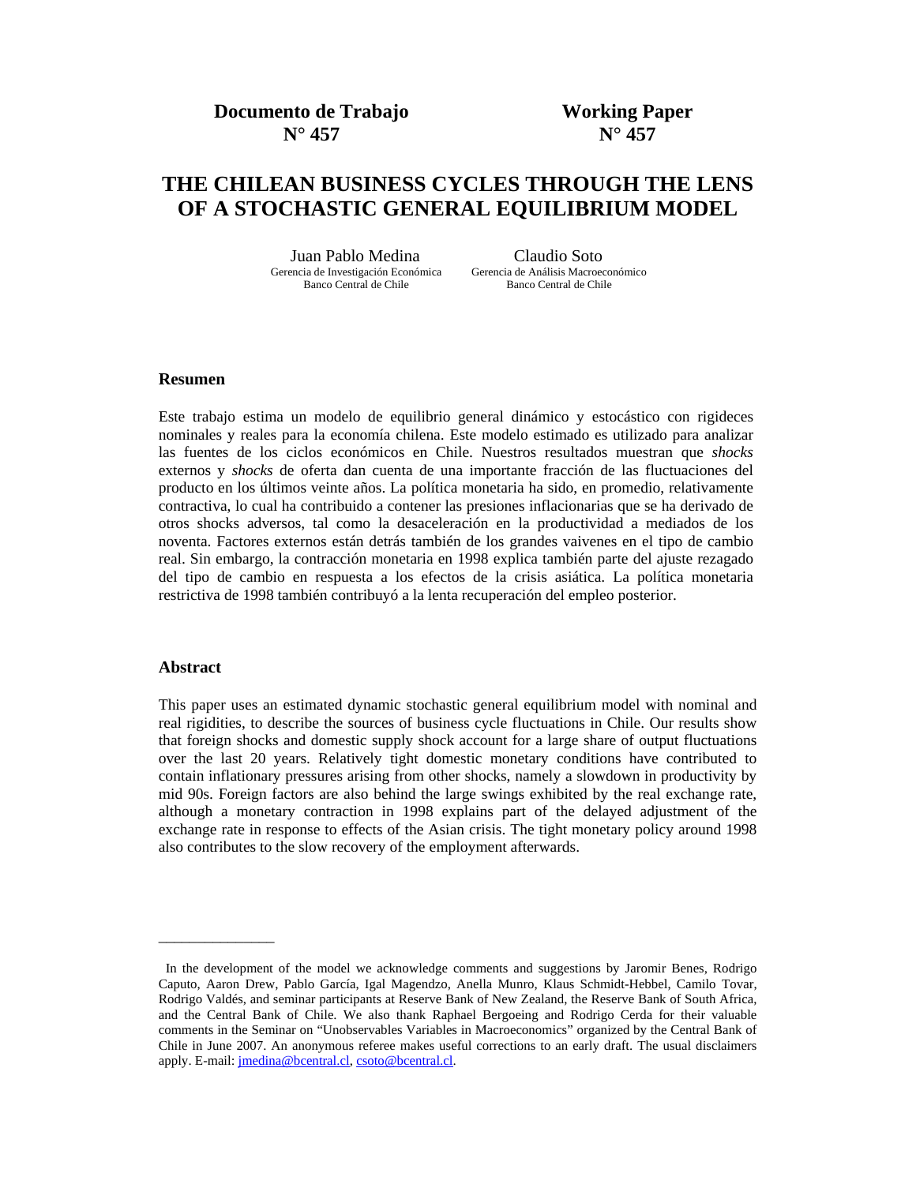**Documento de Trabajo N° 457** | **Working Paper N° 457**

# THE CHILEAN BUSINESS CYCLES THROUGH THE LENS OF A STOCHASTIC GENERAL EQUILIBRIUM MODEL

Juan Pablo Medina
Gerencia de Investigación Económica
Banco Central de Chile

Claudio Soto
Gerencia de Análisis Macroeconómico
Banco Central de Chile

## Resumen

Este trabajo estima un modelo de equilibrio general dinámico y estocástico con rigideces nominales y reales para la economía chilena. Este modelo estimado es utilizado para analizar las fuentes de los ciclos económicos en Chile. Nuestros resultados muestran que *shocks* externos y *shocks* de oferta dan cuenta de una importante fracción de las fluctuaciones del producto en los últimos veinte años. La política monetaria ha sido, en promedio, relativamente contractiva, lo cual ha contribuido a contener las presiones inflacionarias que se ha derivado de otros shocks adversos, tal como la desaceleración en la productividad a mediados de los noventa. Factores externos están detrás también de los grandes vaivenes en el tipo de cambio real. Sin embargo, la contracción monetaria en 1998 explica también parte del ajuste rezagado del tipo de cambio en respuesta a los efectos de la crisis asiática. La política monetaria restrictiva de 1998 también contribuyó a la lenta recuperación del empleo posterior.

## Abstract

This paper uses an estimated dynamic stochastic general equilibrium model with nominal and real rigidities, to describe the sources of business cycle fluctuations in Chile. Our results show that foreign shocks and domestic supply shock account for a large share of output fluctuations over the last 20 years. Relatively tight domestic monetary conditions have contributed to contain inflationary pressures arising from other shocks, namely a slowdown in productivity by mid 90s. Foreign factors are also behind the large swings exhibited by the real exchange rate, although a monetary contraction in 1998 explains part of the delayed adjustment of the exchange rate in response to effects of the Asian crisis. The tight monetary policy around 1998 also contributes to the slow recovery of the employment afterwards.

---

In the development of the model we acknowledge comments and suggestions by Jaromir Benes, Rodrigo Caputo, Aaron Drew, Pablo García, Igal Magendzo, Anella Munro, Klaus Schmidt-Hebbel, Camilo Tovar, Rodrigo Valdés, and seminar participants at Reserve Bank of New Zealand, the Reserve Bank of South Africa, and the Central Bank of Chile. We also thank Raphael Bergoeing and Rodrigo Cerda for their valuable comments in the Seminar on "Unobservables Variables in Macroeconomics" organized by the Central Bank of Chile in June 2007. An anonymous referee makes useful corrections to an early draft. The usual disclaimers apply. E-mail: jmedina@bcentral.cl, csoto@bcentral.cl.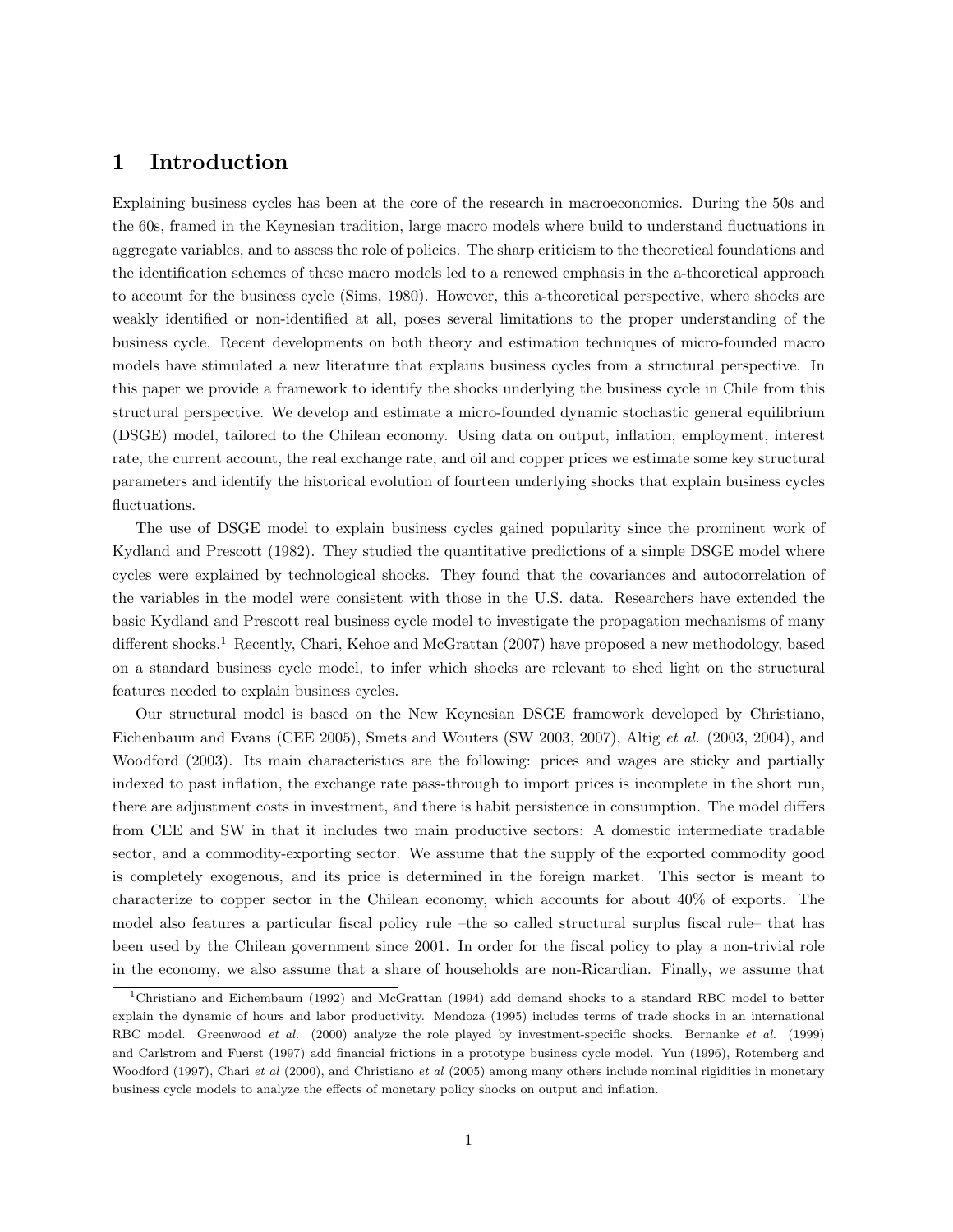# 1 Introduction

Explaining business cycles has been at the core of the research in macroeconomics. During the 50s and the 60s, framed in the Keynesian tradition, large macro models where build to understand fluctuations in aggregate variables, and to assess the role of policies. The sharp criticism to the theoretical foundations and the identification schemes of these macro models led to a renewed emphasis in the a-theoretical approach to account for the business cycle (Sims, 1980). However, this a-theoretical perspective, where shocks are weakly identified or non-identified at all, poses several limitations to the proper understanding of the business cycle. Recent developments on both theory and estimation techniques of micro-founded macro models have stimulated a new literature that explains business cycles from a structural perspective. In this paper we provide a framework to identify the shocks underlying the business cycle in Chile from this structural perspective. We develop and estimate a micro-founded dynamic stochastic general equilibrium (DSGE) model, tailored to the Chilean economy. Using data on output, inflation, employment, interest rate, the current account, the real exchange rate, and oil and copper prices we estimate some key structural parameters and identify the historical evolution of fourteen underlying shocks that explain business cycles fluctuations.

The use of DSGE model to explain business cycles gained popularity since the prominent work of Kydland and Prescott (1982). They studied the quantitative predictions of a simple DSGE model where cycles were explained by technological shocks. They found that the covariances and autocorrelation of the variables in the model were consistent with those in the U.S. data. Researchers have extended the basic Kydland and Prescott real business cycle model to investigate the propagation mechanisms of many different shocks.[1] Recently, Chari, Kehoe and McGrattan (2007) have proposed a new methodology, based on a standard business cycle model, to infer which shocks are relevant to shed light on the structural features needed to explain business cycles.

Our structural model is based on the New Keynesian DSGE framework developed by Christiano, Eichenbaum and Evans (CEE 2005), Smets and Wouters (SW 2003, 2007), Altig *et al.* (2003, 2004), and Woodford (2003). Its main characteristics are the following: prices and wages are sticky and partially indexed to past inflation, the exchange rate pass-through to import prices is incomplete in the short run, there are adjustment costs in investment, and there is habit persistence in consumption. The model differs from CEE and SW in that it includes two main productive sectors: A domestic intermediate tradable sector, and a commodity-exporting sector. We assume that the supply of the exported commodity good is completely exogenous, and its price is determined in the foreign market. This sector is meant to characterize to copper sector in the Chilean economy, which accounts for about 40% of exports. The model also features a particular fiscal policy rule –the so called structural surplus fiscal rule– that has been used by the Chilean government since 2001. In order for the fiscal policy to play a non-trivial role in the economy, we also assume that a share of households are non-Ricardian. Finally, we assume that

[1] Christiano and Eichembaum (1992) and McGrattan (1994) add demand shocks to a standard RBC model to better explain the dynamic of hours and labor productivity. Mendoza (1995) includes terms of trade shocks in an international RBC model. Greenwood *et al.* (2000) analyze the role played by investment-specific shocks. Bernanke *et al.* (1999) and Carlstrom and Fuerst (1997) add financial frictions in a prototype business cycle model. Yun (1996), Rotemberg and Woodford (1997), Chari *et al* (2000), and Christiano *et al* (2005) among many others include nominal rigidities in monetary business cycle models to analyze the effects of monetary policy shocks on output and inflation.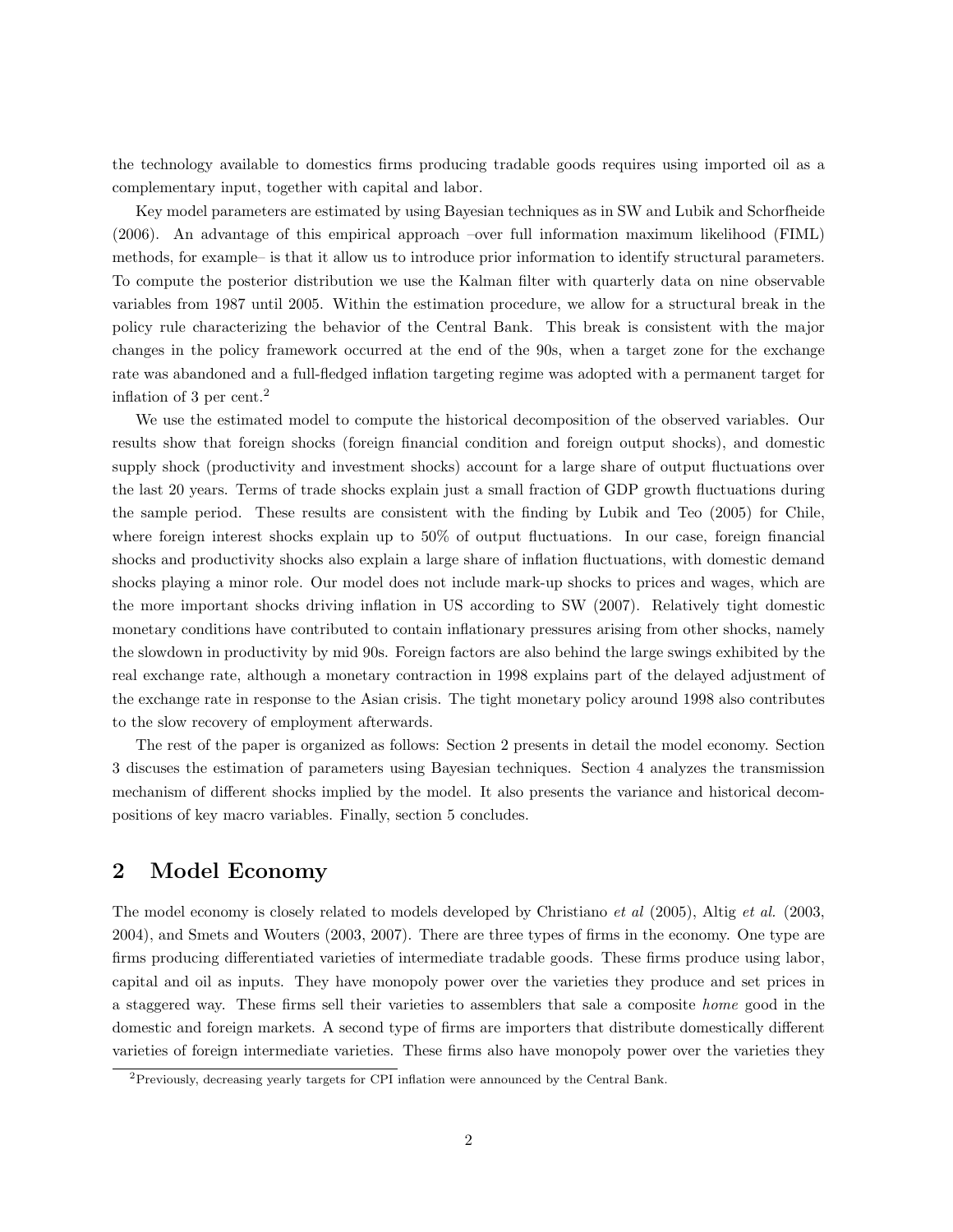the technology available to domestics firms producing tradable goods requires using imported oil as a complementary input, together with capital and labor.

Key model parameters are estimated by using Bayesian techniques as in SW and Lubik and Schorfheide (2006). An advantage of this empirical approach –over full information maximum likelihood (FIML) methods, for example– is that it allow us to introduce prior information to identify structural parameters. To compute the posterior distribution we use the Kalman filter with quarterly data on nine observable variables from 1987 until 2005. Within the estimation procedure, we allow for a structural break in the policy rule characterizing the behavior of the Central Bank. This break is consistent with the major changes in the policy framework occurred at the end of the 90s, when a target zone for the exchange rate was abandoned and a full-fledged inflation targeting regime was adopted with a permanent target for inflation of 3 per cent.[2]

We use the estimated model to compute the historical decomposition of the observed variables. Our results show that foreign shocks (foreign financial condition and foreign output shocks), and domestic supply shock (productivity and investment shocks) account for a large share of output fluctuations over the last 20 years. Terms of trade shocks explain just a small fraction of GDP growth fluctuations during the sample period. These results are consistent with the finding by Lubik and Teo (2005) for Chile, where foreign interest shocks explain up to 50% of output fluctuations. In our case, foreign financial shocks and productivity shocks also explain a large share of inflation fluctuations, with domestic demand shocks playing a minor role. Our model does not include mark-up shocks to prices and wages, which are the more important shocks driving inflation in US according to SW (2007). Relatively tight domestic monetary conditions have contributed to contain inflationary pressures arising from other shocks, namely the slowdown in productivity by mid 90s. Foreign factors are also behind the large swings exhibited by the real exchange rate, although a monetary contraction in 1998 explains part of the delayed adjustment of the exchange rate in response to the Asian crisis. The tight monetary policy around 1998 also contributes to the slow recovery of employment afterwards.

The rest of the paper is organized as follows: Section 2 presents in detail the model economy. Section 3 discuses the estimation of parameters using Bayesian techniques. Section 4 analyzes the transmission mechanism of different shocks implied by the model. It also presents the variance and historical decompositions of key macro variables. Finally, section 5 concludes.

## 2 Model Economy

The model economy is closely related to models developed by Christiano *et al* (2005), Altig *et al.* (2003, 2004), and Smets and Wouters (2003, 2007). There are three types of firms in the economy. One type are firms producing differentiated varieties of intermediate tradable goods. These firms produce using labor, capital and oil as inputs. They have monopoly power over the varieties they produce and set prices in a staggered way. These firms sell their varieties to assemblers that sale a composite *home* good in the domestic and foreign markets. A second type of firms are importers that distribute domestically different varieties of foreign intermediate varieties. These firms also have monopoly power over the varieties they

[2] Previously, decreasing yearly targets for CPI inflation were announced by the Central Bank.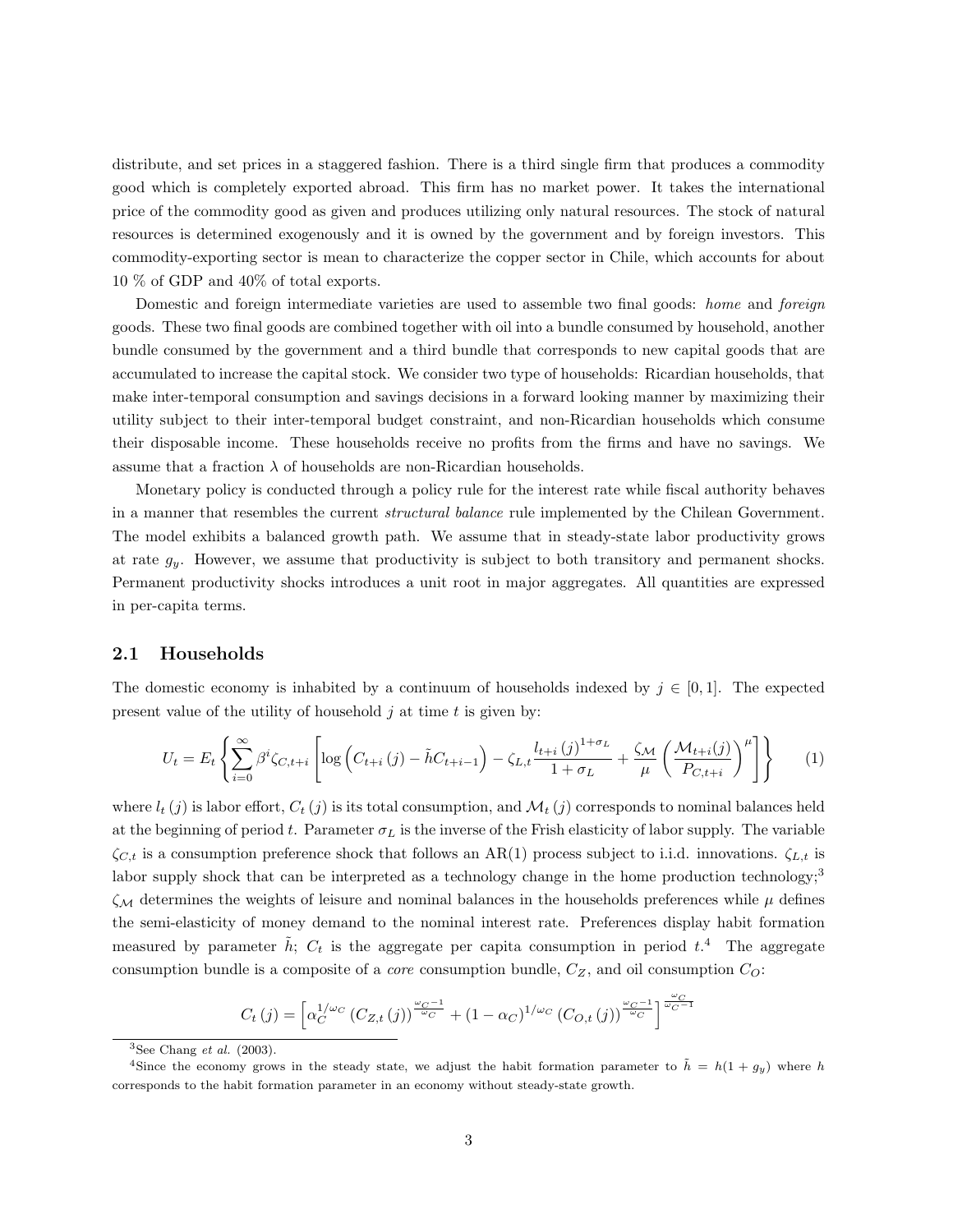distribute, and set prices in a staggered fashion. There is a third single firm that produces a commodity good which is completely exported abroad. This firm has no market power. It takes the international price of the commodity good as given and produces utilizing only natural resources. The stock of natural resources is determined exogenously and it is owned by the government and by foreign investors. This commodity-exporting sector is mean to characterize the copper sector in Chile, which accounts for about 10 % of GDP and 40% of total exports.

Domestic and foreign intermediate varieties are used to assemble two final goods: *home* and *foreign* goods. These two final goods are combined together with oil into a bundle consumed by household, another bundle consumed by the government and a third bundle that corresponds to new capital goods that are accumulated to increase the capital stock. We consider two type of households: Ricardian households, that make inter-temporal consumption and savings decisions in a forward looking manner by maximizing their utility subject to their inter-temporal budget constraint, and non-Ricardian households which consume their disposable income. These households receive no profits from the firms and have no savings. We assume that a fraction $\lambda$ of households are non-Ricardian households.

Monetary policy is conducted through a policy rule for the interest rate while fiscal authority behaves in a manner that resembles the current *structural balance* rule implemented by the Chilean Government. The model exhibits a balanced growth path. We assume that in steady-state labor productivity grows at rate $g_y$. However, we assume that productivity is subject to both transitory and permanent shocks. Permanent productivity shocks introduces a unit root in major aggregates. All quantities are expressed in per-capita terms.

## 2.1 Households

The domestic economy is inhabited by a continuum of households indexed by $j \in [0,1]$. The expected present value of the utility of household $j$ at time $t$ is given by:

$$U_t = E_t \left\{ \sum_{i=0}^{\infty} \beta^i \zeta_{C,t+i} \left[ \log \left( C_{t+i}(j) - \tilde{h} C_{t+i-1} \right) - \zeta_{L,t} \frac{l_{t+i}(j)^{1+\sigma_L}}{1+\sigma_L} + \frac{\zeta_{\mathcal{M}}}{\mu} \left( \frac{\mathcal{M}_{t+i}(j)}{P_{C,t+i}} \right)^{\mu} \right] \right\} \tag{1}$$

where $l_t(j)$ is labor effort, $C_t(j)$ is its total consumption, and $\mathcal{M}_t(j)$ corresponds to nominal balances held at the beginning of period $t$. Parameter $\sigma_L$ is the inverse of the Frish elasticity of labor supply. The variable $\zeta_{C,t}$ is a consumption preference shock that follows an AR(1) process subject to i.i.d. innovations. $\zeta_{L,t}$ is labor supply shock that can be interpreted as a technology change in the home production technology;[3] $\zeta_{\mathcal{M}}$ determines the weights of leisure and nominal balances in the households preferences while $\mu$ defines the semi-elasticity of money demand to the nominal interest rate. Preferences display habit formation measured by parameter $\tilde{h}$; $C_t$ is the aggregate per capita consumption in period $t$.[4] The aggregate consumption bundle is a composite of a *core* consumption bundle, $C_Z$, and oil consumption $C_O$:

$$C_t(j) = \left[ \alpha_C^{1/\omega_C} \left( C_{Z,t}(j) \right)^{\frac{\omega_C - 1}{\omega_C}} + (1-\alpha_C)^{1/\omega_C} \left( C_{O,t}(j) \right)^{\frac{\omega_C - 1}{\omega_C}} \right]^{\frac{\omega_C}{\omega_C - 1}}$$

[3]See Chang *et al.* (2003).

[4]Since the economy grows in the steady state, we adjust the habit formation parameter to $\tilde{h} = h(1+g_y)$ where $h$ corresponds to the habit formation parameter in an economy without steady-state growth.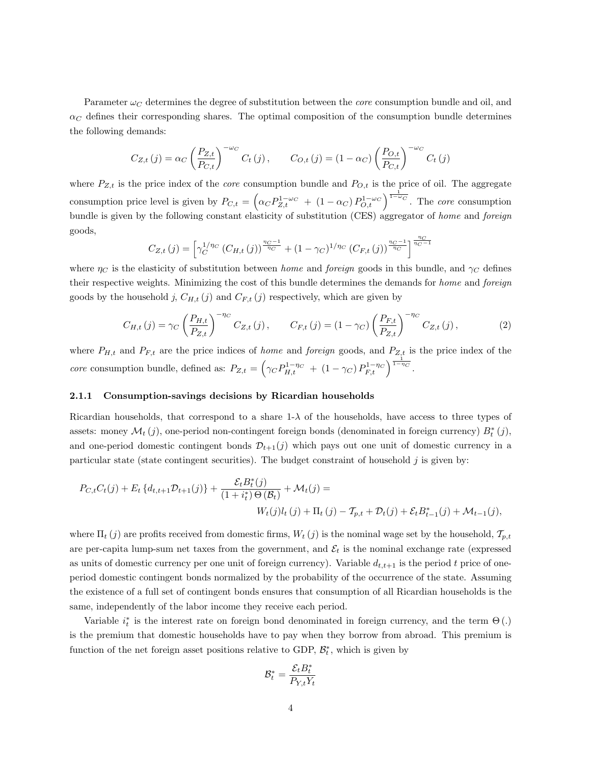Parameter $\omega_C$ determines the degree of substitution between the *core* consumption bundle and oil, and $\alpha_C$ defines their corresponding shares. The optimal composition of the consumption bundle determines the following demands:

$$C_{Z,t}(j) = \alpha_C \left(\frac{P_{Z,t}}{P_{C,t}}\right)^{-\omega_C} C_t(j), \qquad C_{O,t}(j) = (1-\alpha_C)\left(\frac{P_{O,t}}{P_{C,t}}\right)^{-\omega_C} C_t(j)$$

where $P_{Z,t}$ is the price index of the *core* consumption bundle and $P_{O,t}$ is the price of oil. The aggregate consumption price level is given by $P_{C,t} = \left(\alpha_C P_{Z,t}^{1-\omega_C} + (1-\alpha_C) P_{O,t}^{1-\omega_C}\right)^{\frac{1}{1-\omega_C}}$. The *core* consumption bundle is given by the following constant elasticity of substitution (CES) aggregator of *home* and *foreign* goods,

$$C_{Z,t}(j) = \left[\gamma_C^{1/\eta_C} \left(C_{H,t}(j)\right)^{\frac{\eta_C-1}{\eta_C}} + (1-\gamma_C)^{1/\eta_C} \left(C_{F,t}(j)\right)^{\frac{\eta_C-1}{\eta_C}}\right]^{\frac{\eta_C}{\eta_C-1}}$$

where $\eta_C$ is the elasticity of substitution between *home* and *foreign* goods in this bundle, and $\gamma_C$ defines their respective weights. Minimizing the cost of this bundle determines the demands for *home* and *foreign* goods by the household $j$, $C_{H,t}(j)$ and $C_{F,t}(j)$ respectively, which are given by

$$C_{H,t}(j) = \gamma_C \left(\frac{P_{H,t}}{P_{Z,t}}\right)^{-\eta_C} C_{Z,t}(j), \qquad C_{F,t}(j) = (1-\gamma_C)\left(\frac{P_{F,t}}{P_{Z,t}}\right)^{-\eta_C} C_{Z,t}(j), \tag{2}$$

where $P_{H,t}$ and $P_{F,t}$ are the price indices of *home* and *foreign* goods, and $P_{Z,t}$ is the price index of the *core* consumption bundle, defined as: $P_{Z,t} = \left(\gamma_C P_{H,t}^{1-\eta_C} + (1-\gamma_C) P_{F,t}^{1-\eta_C}\right)^{\frac{1}{1-\eta_C}}$.

### 2.1.1 Consumption-savings decisions by Ricardian households

Ricardian households, that correspond to a share 1-$\lambda$ of the households, have access to three types of assets: money $\mathcal{M}_t(j)$, one-period non-contingent foreign bonds (denominated in foreign currency) $B_t^*(j)$, and one-period domestic contingent bonds $\mathcal{D}_{t+1}(j)$ which pays out one unit of domestic currency in a particular state (state contingent securities). The budget constraint of household $j$ is given by:

$$P_{C,t}C_t(j) + E_t\left\{d_{t,t+1}\mathcal{D}_{t+1}(j)\right\} + \frac{\mathcal{E}_t B_t^*(j)}{(1+i_t^*)\,\Theta(\mathcal{B}_t)} + \mathcal{M}_t(j) =$$
$$W_t(j) l_t(j) + \Pi_t(j) - \mathcal{T}_{p,t} + \mathcal{D}_t(j) + \mathcal{E}_t B_{t-1}^*(j) + \mathcal{M}_{t-1}(j),$$

where $\Pi_t(j)$ are profits received from domestic firms, $W_t(j)$ is the nominal wage set by the household, $\mathcal{T}_{p,t}$ are per-capita lump-sum net taxes from the government, and $\mathcal{E}_t$ is the nominal exchange rate (expressed as units of domestic currency per one unit of foreign currency). Variable $d_{t,t+1}$ is the period $t$ price of one-period domestic contingent bonds normalized by the probability of the occurrence of the state. Assuming the existence of a full set of contingent bonds ensures that consumption of all Ricardian households is the same, independently of the labor income they receive each period.

Variable $i_t^*$ is the interest rate on foreign bond denominated in foreign currency, and the term $\Theta(.)$ is the premium that domestic households have to pay when they borrow from abroad. This premium is function of the net foreign asset positions relative to GDP, $\mathcal{B}_t^*$, which is given by

$$\mathcal{B}_t^* = \frac{\mathcal{E}_t B_t^*}{P_{Y,t} Y_t}$$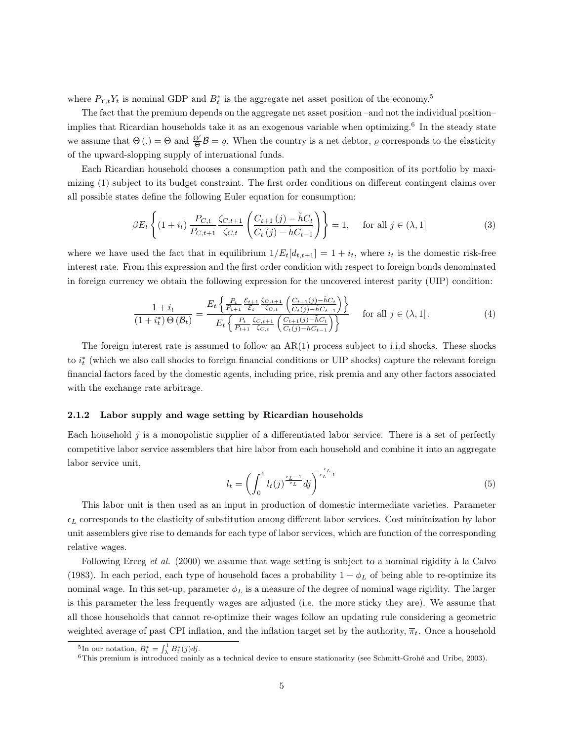where $P_{Y,t}Y_t$ is nominal GDP and $B_t^*$ is the aggregate net asset position of the economy.[5]

The fact that the premium depends on the aggregate net asset position –and not the individual position– implies that Ricardian households take it as an exogenous variable when optimizing.[6] In the steady state we assume that $\Theta(.) = \Theta$ and $\frac{\Theta'}{\Theta}\mathcal{B} = \varrho$. When the country is a net debtor, $\varrho$ corresponds to the elasticity of the upward-slopping supply of international funds.

Each Ricardian household chooses a consumption path and the composition of its portfolio by maximizing (1) subject to its budget constraint. The first order conditions on different contingent claims over all possible states define the following Euler equation for consumption:

$$\beta E_t \left\{ (1+i_t) \frac{P_{C,t}}{P_{C,t+1}} \frac{\zeta_{C,t+1}}{\zeta_{C,t}} \left( \frac{C_{t+1}(j) - \tilde{h}C_t}{C_t(j) - \tilde{h}C_{t-1}} \right) \right\} = 1, \quad \text{for all } j \in (\lambda, 1] \tag{3}$$

where we have used the fact that in equilibrium $1/E_t[d_{t,t+1}] = 1 + i_t$, where $i_t$ is the domestic risk-free interest rate. From this expression and the first order condition with respect to foreign bonds denominated in foreign currency we obtain the following expression for the uncovered interest parity (UIP) condition:

$$\frac{1+i_t}{(1+i_t^*)\,\Theta(\mathcal{B}_t)} = \frac{E_t \left\{ \frac{P_t}{P_{t+1}} \frac{\mathcal{E}_{t+1}}{\mathcal{E}_t} \frac{\zeta_{C,t+1}}{\zeta_{C,t}} \left( \frac{C_{t+1}(j) - \tilde{h}C_t}{C_t(j) - \tilde{h}C_{t-1}} \right) \right\}}{E_t \left\{ \frac{P_t}{P_{t+1}} \frac{\zeta_{C,t+1}}{\zeta_{C,t}} \left( \frac{C_{t+1}(j) - \tilde{h}C_t}{C_t(j) - \tilde{h}C_{t-1}} \right) \right\}} \quad \text{for all } j \in (\lambda, 1]. \tag{4}$$

The foreign interest rate is assumed to follow an AR(1) process subject to i.i.d shocks. These shocks to $i_t^*$ (which we also call shocks to foreign financial conditions or UIP shocks) capture the relevant foreign financial factors faced by the domestic agents, including price, risk premia and any other factors associated with the exchange rate arbitrage.

### 2.1.2 Labor supply and wage setting by Ricardian households

Each household $j$ is a monopolistic supplier of a differentiated labor service. There is a set of perfectly competitive labor service assemblers that hire labor from each household and combine it into an aggregate labor service unit,

$$l_t = \left( \int_0^1 l_t(j)^{\frac{\epsilon_L - 1}{\epsilon_L}} dj \right)^{\frac{\epsilon_L}{\epsilon_L - 1}} \tag{5}$$

This labor unit is then used as an input in production of domestic intermediate varieties. Parameter $\epsilon_L$ corresponds to the elasticity of substitution among different labor services. Cost minimization by labor unit assemblers give rise to demands for each type of labor services, which are function of the corresponding relative wages.

Following Erceg *et al.* (2000) we assume that wage setting is subject to a nominal rigidity à la Calvo (1983). In each period, each type of household faces a probability $1 - \phi_L$ of being able to re-optimize its nominal wage. In this set-up, parameter $\phi_L$ is a measure of the degree of nominal wage rigidity. The larger is this parameter the less frequently wages are adjusted (i.e. the more sticky they are). We assume that all those households that cannot re-optimize their wages follow an updating rule considering a geometric weighted average of past CPI inflation, and the inflation target set by the authority, $\overline{\pi}_t$. Once a household

[5] In our notation, $B_t^* = \int_\lambda^1 B_t^*(j)dj$.

[6] This premium is introduced mainly as a technical device to ensure stationarity (see Schmitt-Grohé and Uribe, 2003).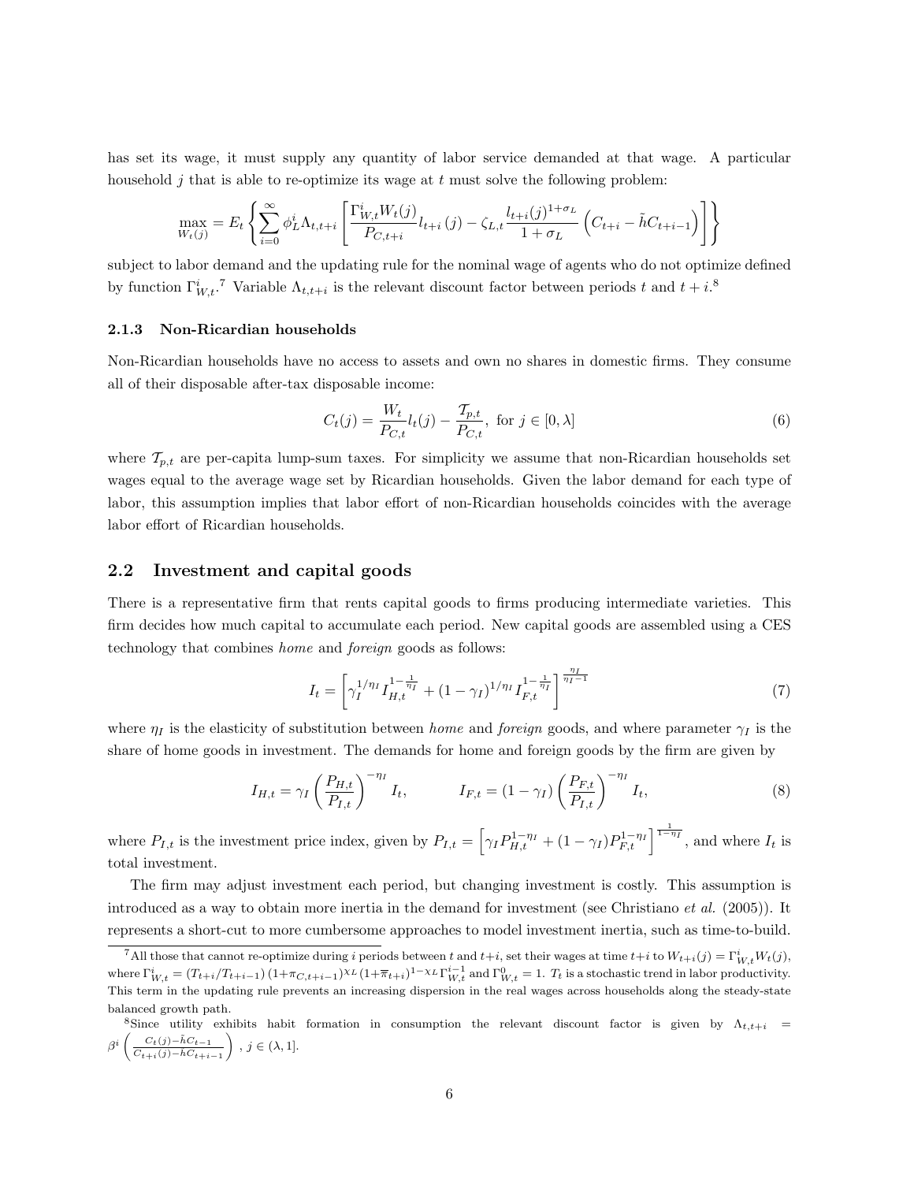has set its wage, it must supply any quantity of labor service demanded at that wage. A particular household $j$ that is able to re-optimize its wage at $t$ must solve the following problem:

$$\max_{W_t(j)} = E_t \left\{ \sum_{i=0}^{\infty} \phi_L^i \Lambda_{t,t+i} \left[ \frac{\Gamma_{W,t}^i W_t(j)}{P_{C,t+i}} l_{t+i}(j) - \zeta_{L,t} \frac{l_{t+i}(j)^{1+\sigma_L}}{1+\sigma_L} \left( C_{t+i} - \tilde{h} C_{t+i-1} \right) \right] \right\}$$

subject to labor demand and the updating rule for the nominal wage of agents who do not optimize defined by function $\Gamma_{W,t}^i$.[7] Variable $\Lambda_{t,t+i}$ is the relevant discount factor between periods $t$ and $t+i$.[8]

### 2.1.3 Non-Ricardian households

Non-Ricardian households have no access to assets and own no shares in domestic firms. They consume all of their disposable after-tax disposable income:

$$C_t(j) = \frac{W_t}{P_{C,t}} l_t(j) - \frac{\mathcal{T}_{p,t}}{P_{C,t}}, \text{ for } j \in [0, \lambda] \tag{6}$$

where $\mathcal{T}_{p,t}$ are per-capita lump-sum taxes. For simplicity we assume that non-Ricardian households set wages equal to the average wage set by Ricardian households. Given the labor demand for each type of labor, this assumption implies that labor effort of non-Ricardian households coincides with the average labor effort of Ricardian households.

## 2.2 Investment and capital goods

There is a representative firm that rents capital goods to firms producing intermediate varieties. This firm decides how much capital to accumulate each period. New capital goods are assembled using a CES technology that combines *home* and *foreign* goods as follows:

$$I_t = \left[ \gamma_I^{1/\eta_I} I_{H,t}^{1-\frac{1}{\eta_I}} + (1-\gamma_I)^{1/\eta_I} I_{F,t}^{1-\frac{1}{\eta_I}} \right]^{\frac{\eta_I}{\eta_I - 1}} \tag{7}$$

where $\eta_I$ is the elasticity of substitution between *home* and *foreign* goods, and where parameter $\gamma_I$ is the share of home goods in investment. The demands for home and foreign goods by the firm are given by

$$I_{H,t} = \gamma_I \left( \frac{P_{H,t}}{P_{I,t}} \right)^{-\eta_I} I_t, \qquad I_{F,t} = (1-\gamma_I) \left( \frac{P_{F,t}}{P_{I,t}} \right)^{-\eta_I} I_t, \tag{8}$$

where $P_{I,t}$ is the investment price index, given by $P_{I,t} = \left[ \gamma_I P_{H,t}^{1-\eta_I} + (1-\gamma_I) P_{F,t}^{1-\eta_I} \right]^{\frac{1}{1-\eta_I}}$, and where $I_t$ is total investment.

The firm may adjust investment each period, but changing investment is costly. This assumption is introduced as a way to obtain more inertia in the demand for investment (see Christiano *et al.* (2005)). It represents a short-cut to more cumbersome approaches to model investment inertia, such as time-to-build.

---

[7] All those that cannot re-optimize during $i$ periods between $t$ and $t+i$, set their wages at time $t+i$ to $W_{t+i}(j) = \Gamma_{W,t}^i W_t(j)$, where $\Gamma_{W,t}^i = (T_{t+i}/T_{t+i-1})(1+\pi_{C,t+i-1})^{\chi_L}(1+\overline{\pi}_{t+i})^{1-\chi_L}\Gamma_{W,t}^{i-1}$ and $\Gamma_{W,t}^0 = 1$. $T_t$ is a stochastic trend in labor productivity. This term in the updating rule prevents an increasing dispersion in the real wages across households along the steady-state balanced growth path.

[8] Since utility exhibits habit formation in consumption the relevant discount factor is given by $\Lambda_{t,t+i} = \beta^i \left( \frac{C_t(j) - \tilde{h} C_{t-1}}{C_{t+i}(j) - \tilde{h} C_{t+i-1}} \right)$, $j \in (\lambda, 1]$.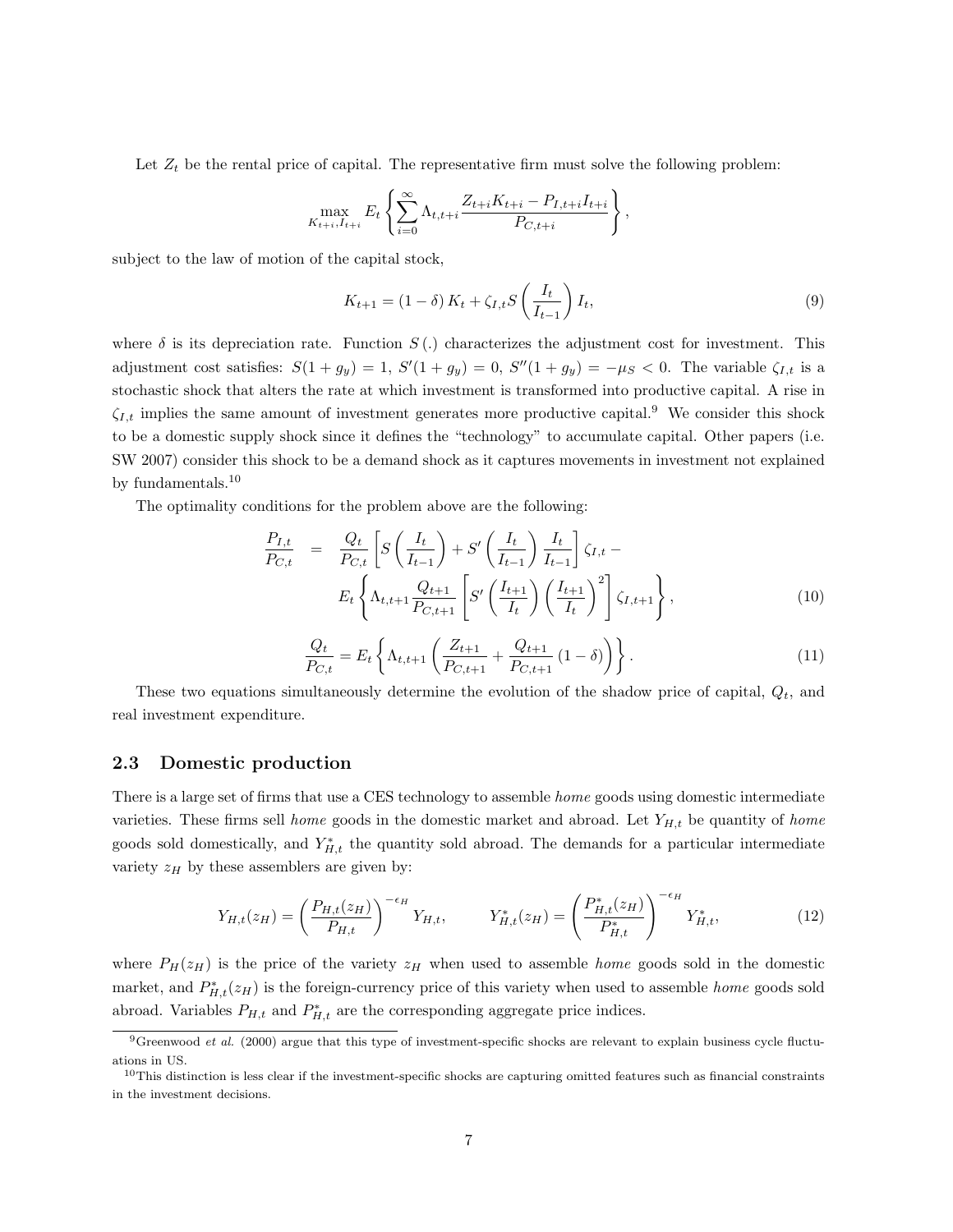Let $Z_t$ be the rental price of capital. The representative firm must solve the following problem:

$$\max_{K_{t+i}, I_{t+i}} E_t \left\{ \sum_{i=0}^{\infty} \Lambda_{t,t+i} \frac{Z_{t+i} K_{t+i} - P_{I,t+i} I_{t+i}}{P_{C,t+i}} \right\},$$

subject to the law of motion of the capital stock,

$$K_{t+1} = (1-\delta) K_t + \zeta_{I,t} S\left(\frac{I_t}{I_{t-1}}\right) I_t, \tag{9}$$

where $\delta$ is its depreciation rate. Function $S(.)$ characterizes the adjustment cost for investment. This adjustment cost satisfies: $S(1+g_y) = 1$, $S'(1+g_y) = 0$, $S''(1+g_y) = -\mu_S < 0$. The variable $\zeta_{I,t}$ is a stochastic shock that alters the rate at which investment is transformed into productive capital. A rise in $\zeta_{I,t}$ implies the same amount of investment generates more productive capital.[9] We consider this shock to be a domestic supply shock since it defines the "technology" to accumulate capital. Other papers (i.e. SW 2007) consider this shock to be a demand shock as it captures movements in investment not explained by fundamentals.[10]

The optimality conditions for the problem above are the following:

$$\begin{aligned} \frac{P_{I,t}}{P_{C,t}} &= \frac{Q_t}{P_{C,t}} \left[ S\left(\frac{I_t}{I_{t-1}}\right) + S'\left(\frac{I_t}{I_{t-1}}\right) \frac{I_t}{I_{t-1}} \right] \zeta_{I,t} - \\ & E_t \left\{ \Lambda_{t,t+1} \frac{Q_{t+1}}{P_{C,t+1}} \left[ S'\left(\frac{I_{t+1}}{I_t}\right) \left(\frac{I_{t+1}}{I_t}\right)^2 \right] \zeta_{I,t+1} \right\}, \end{aligned} \tag{10}$$

$$\frac{Q_t}{P_{C,t}} = E_t \left\{ \Lambda_{t,t+1} \left( \frac{Z_{t+1}}{P_{C,t+1}} + \frac{Q_{t+1}}{P_{C,t+1}} (1-\delta) \right) \right\}. \tag{11}$$

These two equations simultaneously determine the evolution of the shadow price of capital, $Q_t$, and real investment expenditure.

## 2.3 Domestic production

There is a large set of firms that use a CES technology to assemble *home* goods using domestic intermediate varieties. These firms sell *home* goods in the domestic market and abroad. Let $Y_{H,t}$ be quantity of *home* goods sold domestically, and $Y^*_{H,t}$ the quantity sold abroad. The demands for a particular intermediate variety $z_H$ by these assemblers are given by:

$$Y_{H,t}(z_H) = \left( \frac{P_{H,t}(z_H)}{P_{H,t}} \right)^{-\epsilon_H} Y_{H,t}, \qquad Y^*_{H,t}(z_H) = \left( \frac{P^*_{H,t}(z_H)}{P^*_{H,t}} \right)^{-\epsilon_H} Y^*_{H,t}, \tag{12}$$

where $P_H(z_H)$ is the price of the variety $z_H$ when used to assemble *home* goods sold in the domestic market, and $P^*_{H,t}(z_H)$ is the foreign-currency price of this variety when used to assemble *home* goods sold abroad. Variables $P_{H,t}$ and $P^*_{H,t}$ are the corresponding aggregate price indices.

[9] Greenwood *et al.* (2000) argue that this type of investment-specific shocks are relevant to explain business cycle fluctuations in US.

[10] This distinction is less clear if the investment-specific shocks are capturing omitted features such as financial constraints in the investment decisions.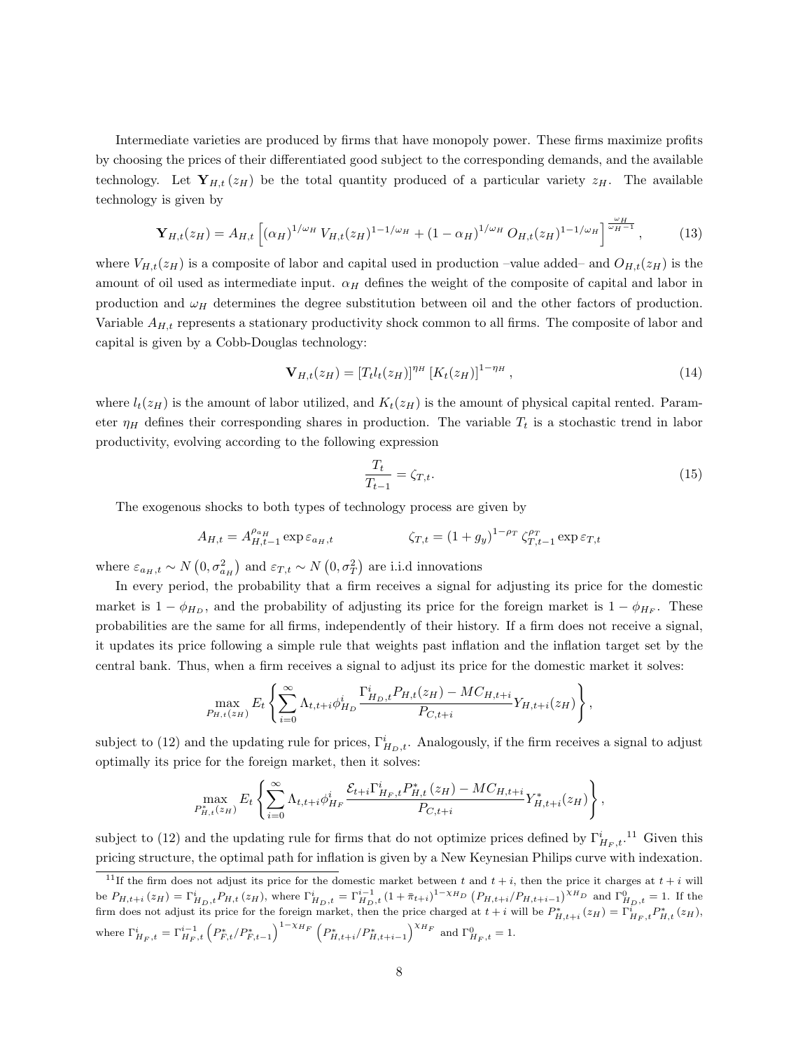Intermediate varieties are produced by firms that have monopoly power. These firms maximize profits by choosing the prices of their differentiated good subject to the corresponding demands, and the available technology. Let $\mathbf{Y}_{H,t}(z_H)$ be the total quantity produced of a particular variety $z_H$. The available technology is given by

$$\mathbf{Y}_{H,t}(z_H) = A_{H,t}\left[(\alpha_H)^{1/\omega_H} V_{H,t}(z_H)^{1-1/\omega_H} + (1-\alpha_H)^{1/\omega_H} O_{H,t}(z_H)^{1-1/\omega_H}\right]^{\frac{\omega_H}{\omega_H - 1}}, \tag{13}$$

where $V_{H,t}(z_H)$ is a composite of labor and capital used in production –value added– and $O_{H,t}(z_H)$ is the amount of oil used as intermediate input. $\alpha_H$ defines the weight of the composite of capital and labor in production and $\omega_H$ determines the degree substitution between oil and the other factors of production. Variable $A_{H,t}$ represents a stationary productivity shock common to all firms. The composite of labor and capital is given by a Cobb-Douglas technology:

$$\mathbf{V}_{H,t}(z_H) = [T_t l_t(z_H)]^{\eta_H} [K_t(z_H)]^{1-\eta_H}, \tag{14}$$

where $l_t(z_H)$ is the amount of labor utilized, and $K_t(z_H)$ is the amount of physical capital rented. Parameter $\eta_H$ defines their corresponding shares in production. The variable $T_t$ is a stochastic trend in labor productivity, evolving according to the following expression

$$\frac{T_t}{T_{t-1}} = \zeta_{T,t}. \tag{15}$$

The exogenous shocks to both types of technology process are given by

$$A_{H,t} = A_{H,t-1}^{\rho_{a_H}} \exp \varepsilon_{a_H,t} \qquad\qquad \zeta_{T,t} = (1+g_y)^{1-\rho_T} \zeta_{T,t-1}^{\rho_T} \exp \varepsilon_{T,t}$$

where $\varepsilon_{a_H,t} \sim N\left(0, \sigma_{a_H}^2\right)$ and $\varepsilon_{T,t} \sim N\left(0, \sigma_T^2\right)$ are i.i.d innovations

In every period, the probability that a firm receives a signal for adjusting its price for the domestic market is $1-\phi_{H_D}$, and the probability of adjusting its price for the foreign market is $1-\phi_{H_F}$. These probabilities are the same for all firms, independently of their history. If a firm does not receive a signal, it updates its price following a simple rule that weights past inflation and the inflation target set by the central bank. Thus, when a firm receives a signal to adjust its price for the domestic market it solves:

$$\max_{P_{H,t}(z_H)} E_t \left\{ \sum_{i=0}^{\infty} \Lambda_{t,t+i} \phi_{H_D}^i \frac{\Gamma_{H_D,t}^i P_{H,t}(z_H) - MC_{H,t+i}}{P_{C,t+i}} Y_{H,t+i}(z_H) \right\},$$

subject to (12) and the updating rule for prices, $\Gamma_{H_D,t}^i$. Analogously, if the firm receives a signal to adjust optimally its price for the foreign market, then it solves:

$$\max_{P_{H,t}^*(z_H)} E_t \left\{ \sum_{i=0}^{\infty} \Lambda_{t,t+i} \phi_{H_F}^i \frac{\mathcal{E}_{t+i} \Gamma_{H_F,t}^i P_{H,t}^*(z_H) - MC_{H,t+i}}{P_{C,t+i}} Y_{H,t+i}^*(z_H) \right\},$$

subject to (12) and the updating rule for firms that do not optimize prices defined by $\Gamma_{H_F,t}^i$.[11] Given this pricing structure, the optimal path for inflation is given by a New Keynesian Philips curve with indexation.

[11] If the firm does not adjust its price for the domestic market between $t$ and $t+i$, then the price it charges at $t+i$ will be $P_{H,t+i}(z_H) = \Gamma_{H_D,t}^i P_{H,t}(z_H)$, where $\Gamma_{H_D,t}^i = \Gamma_{H_D,t}^{i-1} (1+\bar{\pi}_{t+i})^{1-\chi_{H_D}} \left(P_{H,t+i}/P_{H,t+i-1}\right)^{\chi_{H_D}}$ and $\Gamma_{H_D,t}^0 = 1$. If the firm does not adjust its price for the foreign market, then the price charged at $t+i$ will be $P_{H,t+i}^*(z_H) = \Gamma_{H_F,t}^i P_{H,t}^*(z_H)$, where $\Gamma_{H_F,t}^i = \Gamma_{H_F,t}^{i-1} \left(P_{F,t}^*/P_{F,t-1}^*\right)^{1-\chi_{H_F}} \left(P_{H,t+i}^*/P_{H,t+i-1}^*\right)^{\chi_{H_F}}$ and $\Gamma_{H_F,t}^0 = 1$.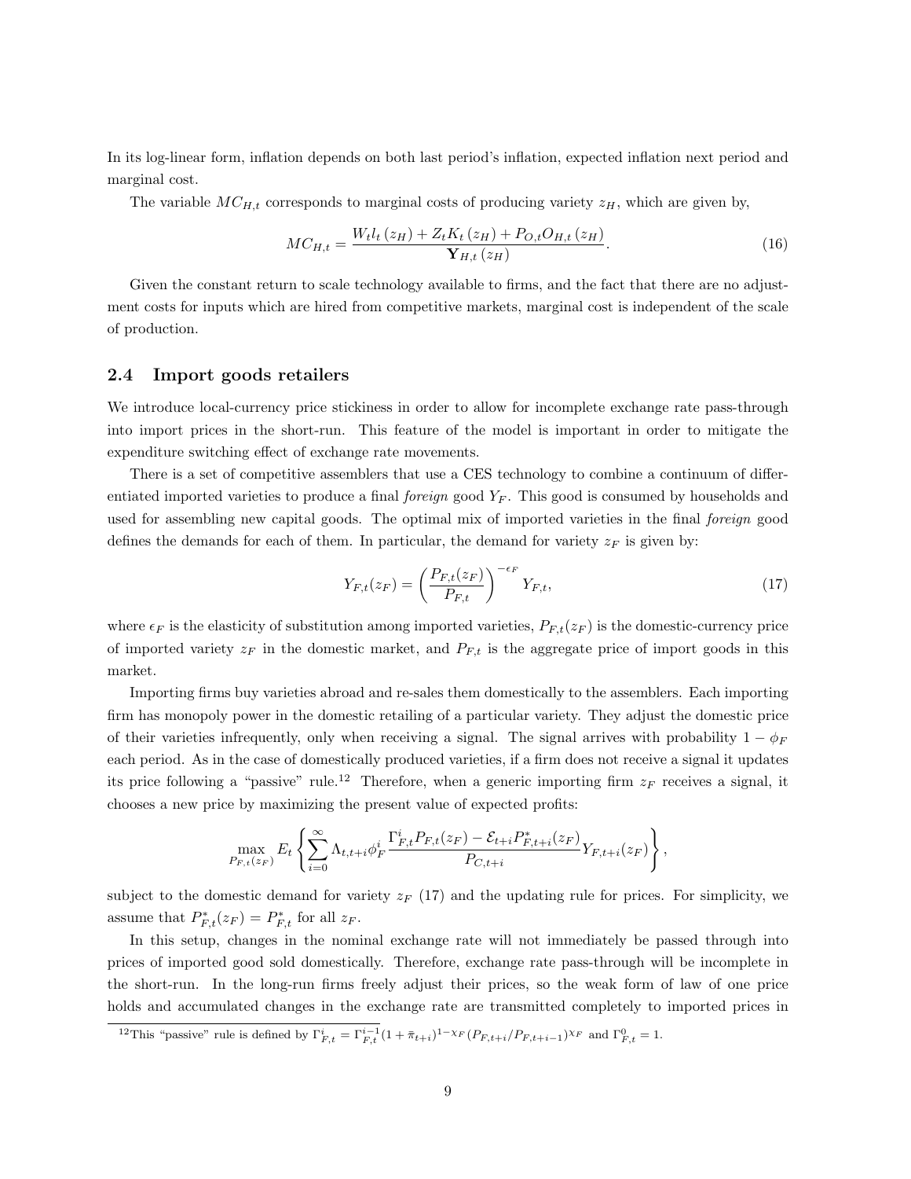In its log-linear form, inflation depends on both last period's inflation, expected inflation next period and marginal cost.

The variable $MC_{H,t}$ corresponds to marginal costs of producing variety $z_H$, which are given by,

$$MC_{H,t} = \frac{W_t l_t(z_H) + Z_t K_t(z_H) + P_{O,t} O_{H,t}(z_H)}{\mathbf{Y}_{H,t}(z_H)}. \tag{16}$$

Given the constant return to scale technology available to firms, and the fact that there are no adjustment costs for inputs which are hired from competitive markets, marginal cost is independent of the scale of production.

## 2.4 Import goods retailers

We introduce local-currency price stickiness in order to allow for incomplete exchange rate pass-through into import prices in the short-run. This feature of the model is important in order to mitigate the expenditure switching effect of exchange rate movements.

There is a set of competitive assemblers that use a CES technology to combine a continuum of differentiated imported varieties to produce a final *foreign* good $Y_F$. This good is consumed by households and used for assembling new capital goods. The optimal mix of imported varieties in the final *foreign* good defines the demands for each of them. In particular, the demand for variety $z_F$ is given by:

$$Y_{F,t}(z_F) = \left(\frac{P_{F,t}(z_F)}{P_{F,t}}\right)^{-\epsilon_F} Y_{F,t}, \tag{17}$$

where $\epsilon_F$ is the elasticity of substitution among imported varieties, $P_{F,t}(z_F)$ is the domestic-currency price of imported variety $z_F$ in the domestic market, and $P_{F,t}$ is the aggregate price of import goods in this market.

Importing firms buy varieties abroad and re-sales them domestically to the assemblers. Each importing firm has monopoly power in the domestic retailing of a particular variety. They adjust the domestic price of their varieties infrequently, only when receiving a signal. The signal arrives with probability $1 - \phi_F$ each period. As in the case of domestically produced varieties, if a firm does not receive a signal it updates its price following a "passive" rule.[12] Therefore, when a generic importing firm $z_F$ receives a signal, it chooses a new price by maximizing the present value of expected profits:

$$\max_{P_{F,t}(z_F)} E_t \left\{ \sum_{i=0}^{\infty} \Lambda_{t,t+i} \phi_F^i \frac{\Gamma_{F,t}^i P_{F,t}(z_F) - \mathcal{E}_{t+i} P_{F,t+i}^*(z_F)}{P_{C,t+i}} Y_{F,t+i}(z_F) \right\},$$

subject to the domestic demand for variety $z_F$ (17) and the updating rule for prices. For simplicity, we assume that $P_{F,t}^*(z_F) = P_{F,t}^*$ for all $z_F$.

In this setup, changes in the nominal exchange rate will not immediately be passed through into prices of imported good sold domestically. Therefore, exchange rate pass-through will be incomplete in the short-run. In the long-run firms freely adjust their prices, so the weak form of law of one price holds and accumulated changes in the exchange rate are transmitted completely to imported prices in

[12] This "passive" rule is defined by $\Gamma_{F,t}^i = \Gamma_{F,t}^{i-1}(1 + \bar{\pi}_{t+i})^{1-\chi_F}(P_{F,t+i}/P_{F,t+i-1})^{\chi_F}$ and $\Gamma_{F,t}^0 = 1$.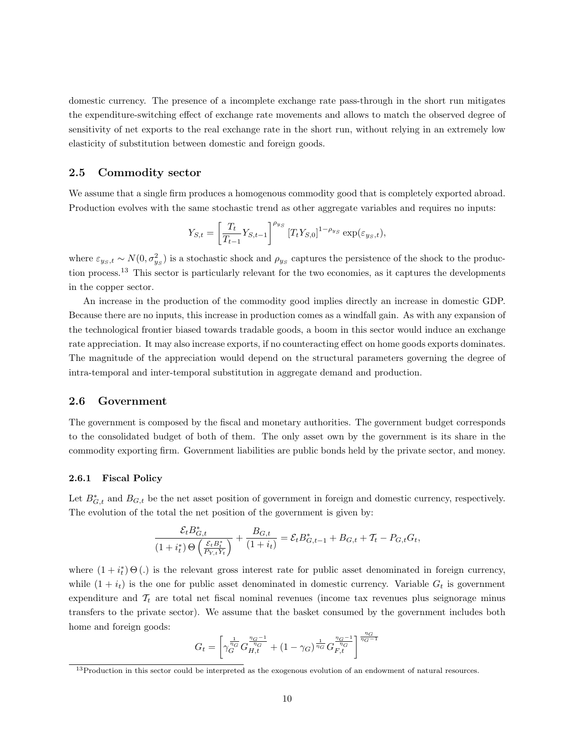domestic currency. The presence of a incomplete exchange rate pass-through in the short run mitigates the expenditure-switching effect of exchange rate movements and allows to match the observed degree of sensitivity of net exports to the real exchange rate in the short run, without relying in an extremely low elasticity of substitution between domestic and foreign goods.

## 2.5 Commodity sector

We assume that a single firm produces a homogenous commodity good that is completely exported abroad. Production evolves with the same stochastic trend as other aggregate variables and requires no inputs:

$$Y_{S,t} = \left[\frac{T_t}{T_{t-1}} Y_{S,t-1}\right]^{\rho_{y_S}} \left[T_t Y_{S,0}\right]^{1-\rho_{y_S}} \exp(\varepsilon_{y_S,t}),$$

where $\varepsilon_{y_S,t} \sim N(0, \sigma^2_{y_S})$ is a stochastic shock and $\rho_{y_S}$ captures the persistence of the shock to the production process.[13] This sector is particularly relevant for the two economies, as it captures the developments in the copper sector.

An increase in the production of the commodity good implies directly an increase in domestic GDP. Because there are no inputs, this increase in production comes as a windfall gain. As with any expansion of the technological frontier biased towards tradable goods, a boom in this sector would induce an exchange rate appreciation. It may also increase exports, if no counteracting effect on home goods exports dominates. The magnitude of the appreciation would depend on the structural parameters governing the degree of intra-temporal and inter-temporal substitution in aggregate demand and production.

## 2.6 Government

The government is composed by the fiscal and monetary authorities. The government budget corresponds to the consolidated budget of both of them. The only asset own by the government is its share in the commodity exporting firm. Government liabilities are public bonds held by the private sector, and money.

### 2.6.1 Fiscal Policy

Let $B^*_{G,t}$ and $B_{G,t}$ be the net asset position of government in foreign and domestic currency, respectively. The evolution of the total the net position of the government is given by:

$$\frac{\mathcal{E}_t B^*_{G,t}}{(1+i^*_t)\,\Theta\left(\frac{\mathcal{E}_t B^*_t}{P_{Y,t} Y_t}\right)} + \frac{B_{G,t}}{(1+i_t)} = \mathcal{E}_t B^*_{G,t-1} + B_{G,t} + \mathcal{T}_t - P_{G,t} G_t,$$

where $(1+i^*_t)\,\Theta(.)$ is the relevant gross interest rate for public asset denominated in foreign currency, while $(1+i_t)$ is the one for public asset denominated in domestic currency. Variable $G_t$ is government expenditure and $\mathcal{T}_t$ are total net fiscal nominal revenues (income tax revenues plus seignorage minus transfers to the private sector). We assume that the basket consumed by the government includes both home and foreign goods:

$$G_t = \left[\gamma_G^{\frac{1}{\eta_G}} G_{H,t}^{\frac{\eta_G - 1}{\eta_G}} + (1-\gamma_G)^{\frac{1}{\eta_G}} G_{F,t}^{\frac{\eta_G - 1}{\eta_G}}\right]^{\frac{\eta_G}{\eta_G - 1}}$$

[13] Production in this sector could be interpreted as the exogenous evolution of an endowment of natural resources.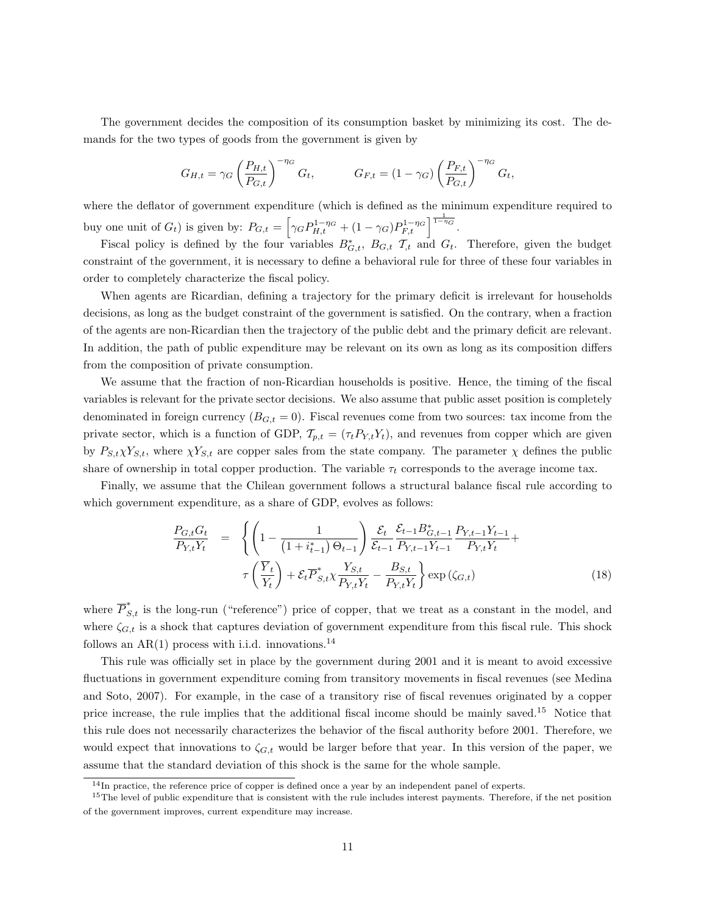The government decides the composition of its consumption basket by minimizing its cost. The demands for the two types of goods from the government is given by

$$G_{H,t} = \gamma_G \left(\frac{P_{H,t}}{P_{G,t}}\right)^{-\eta_G} G_t, \qquad G_{F,t} = (1-\gamma_G)\left(\frac{P_{F,t}}{P_{G,t}}\right)^{-\eta_G} G_t,$$

where the deflator of government expenditure (which is defined as the minimum expenditure required to buy one unit of $G_t$) is given by: $P_{G,t} = \left[\gamma_G P_{H,t}^{1-\eta_G} + (1-\gamma_G) P_{F,t}^{1-\eta_G}\right]^{\frac{1}{1-\eta_G}}$.

Fiscal policy is defined by the four variables $B^*_{G,t}$, $B_{G,t}$ $\mathcal{T}_{,t}$ and $G_t$. Therefore, given the budget constraint of the government, it is necessary to define a behavioral rule for three of these four variables in order to completely characterize the fiscal policy.

When agents are Ricardian, defining a trajectory for the primary deficit is irrelevant for households decisions, as long as the budget constraint of the government is satisfied. On the contrary, when a fraction of the agents are non-Ricardian then the trajectory of the public debt and the primary deficit are relevant. In addition, the path of public expenditure may be relevant on its own as long as its composition differs from the composition of private consumption.

We assume that the fraction of non-Ricardian households is positive. Hence, the timing of the fiscal variables is relevant for the private sector decisions. We also assume that public asset position is completely denominated in foreign currency ($B_{G,t} = 0$). Fiscal revenues come from two sources: tax income from the private sector, which is a function of GDP, $\mathcal{T}_{p,t} = (\tau_t P_{Y,t} Y_t)$, and revenues from copper which are given by $P_{S,t}\chi Y_{S,t}$, where $\chi Y_{S,t}$ are copper sales from the state company. The parameter $\chi$ defines the public share of ownership in total copper production. The variable $\tau_t$ corresponds to the average income tax.

Finally, we assume that the Chilean government follows a structural balance fiscal rule according to which government expenditure, as a share of GDP, evolves as follows:

$$\begin{aligned} \frac{P_{G,t}G_t}{P_{Y,t}Y_t} \;=\; & \left\{ \left(1 - \frac{1}{\left(1+i^*_{t-1}\right)\Theta_{t-1}}\right) \frac{\mathcal{E}_t}{\mathcal{E}_{t-1}} \frac{\mathcal{E}_{t-1}B^*_{G,t-1}}{P_{Y,t-1}Y_{t-1}} \frac{P_{Y,t-1}Y_{t-1}}{P_{Y,t}Y_t} + \right. \\ & \left. \tau\left(\frac{\overline{Y}_t}{Y_t}\right) + \mathcal{E}_t \overline{P}^*_{S,t}\chi \frac{Y_{S,t}}{P_{Y,t}Y_t} - \frac{B_{S,t}}{P_{Y,t}Y_t} \right\} \exp\left(\zeta_{G,t}\right) \end{aligned} \tag{18}$$

where $\overline{P}^*_{S,t}$ is the long-run ("reference") price of copper, that we treat as a constant in the model, and where $\zeta_{G,t}$ is a shock that captures deviation of government expenditure from this fiscal rule. This shock follows an AR(1) process with i.i.d. innovations.[14]

This rule was officially set in place by the government during 2001 and it is meant to avoid excessive fluctuations in government expenditure coming from transitory movements in fiscal revenues (see Medina and Soto, 2007). For example, in the case of a transitory rise of fiscal revenues originated by a copper price increase, the rule implies that the additional fiscal income should be mainly saved.[15] Notice that this rule does not necessarily characterizes the behavior of the fiscal authority before 2001. Therefore, we would expect that innovations to $\zeta_{G,t}$ would be larger before that year. In this version of the paper, we assume that the standard deviation of this shock is the same for the whole sample.

[14] In practice, the reference price of copper is defined once a year by an independent panel of experts.

[15] The level of public expenditure that is consistent with the rule includes interest payments. Therefore, if the net position of the government improves, current expenditure may increase.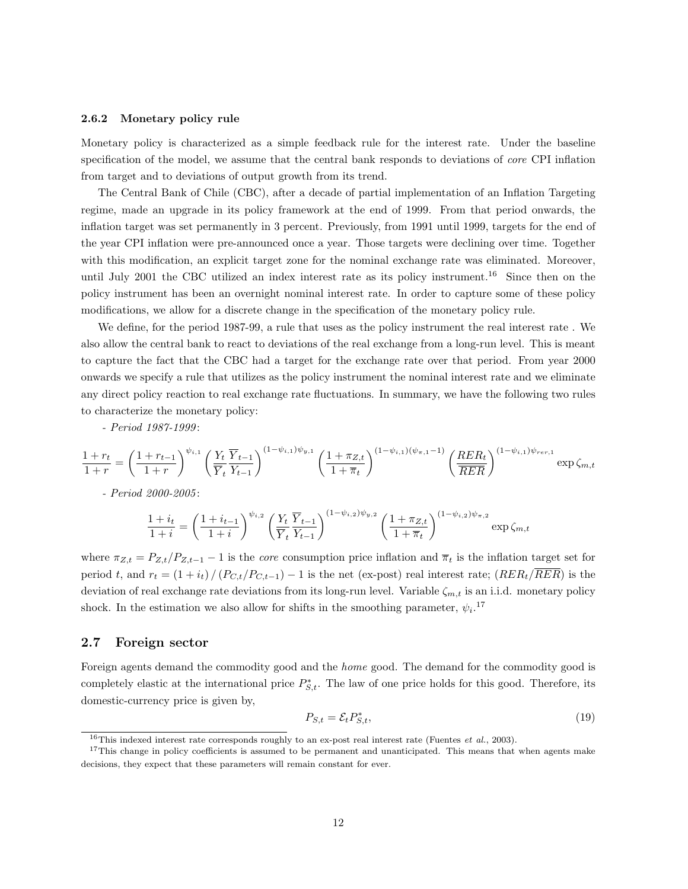### 2.6.2 Monetary policy rule

Monetary policy is characterized as a simple feedback rule for the interest rate. Under the baseline specification of the model, we assume that the central bank responds to deviations of *core* CPI inflation from target and to deviations of output growth from its trend.

The Central Bank of Chile (CBC), after a decade of partial implementation of an Inflation Targeting regime, made an upgrade in its policy framework at the end of 1999. From that period onwards, the inflation target was set permanently in 3 percent. Previously, from 1991 until 1999, targets for the end of the year CPI inflation were pre-announced once a year. Those targets were declining over time. Together with this modification, an explicit target zone for the nominal exchange rate was eliminated. Moreover, until July 2001 the CBC utilized an index interest rate as its policy instrument.[16] Since then on the policy instrument has been an overnight nominal interest rate. In order to capture some of these policy modifications, we allow for a discrete change in the specification of the monetary policy rule.

We define, for the period 1987-99, a rule that uses as the policy instrument the real interest rate . We also allow the central bank to react to deviations of the real exchange from a long-run level. This is meant to capture the fact that the CBC had a target for the exchange rate over that period. From year 2000 onwards we specify a rule that utilizes as the policy instrument the nominal interest rate and we eliminate any direct policy reaction to real exchange rate fluctuations. In summary, we have the following two rules to characterize the monetary policy:

- *Period 1987-1999*:

$$\frac{1+r_t}{1+r} = \left(\frac{1+r_{t-1}}{1+r}\right)^{\psi_{i,1}} \left(\frac{Y_t}{\overline{Y}_t}\frac{\overline{Y}_{t-1}}{Y_{t-1}}\right)^{(1-\psi_{i,1})\psi_{y,1}} \left(\frac{1+\pi_{Z,t}}{1+\overline{\pi}_t}\right)^{(1-\psi_{i,1})(\psi_{\pi,1}-1)} \left(\frac{RER_t}{\overline{RER}}\right)^{(1-\psi_{i,1})\psi_{rer,1}} \exp\zeta_{m,t}$$

- *Period 2000-2005*:

$$\frac{1+i_t}{1+i} = \left(\frac{1+i_{t-1}}{1+i}\right)^{\psi_{i,2}} \left(\frac{Y_t}{\overline{Y}_t}\frac{\overline{Y}_{t-1}}{Y_{t-1}}\right)^{(1-\psi_{i,2})\psi_{y,2}} \left(\frac{1+\pi_{Z,t}}{1+\overline{\pi}_t}\right)^{(1-\psi_{i,2})\psi_{\pi,2}} \exp\zeta_{m,t}$$

where $\pi_{Z,t} = P_{Z,t}/P_{Z,t-1} - 1$ is the *core* consumption price inflation and $\overline{\pi}_t$ is the inflation target set for period $t$, and $r_t = (1+i_t)/(P_{C,t}/P_{C,t-1}) - 1$ is the net (ex-post) real interest rate; $(RER_t/\overline{RER})$ is the deviation of real exchange rate deviations from its long-run level. Variable $\zeta_{m,t}$ is an i.i.d. monetary policy shock. In the estimation we also allow for shifts in the smoothing parameter, $\psi_i$.[17]

## 2.7 Foreign sector

Foreign agents demand the commodity good and the *home* good. The demand for the commodity good is completely elastic at the international price $P^*_{S,t}$. The law of one price holds for this good. Therefore, its domestic-currency price is given by,

$$P_{S,t} = \mathcal{E}_t P^*_{S,t}, \tag{19}$$

[16] This indexed interest rate corresponds roughly to an ex-post real interest rate (Fuentes *et al.*, 2003).

[17] This change in policy coefficients is assumed to be permanent and unanticipated. This means that when agents make decisions, they expect that these parameters will remain constant for ever.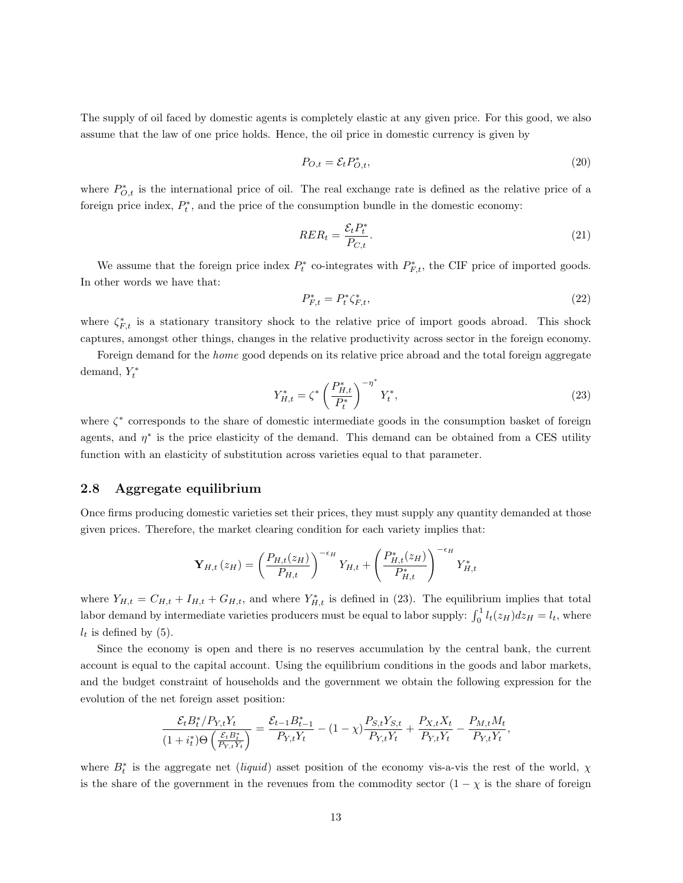The supply of oil faced by domestic agents is completely elastic at any given price. For this good, we also assume that the law of one price holds. Hence, the oil price in domestic currency is given by

$$P_{O,t} = \mathcal{E}_t P^*_{O,t}, \tag{20}$$

where $P^*_{O,t}$ is the international price of oil. The real exchange rate is defined as the relative price of a foreign price index, $P^*_t$, and the price of the consumption bundle in the domestic economy:

$$RER_t = \frac{\mathcal{E}_t P^*_t}{P_{C,t}}. \tag{21}$$

We assume that the foreign price index $P^*_t$ co-integrates with $P^*_{F,t}$, the CIF price of imported goods. In other words we have that:

$$P^*_{F,t} = P^*_t \zeta^*_{F,t}, \tag{22}$$

where $\zeta^*_{F,t}$ is a stationary transitory shock to the relative price of import goods abroad. This shock captures, amongst other things, changes in the relative productivity across sector in the foreign economy.

Foreign demand for the *home* good depends on its relative price abroad and the total foreign aggregate demand, $Y^*_t$

$$Y^*_{H,t} = \zeta^* \left( \frac{P^*_{H,t}}{P^*_t} \right)^{-\eta^*} Y^*_t, \tag{23}$$

where $\zeta^*$ corresponds to the share of domestic intermediate goods in the consumption basket of foreign agents, and $\eta^*$ is the price elasticity of the demand. This demand can be obtained from a CES utility function with an elasticity of substitution across varieties equal to that parameter.

## 2.8 Aggregate equilibrium

Once firms producing domestic varieties set their prices, they must supply any quantity demanded at those given prices. Therefore, the market clearing condition for each variety implies that:

$$\mathbf{Y}_{H,t}(z_H) = \left( \frac{P_{H,t}(z_H)}{P_{H,t}} \right)^{-\epsilon_H} Y_{H,t} + \left( \frac{P^*_{H,t}(z_H)}{P^*_{H,t}} \right)^{-\epsilon_H} Y^*_{H,t}$$

where $Y_{H,t} = C_{H,t} + I_{H,t} + G_{H,t}$, and where $Y^*_{H,t}$ is defined in (23). The equilibrium implies that total labor demand by intermediate varieties producers must be equal to labor supply: $\int_0^1 l_t(z_H) dz_H = l_t$, where $l_t$ is defined by (5).

Since the economy is open and there is no reserves accumulation by the central bank, the current account is equal to the capital account. Using the equilibrium conditions in the goods and labor markets, and the budget constraint of households and the government we obtain the following expression for the evolution of the net foreign asset position:

$$\frac{\mathcal{E}_t B^*_t / P_{Y,t} Y_t}{(1+i^*_t)\Theta\left(\frac{\mathcal{E}_t B^*_t}{P_{Y,t} Y_t}\right)} = \frac{\mathcal{E}_{t-1} B^*_{t-1}}{P_{Y,t} Y_t} - (1-\chi)\frac{P_{S,t} Y_{S,t}}{P_{Y,t} Y_t} + \frac{P_{X,t} X_t}{P_{Y,t} Y_t} - \frac{P_{M,t} M_t}{P_{Y,t} Y_t},$$

where $B^*_t$ is the aggregate net (*liquid*) asset position of the economy vis-a-vis the rest of the world, $\chi$ is the share of the government in the revenues from the commodity sector ($1-\chi$ is the share of foreign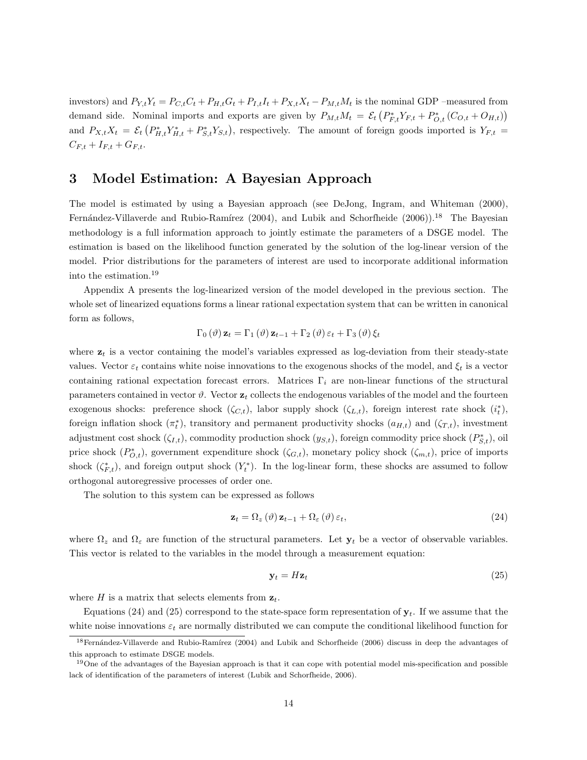investors) and $P_{Y,t}Y_t = P_{C,t}C_t + P_{H,t}G_t + P_{I,t}I_t + P_{X,t}X_t - P_{M,t}M_t$ is the nominal GDP –measured from demand side. Nominal imports and exports are given by $P_{M,t}M_t = \mathcal{E}_t\left(P^*_{F,t}Y_{F,t} + P^*_{O,t}\left(C_{O,t} + O_{H,t}\right)\right)$ and $P_{X,t}X_t = \mathcal{E}_t\left(P^*_{H,t}Y^*_{H,t} + P^*_{S,t}Y_{S,t}\right)$, respectively. The amount of foreign goods imported is $Y_{F,t} = C_{F,t} + I_{F,t} + G_{F,t}$.

# 3 Model Estimation: A Bayesian Approach

The model is estimated by using a Bayesian approach (see DeJong, Ingram, and Whiteman (2000), Fernández-Villaverde and Rubio-Ramírez (2004), and Lubik and Schorfheide (2006)).[18] The Bayesian methodology is a full information approach to jointly estimate the parameters of a DSGE model. The estimation is based on the likelihood function generated by the solution of the log-linear version of the model. Prior distributions for the parameters of interest are used to incorporate additional information into the estimation.[19]

Appendix A presents the log-linearized version of the model developed in the previous section. The whole set of linearized equations forms a linear rational expectation system that can be written in canonical form as follows,

$$\Gamma_0(\vartheta)\,\mathbf{z}_t = \Gamma_1(\vartheta)\,\mathbf{z}_{t-1} + \Gamma_2(\vartheta)\,\varepsilon_t + \Gamma_3(\vartheta)\,\xi_t$$

where $\mathbf{z}_t$ is a vector containing the model's variables expressed as log-deviation from their steady-state values. Vector $\varepsilon_t$ contains white noise innovations to the exogenous shocks of the model, and $\xi_t$ is a vector containing rational expectation forecast errors. Matrices $\Gamma_i$ are non-linear functions of the structural parameters contained in vector $\vartheta$. Vector $\mathbf{z}_t$ collects the endogenous variables of the model and the fourteen exogenous shocks: preference shock ($\zeta_{C,t}$), labor supply shock ($\zeta_{L,t}$), foreign interest rate shock ($i^*_t$), foreign inflation shock ($\pi^*_t$), transitory and permanent productivity shocks ($a_{H,t}$) and ($\zeta_{T,t}$), investment adjustment cost shock ($\zeta_{I,t}$), commodity production shock ($y_{S,t}$), foreign commodity price shock ($P^*_{S,t}$), oil price shock ($P^*_{O,t}$), government expenditure shock ($\zeta_{G,t}$), monetary policy shock ($\zeta_{m,t}$), price of imports shock ($\zeta^*_{F,t}$), and foreign output shock ($Y^*_t$). In the log-linear form, these shocks are assumed to follow orthogonal autoregressive processes of order one.

The solution to this system can be expressed as follows

$$\mathbf{z}_t = \Omega_z(\vartheta)\,\mathbf{z}_{t-1} + \Omega_\varepsilon(\vartheta)\,\varepsilon_t, \tag{24}$$

where $\Omega_z$ and $\Omega_\varepsilon$ are function of the structural parameters. Let $\mathbf{y}_t$ be a vector of observable variables. This vector is related to the variables in the model through a measurement equation:

$$\mathbf{y}_t = H\mathbf{z}_t \tag{25}$$

where $H$ is a matrix that selects elements from $\mathbf{z}_t$.

Equations (24) and (25) correspond to the state-space form representation of $\mathbf{y}_t$. If we assume that the white noise innovations $\varepsilon_t$ are normally distributed we can compute the conditional likelihood function for

[18] Fernández-Villaverde and Rubio-Ramírez (2004) and Lubik and Schorfheide (2006) discuss in deep the advantages of this approach to estimate DSGE models.

[19] One of the advantages of the Bayesian approach is that it can cope with potential model mis-specification and possible lack of identification of the parameters of interest (Lubik and Schorfheide, 2006).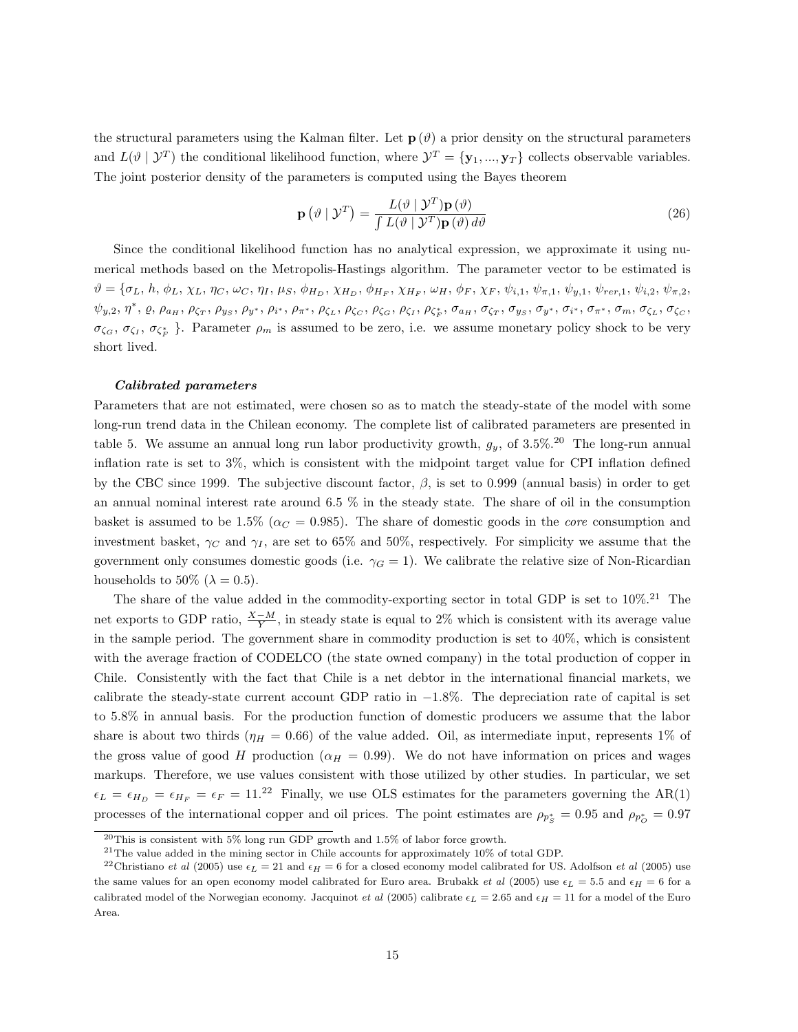the structural parameters using the Kalman filter. Let $\mathbf{p}(\vartheta)$ a prior density on the structural parameters and $L(\vartheta \mid \mathcal{Y}^T)$ the conditional likelihood function, where $\mathcal{Y}^T = \{\mathbf{y}_1, ..., \mathbf{y}_T\}$ collects observable variables. The joint posterior density of the parameters is computed using the Bayes theorem

$$\mathbf{p}\left(\vartheta \mid \mathcal{Y}^T\right) = \frac{L(\vartheta \mid \mathcal{Y}^T)\mathbf{p}(\vartheta)}{\int L(\vartheta \mid \mathcal{Y}^T)\mathbf{p}(\vartheta)\, d\vartheta} \tag{26}$$

Since the conditional likelihood function has no analytical expression, we approximate it using numerical methods based on the Metropolis-Hastings algorithm. The parameter vector to be estimated is $\vartheta = \{\sigma_L,\, h,\, \phi_L,\, \chi_L,\, \eta_C,\, \omega_C,\, \eta_I,\, \mu_S,\, \phi_{H_D},\, \chi_{H_D},\, \phi_{H_F},\, \chi_{H_F},\, \omega_H,\, \phi_F,\, \chi_F,\, \psi_{i,1},\, \psi_{\pi,1},\, \psi_{y,1},\, \psi_{rer,1},\, \psi_{i,2},\, \psi_{\pi,2},\, \psi_{y,2},\, \eta^*,\, \varrho,\, \rho_{a_H},\, \rho_{\zeta_T},\, \rho_{y_S},\, \rho_{y^*},\, \rho_{i^*},\, \rho_{\pi^*},\, \rho_{\zeta_L},\, \rho_{\zeta_C},\, \rho_{\zeta_G},\, \rho_{\zeta_I},\, \rho_{\zeta_F^*},\, \sigma_{a_H},\, \sigma_{\zeta_T},\, \sigma_{y_S},\, \sigma_{y^*},\, \sigma_{i^*},\, \sigma_{\pi^*},\, \sigma_m,\, \sigma_{\zeta_L},\, \sigma_{\zeta_C},\, \sigma_{\zeta_G},\, \sigma_{\zeta_I},\, \sigma_{\zeta_F^*}\}$. Parameter $\rho_m$ is assumed to be zero, i.e. we assume monetary policy shock to be very short lived.

***Calibrated parameters***

Parameters that are not estimated, were chosen so as to match the steady-state of the model with some long-run trend data in the Chilean economy. The complete list of calibrated parameters are presented in table 5. We assume an annual long run labor productivity growth, $g_y$, of 3.5%.[20] The long-run annual inflation rate is set to 3%, which is consistent with the midpoint target value for CPI inflation defined by the CBC since 1999. The subjective discount factor, $\beta$, is set to 0.999 (annual basis) in order to get an annual nominal interest rate around 6.5 % in the steady state. The share of oil in the consumption basket is assumed to be 1.5% ($\alpha_C = 0.985$). The share of domestic goods in the *core* consumption and investment basket, $\gamma_C$ and $\gamma_I$, are set to 65% and 50%, respectively. For simplicity we assume that the government only consumes domestic goods (i.e. $\gamma_G = 1$). We calibrate the relative size of Non-Ricardian households to 50% ($\lambda = 0.5$).

The share of the value added in the commodity-exporting sector in total GDP is set to 10%.[21] The net exports to GDP ratio, $\frac{X-M}{Y}$, in steady state is equal to 2% which is consistent with its average value in the sample period. The government share in commodity production is set to 40%, which is consistent with the average fraction of CODELCO (the state owned company) in the total production of copper in Chile. Consistently with the fact that Chile is a net debtor in the international financial markets, we calibrate the steady-state current account GDP ratio in $-1.8\%$. The depreciation rate of capital is set to 5.8% in annual basis. For the production function of domestic producers we assume that the labor share is about two thirds ($\eta_H = 0.66$) of the value added. Oil, as intermediate input, represents 1% of the gross value of good $H$ production ($\alpha_H = 0.99$). We do not have information on prices and wages markups. Therefore, we use values consistent with those utilized by other studies. In particular, we set $\epsilon_L = \epsilon_{H_D} = \epsilon_{H_F} = \epsilon_F = 11$.[22] Finally, we use OLS estimates for the parameters governing the AR(1) processes of the international copper and oil prices. The point estimates are $\rho_{p_S^*} = 0.95$ and $\rho_{p_O^*} = 0.97$

[20] This is consistent with 5% long run GDP growth and 1.5% of labor force growth.

[21] The value added in the mining sector in Chile accounts for approximately 10% of total GDP.

[22] Christiano *et al* (2005) use $\epsilon_L = 21$ and $\epsilon_H = 6$ for a closed economy model calibrated for US. Adolfson *et al* (2005) use the same values for an open economy model calibrated for Euro area. Brubakk *et al* (2005) use $\epsilon_L = 5.5$ and $\epsilon_H = 6$ for a calibrated model of the Norwegian economy. Jacquinot *et al* (2005) calibrate $\epsilon_L = 2.65$ and $\epsilon_H = 11$ for a model of the Euro Area.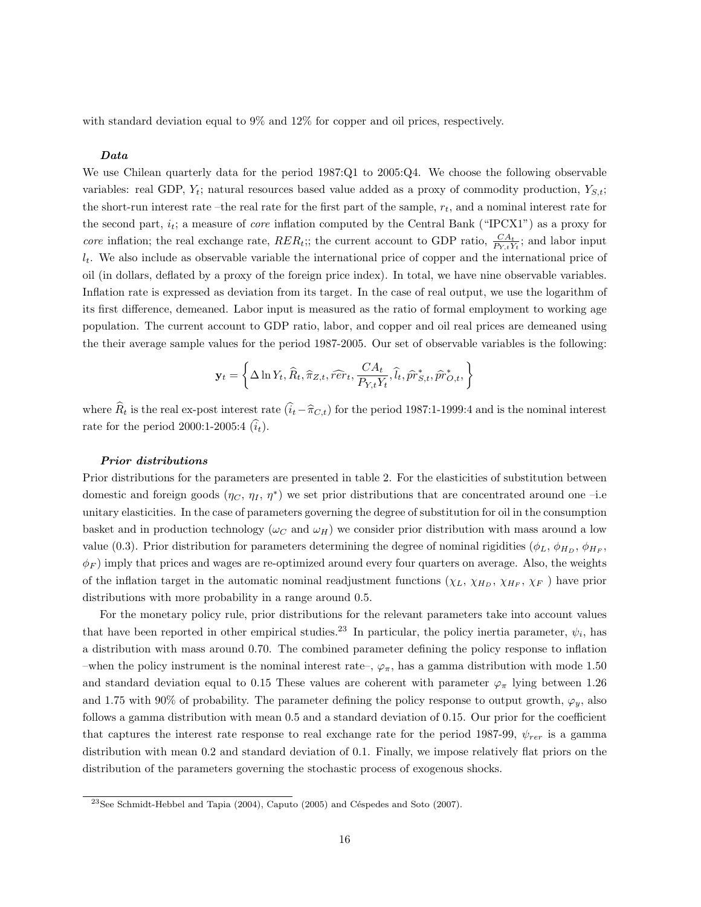with standard deviation equal to 9% and 12% for copper and oil prices, respectively.

***Data***

We use Chilean quarterly data for the period 1987:Q1 to 2005:Q4. We choose the following observable variables: real GDP, $Y_t$; natural resources based value added as a proxy of commodity production, $Y_{S,t}$; the short-run interest rate –the real rate for the first part of the sample, $r_t$, and a nominal interest rate for the second part, $i_t$; a measure of *core* inflation computed by the Central Bank ("IPCX1") as a proxy for *core* inflation; the real exchange rate, $RER_t$;; the current account to GDP ratio, $\frac{CA_t}{P_{Y,t}Y_t}$; and labor input $l_t$. We also include as observable variable the international price of copper and the international price of oil (in dollars, deflated by a proxy of the foreign price index). In total, we have nine observable variables. Inflation rate is expressed as deviation from its target. In the case of real output, we use the logarithm of its first difference, demeaned. Labor input is measured as the ratio of formal employment to working age population. The current account to GDP ratio, labor, and copper and oil real prices are demeaned using the their average sample values for the period 1987-2005. Our set of observable variables is the following:

$$\mathbf{y}_t = \left\{ \Delta \ln Y_t, \widehat{R}_t, \widehat{\pi}_{Z,t}, \widehat{rer}_t, \frac{CA_t}{P_{Y,t}Y_t}, \widehat{l}_t, \widehat{pr}^*_{S,t}, \widehat{pr}^*_{O,t}, \right\}$$

where $\widehat{R}_t$ is the real ex-post interest rate $(\widehat{i}_t - \widehat{\pi}_{C,t})$ for the period 1987:1-1999:4 and is the nominal interest rate for the period 2000:1-2005:4 $(\widehat{i}_t)$.

***Prior distributions***

Prior distributions for the parameters are presented in table 2. For the elasticities of substitution between domestic and foreign goods ($\eta_C$, $\eta_I$, $\eta^*$) we set prior distributions that are concentrated around one –i.e unitary elasticities. In the case of parameters governing the degree of substitution for oil in the consumption basket and in production technology ($\omega_C$ and $\omega_H$) we consider prior distribution with mass around a low value (0.3). Prior distribution for parameters determining the degree of nominal rigidities ($\phi_L$, $\phi_{H_D}$, $\phi_{H_F}$, $\phi_F$) imply that prices and wages are re-optimized around every four quarters on average. Also, the weights of the inflation target in the automatic nominal readjustment functions ($\chi_L$, $\chi_{H_D}$, $\chi_{H_F}$, $\chi_F$ ) have prior distributions with more probability in a range around 0.5.

For the monetary policy rule, prior distributions for the relevant parameters take into account values that have been reported in other empirical studies.[23] In particular, the policy inertia parameter, $\psi_i$, has a distribution with mass around 0.70. The combined parameter defining the policy response to inflation –when the policy instrument is the nominal interest rate–, $\varphi_\pi$, has a gamma distribution with mode 1.50 and standard deviation equal to 0.15 These values are coherent with parameter $\varphi_\pi$ lying between 1.26 and 1.75 with 90% of probability. The parameter defining the policy response to output growth, $\varphi_y$, also follows a gamma distribution with mean 0.5 and a standard deviation of 0.15. Our prior for the coefficient that captures the interest rate response to real exchange rate for the period 1987-99, $\psi_{rer}$ is a gamma distribution with mean 0.2 and standard deviation of 0.1. Finally, we impose relatively flat priors on the distribution of the parameters governing the stochastic process of exogenous shocks.

[23] See Schmidt-Hebbel and Tapia (2004), Caputo (2005) and Céspedes and Soto (2007).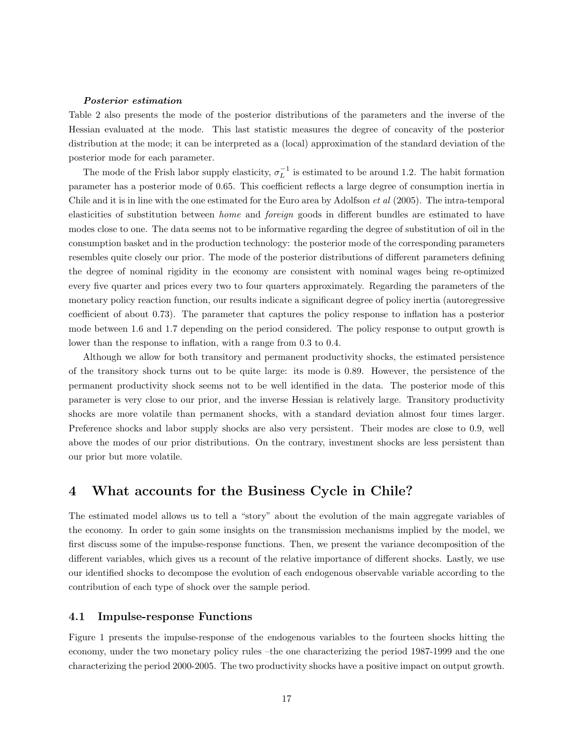***Posterior estimation***
Table 2 also presents the mode of the posterior distributions of the parameters and the inverse of the Hessian evaluated at the mode. This last statistic measures the degree of concavity of the posterior distribution at the mode; it can be interpreted as a (local) approximation of the standard deviation of the posterior mode for each parameter.

The mode of the Frish labor supply elasticity, $\sigma_L^{-1}$ is estimated to be around 1.2. The habit formation parameter has a posterior mode of 0.65. This coefficient reflects a large degree of consumption inertia in Chile and it is in line with the one estimated for the Euro area by Adolfson *et al* (2005). The intra-temporal elasticities of substitution between *home* and *foreign* goods in different bundles are estimated to have modes close to one. The data seems not to be informative regarding the degree of substitution of oil in the consumption basket and in the production technology: the posterior mode of the corresponding parameters resembles quite closely our prior. The mode of the posterior distributions of different parameters defining the degree of nominal rigidity in the economy are consistent with nominal wages being re-optimized every five quarter and prices every two to four quarters approximately. Regarding the parameters of the monetary policy reaction function, our results indicate a significant degree of policy inertia (autoregressive coefficient of about 0.73). The parameter that captures the policy response to inflation has a posterior mode between 1.6 and 1.7 depending on the period considered. The policy response to output growth is lower than the response to inflation, with a range from 0.3 to 0.4.

Although we allow for both transitory and permanent productivity shocks, the estimated persistence of the transitory shock turns out to be quite large: its mode is 0.89. However, the persistence of the permanent productivity shock seems not to be well identified in the data. The posterior mode of this parameter is very close to our prior, and the inverse Hessian is relatively large. Transitory productivity shocks are more volatile than permanent shocks, with a standard deviation almost four times larger. Preference shocks and labor supply shocks are also very persistent. Their modes are close to 0.9, well above the modes of our prior distributions. On the contrary, investment shocks are less persistent than our prior but more volatile.

# 4 What accounts for the Business Cycle in Chile?

The estimated model allows us to tell a "story" about the evolution of the main aggregate variables of the economy. In order to gain some insights on the transmission mechanisms implied by the model, we first discuss some of the impulse-response functions. Then, we present the variance decomposition of the different variables, which gives us a recount of the relative importance of different shocks. Lastly, we use our identified shocks to decompose the evolution of each endogenous observable variable according to the contribution of each type of shock over the sample period.

## 4.1 Impulse-response Functions

Figure 1 presents the impulse-response of the endogenous variables to the fourteen shocks hitting the economy, under the two monetary policy rules –the one characterizing the period 1987-1999 and the one characterizing the period 2000-2005. The two productivity shocks have a positive impact on output growth.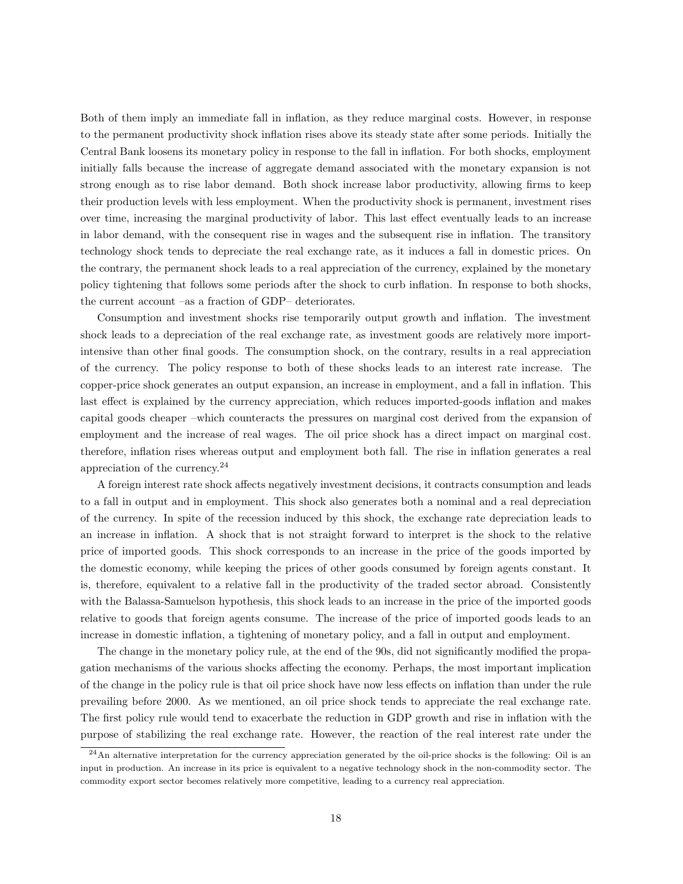Both of them imply an immediate fall in inflation, as they reduce marginal costs. However, in response to the permanent productivity shock inflation rises above its steady state after some periods. Initially the Central Bank loosens its monetary policy in response to the fall in inflation. For both shocks, employment initially falls because the increase of aggregate demand associated with the monetary expansion is not strong enough as to rise labor demand. Both shock increase labor productivity, allowing firms to keep their production levels with less employment. When the productivity shock is permanent, investment rises over time, increasing the marginal productivity of labor. This last effect eventually leads to an increase in labor demand, with the consequent rise in wages and the subsequent rise in inflation. The transitory technology shock tends to depreciate the real exchange rate, as it induces a fall in domestic prices. On the contrary, the permanent shock leads to a real appreciation of the currency, explained by the monetary policy tightening that follows some periods after the shock to curb inflation. In response to both shocks, the current account –as a fraction of GDP– deteriorates.

Consumption and investment shocks rise temporarily output growth and inflation. The investment shock leads to a depreciation of the real exchange rate, as investment goods are relatively more import-intensive than other final goods. The consumption shock, on the contrary, results in a real appreciation of the currency. The policy response to both of these shocks leads to an interest rate increase. The copper-price shock generates an output expansion, an increase in employment, and a fall in inflation. This last effect is explained by the currency appreciation, which reduces imported-goods inflation and makes capital goods cheaper –which counteracts the pressures on marginal cost derived from the expansion of employment and the increase of real wages. The oil price shock has a direct impact on marginal cost. therefore, inflation rises whereas output and employment both fall. The rise in inflation generates a real appreciation of the currency.[24]

A foreign interest rate shock affects negatively investment decisions, it contracts consumption and leads to a fall in output and in employment. This shock also generates both a nominal and a real depreciation of the currency. In spite of the recession induced by this shock, the exchange rate depreciation leads to an increase in inflation. A shock that is not straight forward to interpret is the shock to the relative price of imported goods. This shock corresponds to an increase in the price of the goods imported by the domestic economy, while keeping the prices of other goods consumed by foreign agents constant. It is, therefore, equivalent to a relative fall in the productivity of the traded sector abroad. Consistently with the Balassa-Samuelson hypothesis, this shock leads to an increase in the price of the imported goods relative to goods that foreign agents consume. The increase of the price of imported goods leads to an increase in domestic inflation, a tightening of monetary policy, and a fall in output and employment.

The change in the monetary policy rule, at the end of the 90s, did not significantly modified the propagation mechanisms of the various shocks affecting the economy. Perhaps, the most important implication of the change in the policy rule is that oil price shock have now less effects on inflation than under the rule prevailing before 2000. As we mentioned, an oil price shock tends to appreciate the real exchange rate. The first policy rule would tend to exacerbate the reduction in GDP growth and rise in inflation with the purpose of stabilizing the real exchange rate. However, the reaction of the real interest rate under the

[24] An alternative interpretation for the currency appreciation generated by the oil-price shocks is the following: Oil is an input in production. An increase in its price is equivalent to a negative technology shock in the non-commodity sector. The commodity export sector becomes relatively more competitive, leading to a currency real appreciation.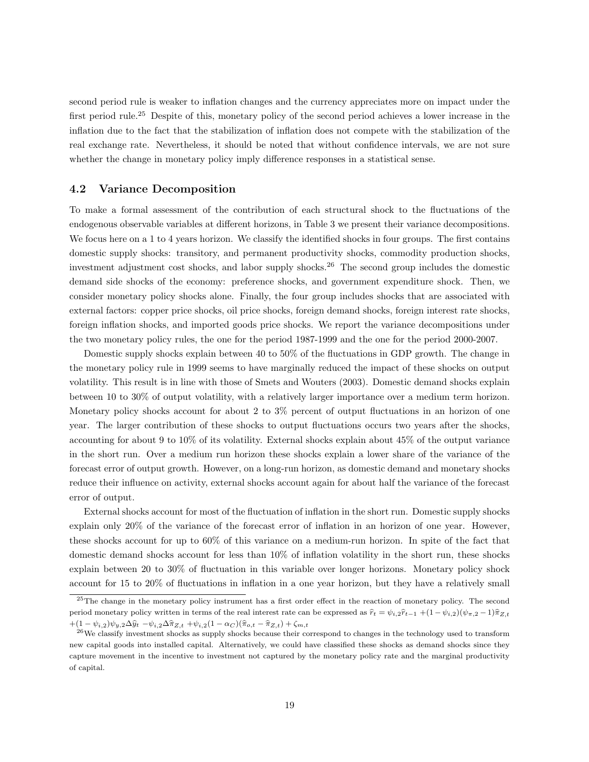second period rule is weaker to inflation changes and the currency appreciates more on impact under the first period rule.[25] Despite of this, monetary policy of the second period achieves a lower increase in the inflation due to the fact that the stabilization of inflation does not compete with the stabilization of the real exchange rate. Nevertheless, it should be noted that without confidence intervals, we are not sure whether the change in monetary policy imply difference responses in a statistical sense.

## 4.2 Variance Decomposition

To make a formal assessment of the contribution of each structural shock to the fluctuations of the endogenous observable variables at different horizons, in Table 3 we present their variance decompositions. We focus here on a 1 to 4 years horizon. We classify the identified shocks in four groups. The first contains domestic supply shocks: transitory, and permanent productivity shocks, commodity production shocks, investment adjustment cost shocks, and labor supply shocks.[26] The second group includes the domestic demand side shocks of the economy: preference shocks, and government expenditure shock. Then, we consider monetary policy shocks alone. Finally, the four group includes shocks that are associated with external factors: copper price shocks, oil price shocks, foreign demand shocks, foreign interest rate shocks, foreign inflation shocks, and imported goods price shocks. We report the variance decompositions under the two monetary policy rules, the one for the period 1987-1999 and the one for the period 2000-2007.

Domestic supply shocks explain between 40 to 50% of the fluctuations in GDP growth. The change in the monetary policy rule in 1999 seems to have marginally reduced the impact of these shocks on output volatility. This result is in line with those of Smets and Wouters (2003). Domestic demand shocks explain between 10 to 30% of output volatility, with a relatively larger importance over a medium term horizon. Monetary policy shocks account for about 2 to 3% percent of output fluctuations in an horizon of one year. The larger contribution of these shocks to output fluctuations occurs two years after the shocks, accounting for about 9 to 10% of its volatility. External shocks explain about 45% of the output variance in the short run. Over a medium run horizon these shocks explain a lower share of the variance of the forecast error of output growth. However, on a long-run horizon, as domestic demand and monetary shocks reduce their influence on activity, external shocks account again for about half the variance of the forecast error of output.

External shocks account for most of the fluctuation of inflation in the short run. Domestic supply shocks explain only 20% of the variance of the forecast error of inflation in an horizon of one year. However, these shocks account for up to 60% of this variance on a medium-run horizon. In spite of the fact that domestic demand shocks account for less than 10% of inflation volatility in the short run, these shocks explain between 20 to 30% of fluctuation in this variable over longer horizons. Monetary policy shock account for 15 to 20% of fluctuations in inflation in a one year horizon, but they have a relatively small

[25] The change in the monetary policy instrument has a first order effect in the reaction of monetary policy. The second period monetary policy written in terms of the real interest rate can be expressed as $\widehat{r}_t = \psi_{i,2}\widehat{r}_{t-1} + (1-\psi_{i,2})(\psi_{\pi,2}-1)\widehat{\pi}_{Z,t} + (1-\psi_{i,2})\psi_{y,2}\Delta\widehat{y}_t - \psi_{i,2}\Delta\widehat{\pi}_{Z,t} + \psi_{i,2}(1-\alpha_C)(\widehat{\pi}_{o,t}-\widehat{\pi}_{Z,t}) + \zeta_{m,t}$

[26] We classify investment shocks as supply shocks because their correspond to changes in the technology used to transform new capital goods into installed capital. Alternatively, we could have classified these shocks as demand shocks since they capture movement in the incentive to investment not captured by the monetary policy rate and the marginal productivity of capital.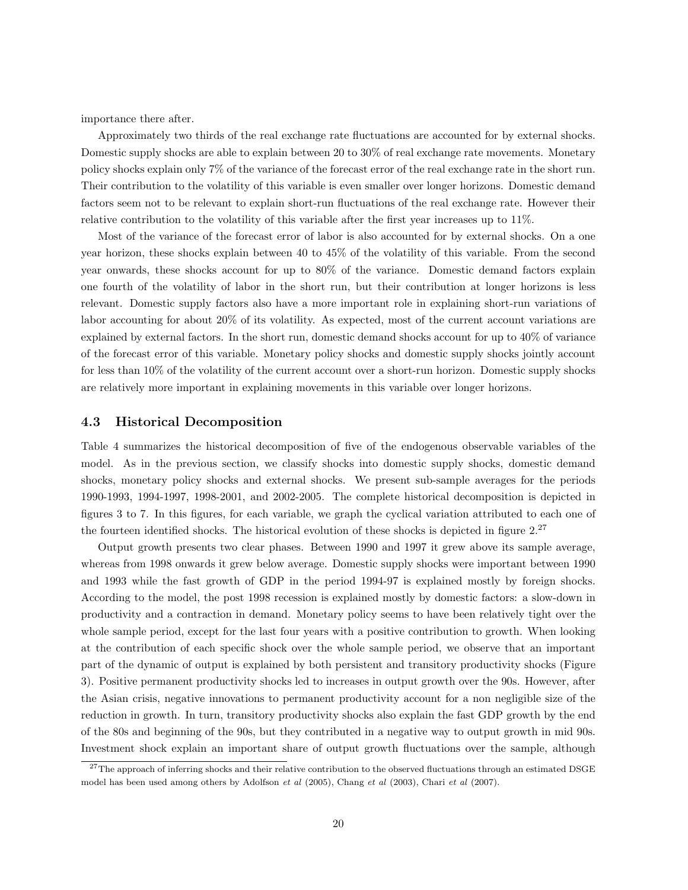importance there after.

Approximately two thirds of the real exchange rate fluctuations are accounted for by external shocks. Domestic supply shocks are able to explain between 20 to 30% of real exchange rate movements. Monetary policy shocks explain only 7% of the variance of the forecast error of the real exchange rate in the short run. Their contribution to the volatility of this variable is even smaller over longer horizons. Domestic demand factors seem not to be relevant to explain short-run fluctuations of the real exchange rate. However their relative contribution to the volatility of this variable after the first year increases up to 11%.

Most of the variance of the forecast error of labor is also accounted for by external shocks. On a one year horizon, these shocks explain between 40 to 45% of the volatility of this variable. From the second year onwards, these shocks account for up to 80% of the variance. Domestic demand factors explain one fourth of the volatility of labor in the short run, but their contribution at longer horizons is less relevant. Domestic supply factors also have a more important role in explaining short-run variations of labor accounting for about 20% of its volatility. As expected, most of the current account variations are explained by external factors. In the short run, domestic demand shocks account for up to 40% of variance of the forecast error of this variable. Monetary policy shocks and domestic supply shocks jointly account for less than 10% of the volatility of the current account over a short-run horizon. Domestic supply shocks are relatively more important in explaining movements in this variable over longer horizons.

### 4.3 Historical Decomposition

Table 4 summarizes the historical decomposition of five of the endogenous observable variables of the model. As in the previous section, we classify shocks into domestic supply shocks, domestic demand shocks, monetary policy shocks and external shocks. We present sub-sample averages for the periods 1990-1993, 1994-1997, 1998-2001, and 2002-2005. The complete historical decomposition is depicted in figures 3 to 7. In this figures, for each variable, we graph the cyclical variation attributed to each one of the fourteen identified shocks. The historical evolution of these shocks is depicted in figure 2.[27]

Output growth presents two clear phases. Between 1990 and 1997 it grew above its sample average, whereas from 1998 onwards it grew below average. Domestic supply shocks were important between 1990 and 1993 while the fast growth of GDP in the period 1994-97 is explained mostly by foreign shocks. According to the model, the post 1998 recession is explained mostly by domestic factors: a slow-down in productivity and a contraction in demand. Monetary policy seems to have been relatively tight over the whole sample period, except for the last four years with a positive contribution to growth. When looking at the contribution of each specific shock over the whole sample period, we observe that an important part of the dynamic of output is explained by both persistent and transitory productivity shocks (Figure 3). Positive permanent productivity shocks led to increases in output growth over the 90s. However, after the Asian crisis, negative innovations to permanent productivity account for a non negligible size of the reduction in growth. In turn, transitory productivity shocks also explain the fast GDP growth by the end of the 80s and beginning of the 90s, but they contributed in a negative way to output growth in mid 90s. Investment shock explain an important share of output growth fluctuations over the sample, although

[27] The approach of inferring shocks and their relative contribution to the observed fluctuations through an estimated DSGE model has been used among others by Adolfson *et al* (2005), Chang *et al* (2003), Chari *et al* (2007).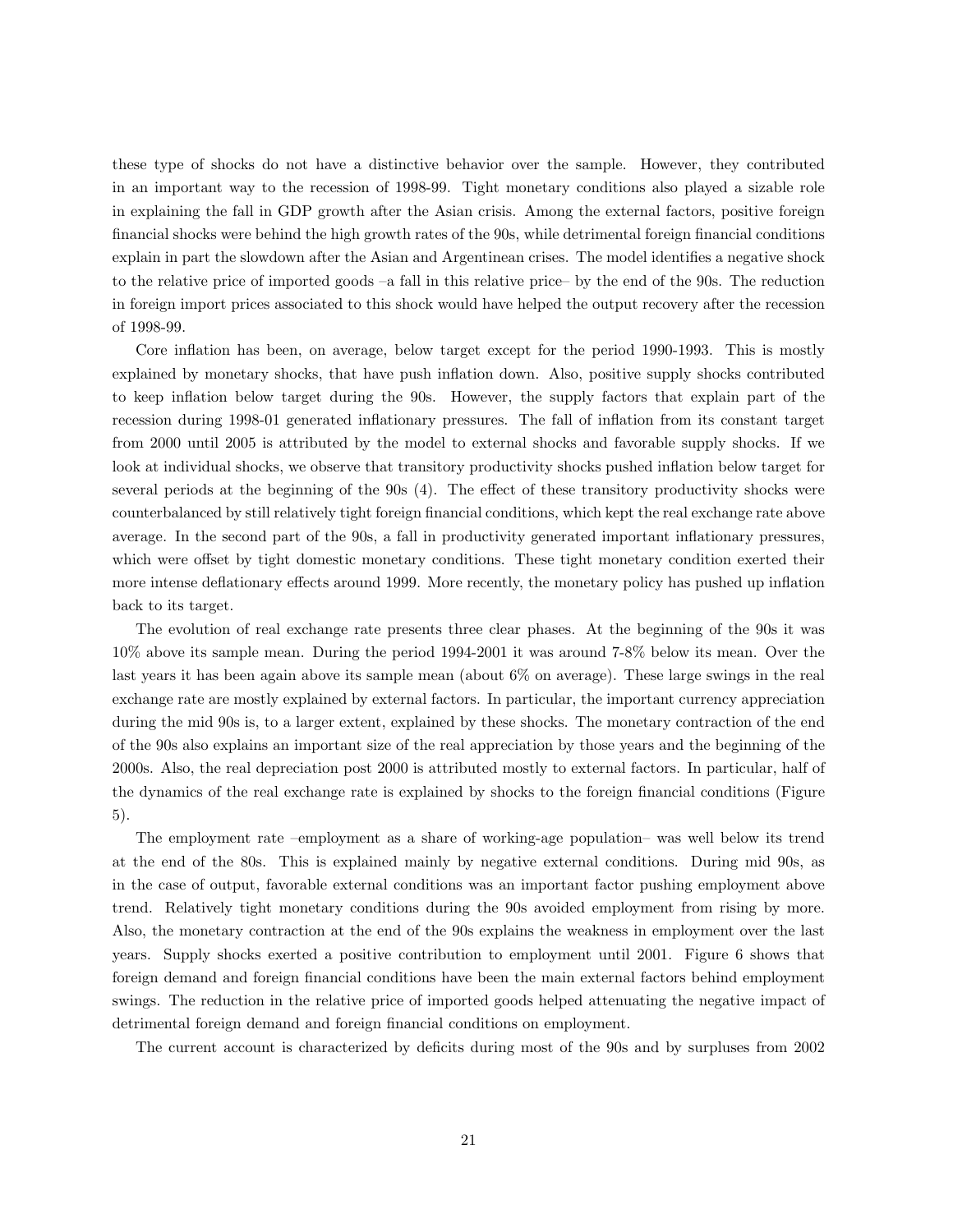these type of shocks do not have a distinctive behavior over the sample. However, they contributed in an important way to the recession of 1998-99. Tight monetary conditions also played a sizable role in explaining the fall in GDP growth after the Asian crisis. Among the external factors, positive foreign financial shocks were behind the high growth rates of the 90s, while detrimental foreign financial conditions explain in part the slowdown after the Asian and Argentinean crises. The model identifies a negative shock to the relative price of imported goods –a fall in this relative price– by the end of the 90s. The reduction in foreign import prices associated to this shock would have helped the output recovery after the recession of 1998-99.

Core inflation has been, on average, below target except for the period 1990-1993. This is mostly explained by monetary shocks, that have push inflation down. Also, positive supply shocks contributed to keep inflation below target during the 90s. However, the supply factors that explain part of the recession during 1998-01 generated inflationary pressures. The fall of inflation from its constant target from 2000 until 2005 is attributed by the model to external shocks and favorable supply shocks. If we look at individual shocks, we observe that transitory productivity shocks pushed inflation below target for several periods at the beginning of the 90s (4). The effect of these transitory productivity shocks were counterbalanced by still relatively tight foreign financial conditions, which kept the real exchange rate above average. In the second part of the 90s, a fall in productivity generated important inflationary pressures, which were offset by tight domestic monetary conditions. These tight monetary condition exerted their more intense deflationary effects around 1999. More recently, the monetary policy has pushed up inflation back to its target.

The evolution of real exchange rate presents three clear phases. At the beginning of the 90s it was 10% above its sample mean. During the period 1994-2001 it was around 7-8% below its mean. Over the last years it has been again above its sample mean (about 6% on average). These large swings in the real exchange rate are mostly explained by external factors. In particular, the important currency appreciation during the mid 90s is, to a larger extent, explained by these shocks. The monetary contraction of the end of the 90s also explains an important size of the real appreciation by those years and the beginning of the 2000s. Also, the real depreciation post 2000 is attributed mostly to external factors. In particular, half of the dynamics of the real exchange rate is explained by shocks to the foreign financial conditions (Figure 5).

The employment rate –employment as a share of working-age population– was well below its trend at the end of the 80s. This is explained mainly by negative external conditions. During mid 90s, as in the case of output, favorable external conditions was an important factor pushing employment above trend. Relatively tight monetary conditions during the 90s avoided employment from rising by more. Also, the monetary contraction at the end of the 90s explains the weakness in employment over the last years. Supply shocks exerted a positive contribution to employment until 2001. Figure 6 shows that foreign demand and foreign financial conditions have been the main external factors behind employment swings. The reduction in the relative price of imported goods helped attenuating the negative impact of detrimental foreign demand and foreign financial conditions on employment.

The current account is characterized by deficits during most of the 90s and by surpluses from 2002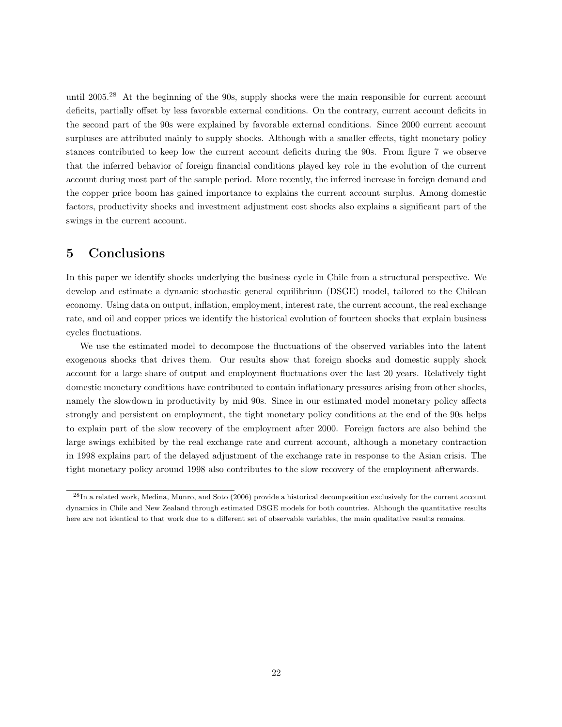until 2005.[28] At the beginning of the 90s, supply shocks were the main responsible for current account deficits, partially offset by less favorable external conditions. On the contrary, current account deficits in the second part of the 90s were explained by favorable external conditions. Since 2000 current account surpluses are attributed mainly to supply shocks. Although with a smaller effects, tight monetary policy stances contributed to keep low the current account deficits during the 90s. From figure 7 we observe that the inferred behavior of foreign financial conditions played key role in the evolution of the current account during most part of the sample period. More recently, the inferred increase in foreign demand and the copper price boom has gained importance to explains the current account surplus. Among domestic factors, productivity shocks and investment adjustment cost shocks also explains a significant part of the swings in the current account.

# 5 Conclusions

In this paper we identify shocks underlying the business cycle in Chile from a structural perspective. We develop and estimate a dynamic stochastic general equilibrium (DSGE) model, tailored to the Chilean economy. Using data on output, inflation, employment, interest rate, the current account, the real exchange rate, and oil and copper prices we identify the historical evolution of fourteen shocks that explain business cycles fluctuations.

We use the estimated model to decompose the fluctuations of the observed variables into the latent exogenous shocks that drives them. Our results show that foreign shocks and domestic supply shock account for a large share of output and employment fluctuations over the last 20 years. Relatively tight domestic monetary conditions have contributed to contain inflationary pressures arising from other shocks, namely the slowdown in productivity by mid 90s. Since in our estimated model monetary policy affects strongly and persistent on employment, the tight monetary policy conditions at the end of the 90s helps to explain part of the slow recovery of the employment after 2000. Foreign factors are also behind the large swings exhibited by the real exchange rate and current account, although a monetary contraction in 1998 explains part of the delayed adjustment of the exchange rate in response to the Asian crisis. The tight monetary policy around 1998 also contributes to the slow recovery of the employment afterwards.

[28] In a related work, Medina, Munro, and Soto (2006) provide a historical decomposition exclusively for the current account dynamics in Chile and New Zealand through estimated DSGE models for both countries. Although the quantitative results here are not identical to that work due to a different set of observable variables, the main qualitative results remains.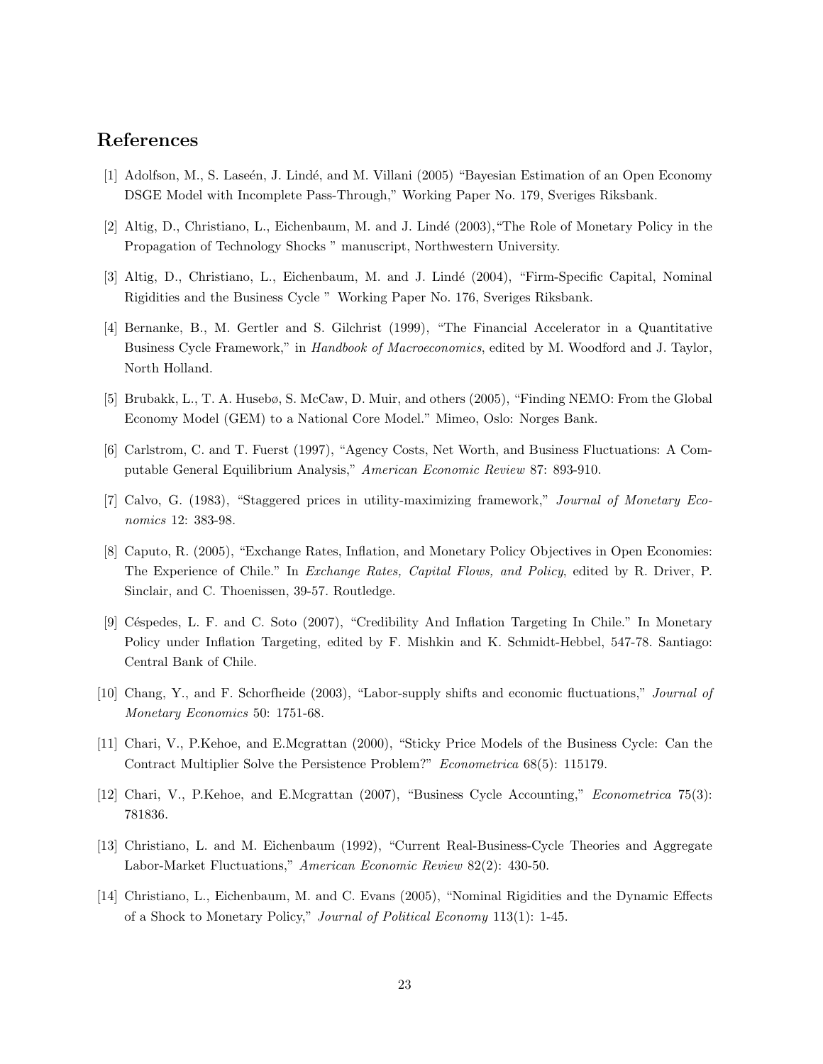## References

[1] Adolfson, M., S. Laseén, J. Lindé, and M. Villani (2005) "Bayesian Estimation of an Open Economy DSGE Model with Incomplete Pass-Through," Working Paper No. 179, Sveriges Riksbank.

[2] Altig, D., Christiano, L., Eichenbaum, M. and J. Lindé (2003),"The Role of Monetary Policy in the Propagation of Technology Shocks " manuscript, Northwestern University.

[3] Altig, D., Christiano, L., Eichenbaum, M. and J. Lindé (2004), "Firm-Specific Capital, Nominal Rigidities and the Business Cycle " Working Paper No. 176, Sveriges Riksbank.

[4] Bernanke, B., M. Gertler and S. Gilchrist (1999), "The Financial Accelerator in a Quantitative Business Cycle Framework," in *Handbook of Macroeconomics*, edited by M. Woodford and J. Taylor, North Holland.

[5] Brubakk, L., T. A. Husebø, S. McCaw, D. Muir, and others (2005), "Finding NEMO: From the Global Economy Model (GEM) to a National Core Model." Mimeo, Oslo: Norges Bank.

[6] Carlstrom, C. and T. Fuerst (1997), "Agency Costs, Net Worth, and Business Fluctuations: A Computable General Equilibrium Analysis," *American Economic Review* 87: 893-910.

[7] Calvo, G. (1983), "Staggered prices in utility-maximizing framework," *Journal of Monetary Economics* 12: 383-98.

[8] Caputo, R. (2005), "Exchange Rates, Inflation, and Monetary Policy Objectives in Open Economies: The Experience of Chile." In *Exchange Rates, Capital Flows, and Policy*, edited by R. Driver, P. Sinclair, and C. Thoenissen, 39-57. Routledge.

[9] Céspedes, L. F. and C. Soto (2007), "Credibility And Inflation Targeting In Chile." In Monetary Policy under Inflation Targeting, edited by F. Mishkin and K. Schmidt-Hebbel, 547-78. Santiago: Central Bank of Chile.

[10] Chang, Y., and F. Schorfheide (2003), "Labor-supply shifts and economic fluctuations," *Journal of Monetary Economics* 50: 1751-68.

[11] Chari, V., P.Kehoe, and E.Mcgrattan (2000), "Sticky Price Models of the Business Cycle: Can the Contract Multiplier Solve the Persistence Problem?" *Econometrica* 68(5): 115179.

[12] Chari, V., P.Kehoe, and E.Mcgrattan (2007), "Business Cycle Accounting," *Econometrica* 75(3): 781836.

[13] Christiano, L. and M. Eichenbaum (1992), "Current Real-Business-Cycle Theories and Aggregate Labor-Market Fluctuations," *American Economic Review* 82(2): 430-50.

[14] Christiano, L., Eichenbaum, M. and C. Evans (2005), "Nominal Rigidities and the Dynamic Effects of a Shock to Monetary Policy," *Journal of Political Economy* 113(1): 1-45.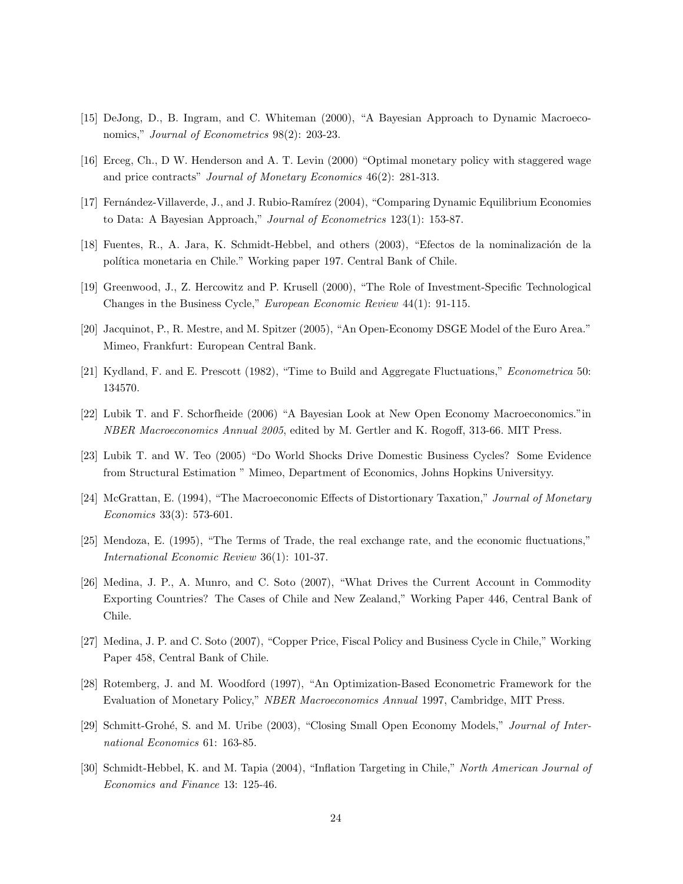[15] DeJong, D., B. Ingram, and C. Whiteman (2000), "A Bayesian Approach to Dynamic Macroeconomics," *Journal of Econometrics* 98(2): 203-23.

[16] Erceg, Ch., D W. Henderson and A. T. Levin (2000) "Optimal monetary policy with staggered wage and price contracts" *Journal of Monetary Economics* 46(2): 281-313.

[17] Fernández-Villaverde, J., and J. Rubio-Ramírez (2004), "Comparing Dynamic Equilibrium Economies to Data: A Bayesian Approach," *Journal of Econometrics* 123(1): 153-87.

[18] Fuentes, R., A. Jara, K. Schmidt-Hebbel, and others (2003), "Efectos de la nominalización de la política monetaria en Chile." Working paper 197. Central Bank of Chile.

[19] Greenwood, J., Z. Hercowitz and P. Krusell (2000), "The Role of Investment-Specific Technological Changes in the Business Cycle," *European Economic Review* 44(1): 91-115.

[20] Jacquinot, P., R. Mestre, and M. Spitzer (2005), "An Open-Economy DSGE Model of the Euro Area." Mimeo, Frankfurt: European Central Bank.

[21] Kydland, F. and E. Prescott (1982), "Time to Build and Aggregate Fluctuations," *Econometrica* 50: 134570.

[22] Lubik T. and F. Schorfheide (2006) "A Bayesian Look at New Open Economy Macroeconomics."in *NBER Macroeconomics Annual 2005*, edited by M. Gertler and K. Rogoff, 313-66. MIT Press.

[23] Lubik T. and W. Teo (2005) "Do World Shocks Drive Domestic Business Cycles? Some Evidence from Structural Estimation " Mimeo, Department of Economics, Johns Hopkins Universityy.

[24] McGrattan, E. (1994), "The Macroeconomic Effects of Distortionary Taxation," *Journal of Monetary Economics* 33(3): 573-601.

[25] Mendoza, E. (1995), "The Terms of Trade, the real exchange rate, and the economic fluctuations," *International Economic Review* 36(1): 101-37.

[26] Medina, J. P., A. Munro, and C. Soto (2007), "What Drives the Current Account in Commodity Exporting Countries? The Cases of Chile and New Zealand," Working Paper 446, Central Bank of Chile.

[27] Medina, J. P. and C. Soto (2007), "Copper Price, Fiscal Policy and Business Cycle in Chile," Working Paper 458, Central Bank of Chile.

[28] Rotemberg, J. and M. Woodford (1997), "An Optimization-Based Econometric Framework for the Evaluation of Monetary Policy," *NBER Macroeconomics Annual* 1997, Cambridge, MIT Press.

[29] Schmitt-Grohé, S. and M. Uribe (2003), "Closing Small Open Economy Models," *Journal of International Economics* 61: 163-85.

[30] Schmidt-Hebbel, K. and M. Tapia (2004), "Inflation Targeting in Chile," *North American Journal of Economics and Finance* 13: 125-46.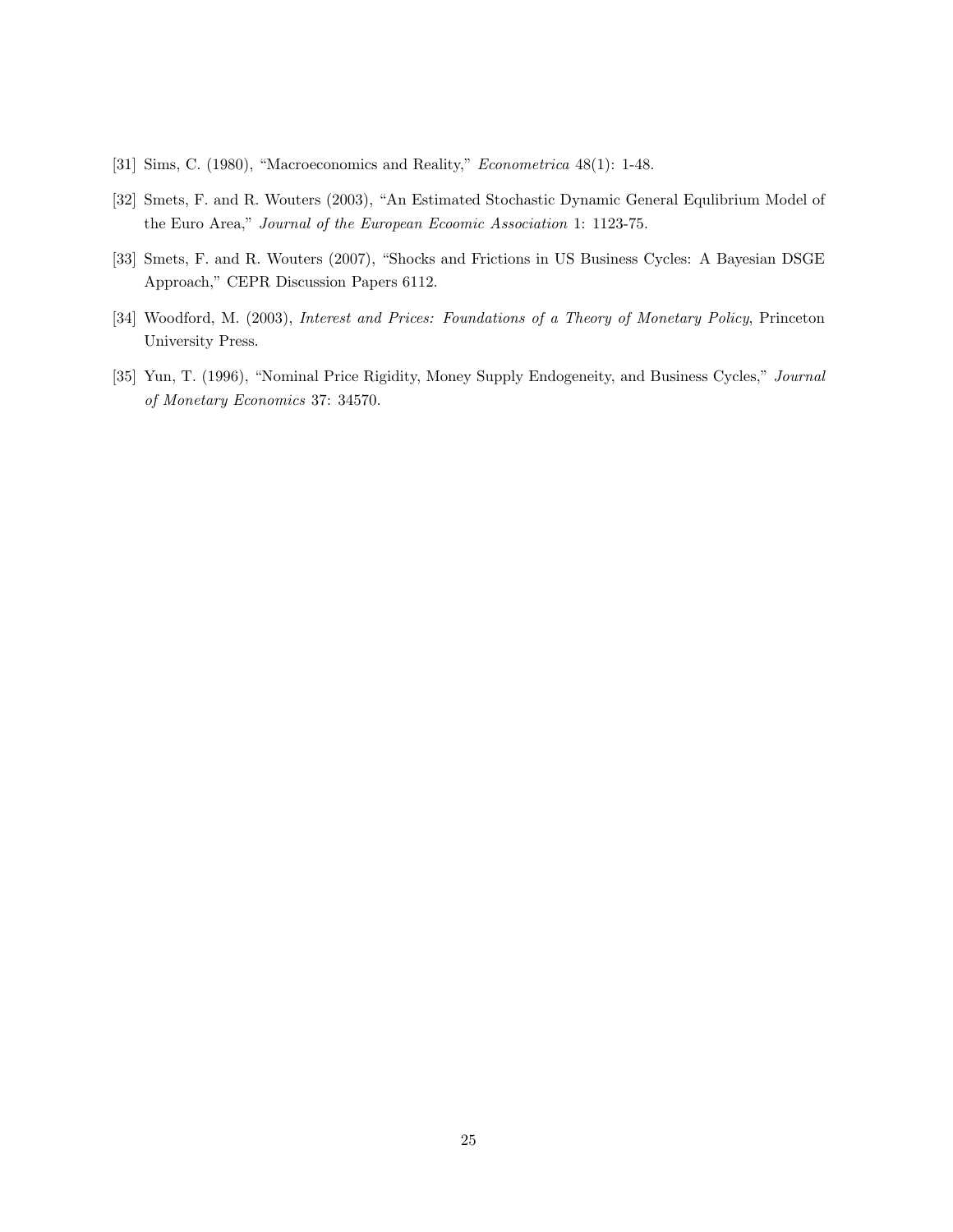[31] Sims, C. (1980), "Macroeconomics and Reality," *Econometrica* 48(1): 1-48.

[32] Smets, F. and R. Wouters (2003), "An Estimated Stochastic Dynamic General Equlibrium Model of the Euro Area," *Journal of the European Ecoomic Association* 1: 1123-75.

[33] Smets, F. and R. Wouters (2007), "Shocks and Frictions in US Business Cycles: A Bayesian DSGE Approach," CEPR Discussion Papers 6112.

[34] Woodford, M. (2003), *Interest and Prices: Foundations of a Theory of Monetary Policy*, Princeton University Press.

[35] Yun, T. (1996), "Nominal Price Rigidity, Money Supply Endogeneity, and Business Cycles," *Journal of Monetary Economics* 37: 34570.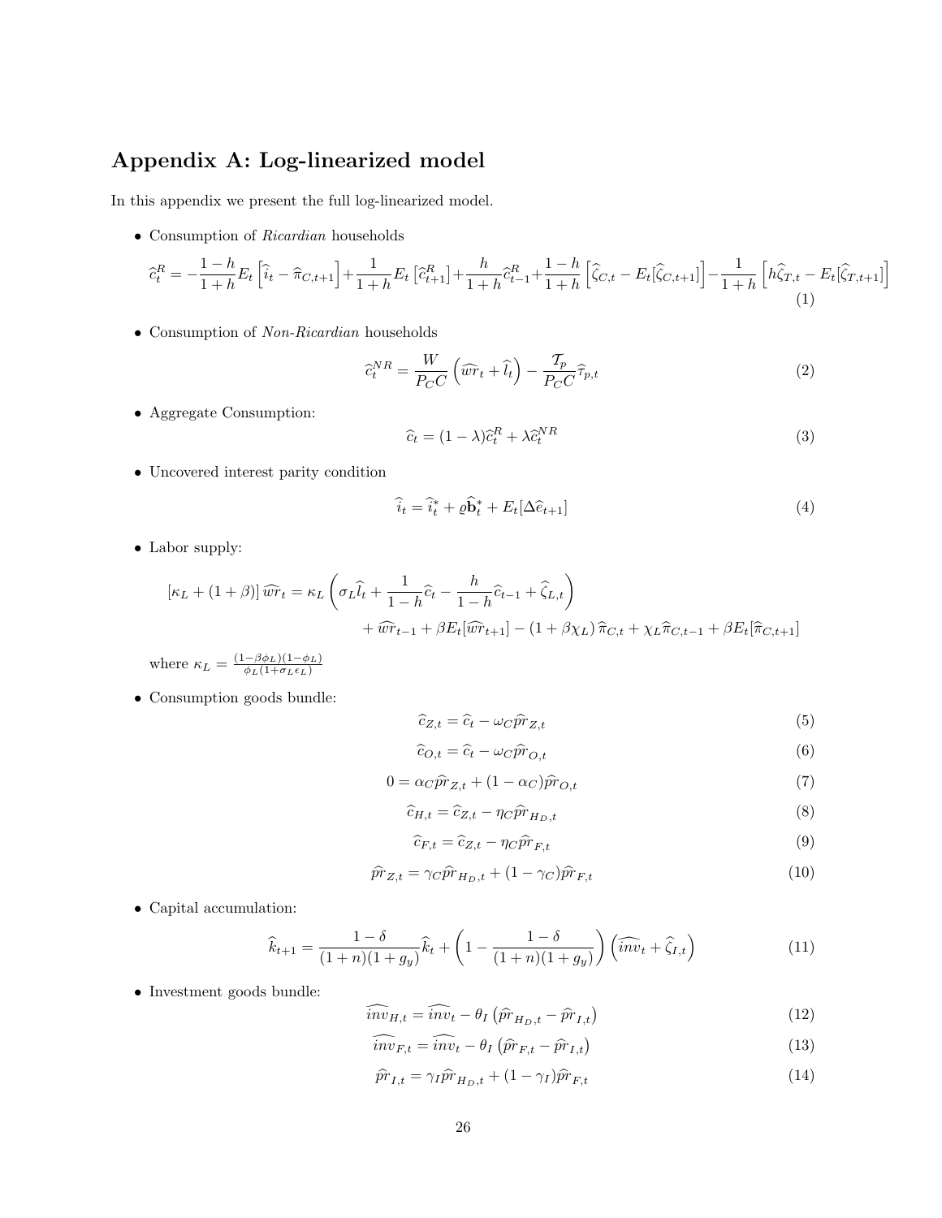# Appendix A: Log-linearized model

In this appendix we present the full log-linearized model.

- Consumption of *Ricardian* households

$$\widehat{c}_t^R = -\frac{1-h}{1+h}E_t\left[\widehat{i}_t - \widehat{\pi}_{C,t+1}\right] + \frac{1}{1+h}E_t\left[\widehat{c}_{t+1}^R\right] + \frac{h}{1+h}\widehat{c}_{t-1}^R + \frac{1-h}{1+h}\left[\widehat{\zeta}_{C,t} - E_t[\widehat{\zeta}_{C,t+1}]\right] - \frac{1}{1+h}\left[h\widehat{\zeta}_{T,t} - E_t[\widehat{\zeta}_{T,t+1}]\right] \tag{1}$$

- Consumption of *Non-Ricardian* households

$$\widehat{c}_t^{NR} = \frac{W}{P_C C}\left(\widehat{wr}_t + \widehat{l}_t\right) - \frac{\mathcal{T}_p}{P_C C}\widehat{\tau}_{p,t} \tag{2}$$

- Aggregate Consumption:

$$\widehat{c}_t = (1-\lambda)\widehat{c}_t^R + \lambda\widehat{c}_t^{NR} \tag{3}$$

- Uncovered interest parity condition

$$\widehat{i}_t = \widehat{i}_t^* + \varrho\widehat{\mathbf{b}}_t^* + E_t[\Delta\widehat{e}_{t+1}] \tag{4}$$

- Labor supply:

$$\left[\kappa_L + (1+\beta)\right]\widehat{wr}_t = \kappa_L\left(\sigma_L\widehat{l}_t + \frac{1}{1-h}\widehat{c}_t - \frac{h}{1-h}\widehat{c}_{t-1} + \widehat{\zeta}_{L,t}\right) + \widehat{wr}_{t-1} + \beta E_t[\widehat{wr}_{t+1}] - (1+\beta\chi_L)\widehat{\pi}_{C,t} + \chi_L\widehat{\pi}_{C,t-1} + \beta E_t[\widehat{\pi}_{C,t+1}]$$

where $\kappa_L = \frac{(1-\beta\phi_L)(1-\phi_L)}{\phi_L(1+\sigma_L\epsilon_L)}$

- Consumption goods bundle:

$$\widehat{c}_{Z,t} = \widehat{c}_t - \omega_C\widehat{pr}_{Z,t} \tag{5}$$

$$\widehat{c}_{O,t} = \widehat{c}_t - \omega_C\widehat{pr}_{O,t} \tag{6}$$

$$0 = \alpha_C\widehat{pr}_{Z,t} + (1-\alpha_C)\widehat{pr}_{O,t} \tag{7}$$

$$\widehat{c}_{H,t} = \widehat{c}_{Z,t} - \eta_C\widehat{pr}_{H_D,t} \tag{8}$$

$$\widehat{c}_{F,t} = \widehat{c}_{Z,t} - \eta_C\widehat{pr}_{F,t} \tag{9}$$

$$\widehat{pr}_{Z,t} = \gamma_C\widehat{pr}_{H_D,t} + (1-\gamma_C)\widehat{pr}_{F,t} \tag{10}$$

- Capital accumulation:

$$\widehat{k}_{t+1} = \frac{1-\delta}{(1+n)(1+g_y)}\widehat{k}_t + \left(1 - \frac{1-\delta}{(1+n)(1+g_y)}\right)\left(\widehat{inv}_t + \widehat{\zeta}_{I,t}\right) \tag{11}$$

- Investment goods bundle:

$$\widehat{inv}_{H,t} = \widehat{inv}_t - \theta_I\left(\widehat{pr}_{H_D,t} - \widehat{pr}_{I,t}\right) \tag{12}$$

$$\widehat{inv}_{F,t} = \widehat{inv}_t - \theta_I\left(\widehat{pr}_{F,t} - \widehat{pr}_{I,t}\right) \tag{13}$$

$$\widehat{pr}_{I,t} = \gamma_I\widehat{pr}_{H_D,t} + (1-\gamma_I)\widehat{pr}_{F,t} \tag{14}$$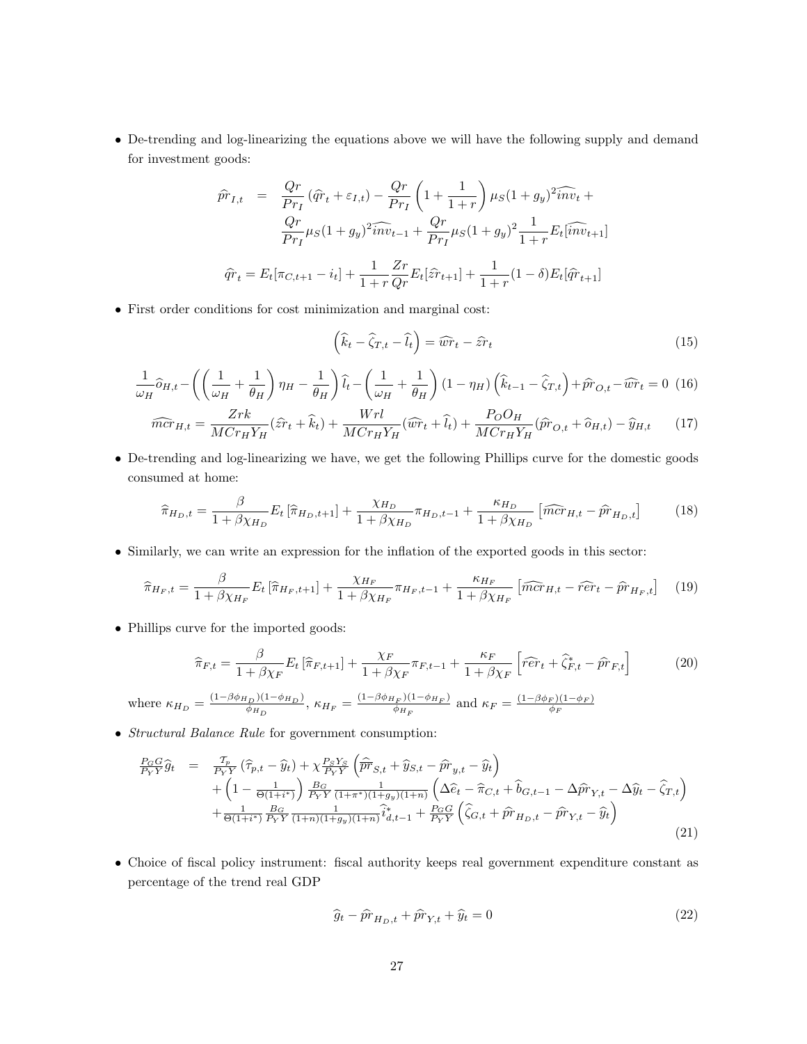- De-trending and log-linearizing the equations above we will have the following supply and demand for investment goods:

$$
\begin{aligned}
\widehat{pr}_{I,t} &= \frac{Qr}{Pr_I}\left(\widehat{qr}_t + \varepsilon_{I,t}\right) - \frac{Qr}{Pr_I}\left(1 + \frac{1}{1+r}\right)\mu_S(1+g_y)^2\widehat{inv}_t + \\
&\quad \frac{Qr}{Pr_I}\mu_S(1+g_y)^2\widehat{inv}_{t-1} + \frac{Qr}{Pr_I}\mu_S(1+g_y)^2\frac{1}{1+r}E_t[\widehat{inv}_{t+1}]
\end{aligned}
$$

$$
\widehat{qr}_t = E_t[\pi_{C,t+1} - i_t] + \frac{1}{1+r}\frac{Zr}{Qr}E_t[\widehat{zr}_{t+1}] + \frac{1}{1+r}(1-\delta)E_t[\widehat{qr}_{t+1}]
$$

- First order conditions for cost minimization and marginal cost:

$$
\left(\widehat{k}_t - \widehat{\zeta}_{T,t} - \widehat{l}_t\right) = \widehat{wr}_t - \widehat{zr}_t \tag{15}
$$

$$
\frac{1}{\omega_H}\widehat{o}_{H,t} - \left(\left(\frac{1}{\omega_H} + \frac{1}{\theta_H}\right)\eta_H - \frac{1}{\theta_H}\right)\widehat{l}_t - \left(\frac{1}{\omega_H} + \frac{1}{\theta_H}\right)(1-\eta_H)\left(\widehat{k}_{t-1} - \widehat{\zeta}_{T,t}\right) + \widehat{pr}_{O,t} - \widehat{wr}_t = 0 \tag{16}
$$

$$
\widehat{mcr}_{H,t} = \frac{Zrk}{MCr_H Y_H}(\widehat{zr}_t + \widehat{k}_t) + \frac{Wrl}{MCr_H Y_H}(\widehat{wr}_t + \widehat{l}_t) + \frac{P_O O_H}{MCr_H Y_H}(\widehat{pr}_{O,t} + \widehat{o}_{H,t}) - \widehat{y}_{H,t} \tag{17}
$$

- De-trending and log-linearizing we have, we get the following Phillips curve for the domestic goods consumed at home:

$$
\widehat{\pi}_{H_D,t} = \frac{\beta}{1+\beta\chi_{H_D}}E_t\left[\widehat{\pi}_{H_D,t+1}\right] + \frac{\chi_{H_D}}{1+\beta\chi_{H_D}}\pi_{H_D,t-1} + \frac{\kappa_{H_D}}{1+\beta\chi_{H_D}}\left[\widehat{mcr}_{H,t} - \widehat{pr}_{H_D,t}\right] \tag{18}
$$

- Similarly, we can write an expression for the inflation of the exported goods in this sector:

$$
\widehat{\pi}_{H_F,t} = \frac{\beta}{1+\beta\chi_{H_F}}E_t\left[\widehat{\pi}_{H_F,t+1}\right] + \frac{\chi_{H_F}}{1+\beta\chi_{H_F}}\pi_{H_F,t-1} + \frac{\kappa_{H_F}}{1+\beta\chi_{H_F}}\left[\widehat{mcr}_{H,t} - \widehat{rer}_t - \widehat{pr}_{H_F,t}\right] \tag{19}
$$

- Phillips curve for the imported goods:

$$
\widehat{\pi}_{F,t} = \frac{\beta}{1+\beta\chi_F}E_t\left[\widehat{\pi}_{F,t+1}\right] + \frac{\chi_F}{1+\beta\chi_F}\pi_{F,t-1} + \frac{\kappa_F}{1+\beta\chi_F}\left[\widehat{rer}_t + \widehat{\zeta}^*_{F,t} - \widehat{pr}_{F,t}\right] \tag{20}
$$

where $\kappa_{H_D} = \frac{(1-\beta\phi_{H_D})(1-\phi_{H_D})}{\phi_{H_D}}$, $\kappa_{H_F} = \frac{(1-\beta\phi_{H_F})(1-\phi_{H_F})}{\phi_{H_F}}$ and $\kappa_F = \frac{(1-\beta\phi_F)(1-\phi_F)}{\phi_F}$

- *Structural Balance Rule* for government consumption:

$$
\begin{aligned}
\frac{P_G G}{P_Y Y}\widehat{g}_t &= \frac{\mathcal{T}_p}{P_Y Y}\left(\widehat{\tau}_{p,t} - \widehat{y}_t\right) + \chi\frac{P_S Y_S}{P_Y Y}\left(\widehat{\overline{pr}}_{S,t} + \widehat{y}_{S,t} - \widehat{pr}_{y,t} - \widehat{y}_t\right) \\
&\quad + \left(1 - \frac{1}{\Theta(1+i^*)}\right)\frac{B_G}{P_Y Y}\frac{1}{(1+\pi^*)(1+g_y)(1+n)}\left(\Delta\widehat{e}_t - \widehat{\pi}_{C,t} + \widehat{b}_{G,t-1} - \Delta\widehat{pr}_{Y,t} - \Delta\widehat{y}_t - \widehat{\zeta}_{T,t}\right) \\
&\quad + \frac{1}{\Theta(1+i^*)}\frac{B_G}{P_Y Y}\frac{1}{(1+n)(1+g_y)(1+n)}\widehat{i}^*_{d,t-1} + \frac{P_G G}{P_Y Y}\left(\widehat{\zeta}_{G,t} + \widehat{pr}_{H_D,t} - \widehat{pr}_{Y,t} - \widehat{y}_t\right)
\end{aligned} \tag{21}
$$

- Choice of fiscal policy instrument: fiscal authority keeps real government expenditure constant as percentage of the trend real GDP

$$
\widehat{g}_t - \widehat{pr}_{H_D,t} + \widehat{pr}_{Y,t} + \widehat{y}_t = 0 \tag{22}
$$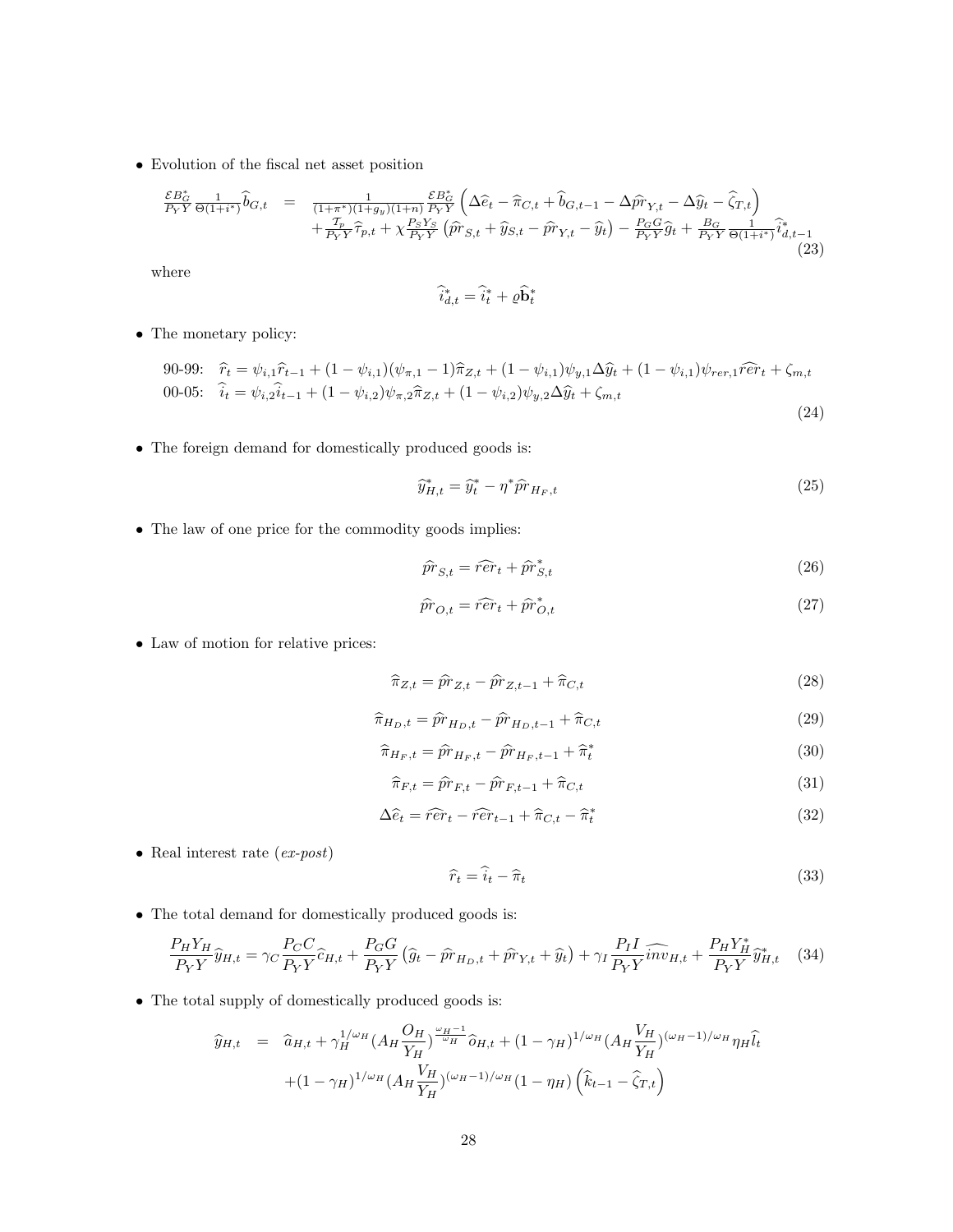- Evolution of the fiscal net asset position

$$
\begin{aligned}
\frac{\mathcal{E}B_G^*}{P_Y Y}\frac{1}{\Theta(1+i^*)}\widehat{b}_{G,t} \quad = \quad & \frac{1}{(1+\pi^*)(1+g_y)(1+n)}\frac{\mathcal{E}B_G^*}{P_Y Y}\left(\Delta\widehat{e}_t - \widehat{\pi}_{C,t} + \widehat{b}_{G,t-1} - \Delta\widehat{pr}_{Y,t} - \Delta\widehat{y}_t - \widehat{\zeta}_{T,t}\right) \\
& + \frac{\mathcal{T}_p}{P_Y Y}\widehat{\tau}_{p,t} + \chi\frac{P_S Y_S}{P_Y Y}\left(\widehat{pr}_{S,t} + \widehat{y}_{S,t} - \widehat{pr}_{Y,t} - \widehat{y}_t\right) - \frac{P_G G}{P_Y Y}\widehat{g}_t + \frac{B_G}{P_Y Y}\frac{1}{\Theta(1+i^*)}\widehat{i}^*_{d,t-1}
\end{aligned} \tag{23}
$$

where

$$
\widehat{i}^*_{d,t} = \widehat{i}^*_t + \varrho\widehat{\mathbf{b}}^*_t
$$

- The monetary policy:

$$
\begin{aligned}
&\text{90-99:} \quad \widehat{r}_t = \psi_{i,1}\widehat{r}_{t-1} + (1-\psi_{i,1})(\psi_{\pi,1}-1)\widehat{\pi}_{Z,t} + (1-\psi_{i,1})\psi_{y,1}\Delta\widehat{y}_t + (1-\psi_{i,1})\psi_{rer,1}\widehat{rer}_t + \zeta_{m,t} \\
&\text{00-05:} \quad \widehat{i}_t = \psi_{i,2}\widehat{i}_{t-1} + (1-\psi_{i,2})\psi_{\pi,2}\widehat{\pi}_{Z,t} + (1-\psi_{i,2})\psi_{y,2}\Delta\widehat{y}_t + \zeta_{m,t}
\end{aligned} \tag{24}
$$

- The foreign demand for domestically produced goods is:

$$
\widehat{y}^*_{H,t} = \widehat{y}^*_t - \eta^*\widehat{pr}_{H_F,t} \tag{25}
$$

- The law of one price for the commodity goods implies:

$$
\widehat{pr}_{S,t} = \widehat{rer}_t + \widehat{pr}^*_{S,t} \tag{26}
$$

$$
\widehat{pr}_{O,t} = \widehat{rer}_t + \widehat{pr}^*_{O,t} \tag{27}
$$

- Law of motion for relative prices:

$$
\widehat{\pi}_{Z,t} = \widehat{pr}_{Z,t} - \widehat{pr}_{Z,t-1} + \widehat{\pi}_{C,t} \tag{28}
$$

$$
\widehat{\pi}_{H_D,t} = \widehat{pr}_{H_D,t} - \widehat{pr}_{H_D,t-1} + \widehat{\pi}_{C,t} \tag{29}
$$

$$
\widehat{\pi}_{H_F,t} = \widehat{pr}_{H_F,t} - \widehat{pr}_{H_F,t-1} + \widehat{\pi}^*_t \tag{30}
$$

$$
\widehat{\pi}_{F,t} = \widehat{pr}_{F,t} - \widehat{pr}_{F,t-1} + \widehat{\pi}_{C,t} \tag{31}
$$

$$
\Delta\widehat{e}_t = \widehat{rer}_t - \widehat{rer}_{t-1} + \widehat{\pi}_{C,t} - \widehat{\pi}^*_t \tag{32}
$$

- Real interest rate (*ex-post*)

$$
\widehat{r}_t = \widehat{i}_t - \widehat{\pi}_t \tag{33}
$$

- The total demand for domestically produced goods is:

$$
\frac{P_H Y_H}{P_Y Y}\widehat{y}_{H,t} = \gamma_C\frac{P_C C}{P_Y Y}\widehat{c}_{H,t} + \frac{P_G G}{P_Y Y}\left(\widehat{g}_t - \widehat{pr}_{H_D,t} + \widehat{pr}_{Y,t} + \widehat{y}_t\right) + \gamma_I\frac{P_I I}{P_Y Y}\widehat{inv}_{H,t} + \frac{P_H Y_H^*}{P_Y Y}\widehat{y}^*_{H,t} \tag{34}
$$

- The total supply of domestically produced goods is:

$$
\begin{aligned}
\widehat{y}_{H,t} \quad = \quad & \widehat{a}_{H,t} + \gamma_H^{1/\omega_H}(A_H\frac{O_H}{Y_H})^{\frac{\omega_H-1}{\omega_H}}\widehat{o}_{H,t} + (1-\gamma_H)^{1/\omega_H}(A_H\frac{V_H}{Y_H})^{(\omega_H-1)/\omega_H}\eta_H\widehat{l}_t \\
& + (1-\gamma_H)^{1/\omega_H}(A_H\frac{V_H}{Y_H})^{(\omega_H-1)/\omega_H}(1-\eta_H)\left(\widehat{k}_{t-1} - \widehat{\zeta}_{T,t}\right)
\end{aligned}
$$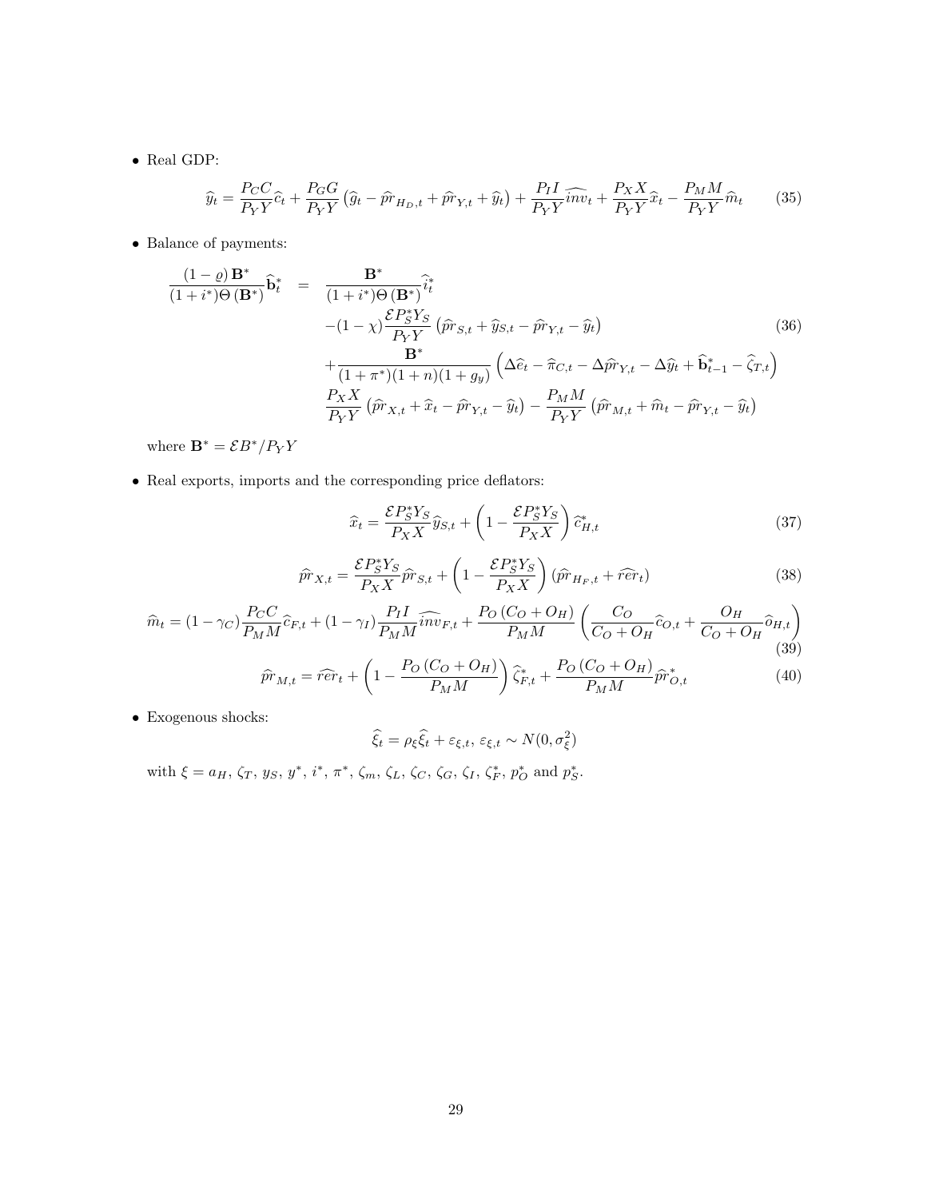- Real GDP:

$$\widehat{y}_t = \frac{P_C C}{P_Y Y}\widehat{c}_t + \frac{P_G G}{P_Y Y}\left(\widehat{g}_t - \widehat{pr}_{H_D,t} + \widehat{pr}_{Y,t} + \widehat{y}_t\right) + \frac{P_I I}{P_Y Y}\widehat{inv}_t + \frac{P_X X}{P_Y Y}\widehat{x}_t - \frac{P_M M}{P_Y Y}\widehat{m}_t \tag{35}$$

- Balance of payments:

$$\begin{aligned}
\frac{(1-\varrho)\,\mathbf{B}^*}{(1+i^*)\Theta\left(\mathbf{B}^*\right)}\widehat{\mathbf{b}}_t^* \quad = \quad & \frac{\mathbf{B}^*}{(1+i^*)\Theta\left(\mathbf{B}^*\right)}\widehat{i}_t^* \\
& -(1-\chi)\frac{\mathcal{E}P_S^* Y_S}{P_Y Y}\left(\widehat{pr}_{S,t} + \widehat{y}_{S,t} - \widehat{pr}_{Y,t} - \widehat{y}_t\right) \\
& + \frac{\mathbf{B}^*}{(1+\pi^*)(1+n)(1+g_y)}\left(\Delta\widehat{e}_t - \widehat{\pi}_{C,t} - \Delta\widehat{pr}_{Y,t} - \Delta\widehat{y}_t + \widehat{\mathbf{b}}_{t-1}^* - \widehat{\zeta}_{T,t}\right) \\
& \frac{P_X X}{P_Y Y}\left(\widehat{pr}_{X,t} + \widehat{x}_t - \widehat{pr}_{Y,t} - \widehat{y}_t\right) - \frac{P_M M}{P_Y Y}\left(\widehat{pr}_{M,t} + \widehat{m}_t - \widehat{pr}_{Y,t} - \widehat{y}_t\right)
\end{aligned} \tag{36}$$

where $\mathbf{B}^* = \mathcal{E}B^*/P_Y Y$

- Real exports, imports and the corresponding price deflators:

$$\widehat{x}_t = \frac{\mathcal{E}P_S^* Y_S}{P_X X}\widehat{y}_{S,t} + \left(1 - \frac{\mathcal{E}P_S^* Y_S}{P_X X}\right)\widehat{c}_{H,t}^* \tag{37}$$

$$\widehat{pr}_{X,t} = \frac{\mathcal{E}P_S^* Y_S}{P_X X}\widehat{pr}_{S,t} + \left(1 - \frac{\mathcal{E}P_S^* Y_S}{P_X X}\right)\left(\widehat{pr}_{H_F,t} + \widehat{rer}_t\right) \tag{38}$$

$$\widehat{m}_t = (1-\gamma_C)\frac{P_C C}{P_M M}\widehat{c}_{F,t} + (1-\gamma_I)\frac{P_I I}{P_M M}\widehat{inv}_{F,t} + \frac{P_O\left(C_O + O_H\right)}{P_M M}\left(\frac{C_O}{C_O + O_H}\widehat{c}_{O,t} + \frac{O_H}{C_O + O_H}\widehat{o}_{H,t}\right) \tag{39}$$

$$\widehat{pr}_{M,t} = \widehat{rer}_t + \left(1 - \frac{P_O\left(C_O + O_H\right)}{P_M M}\right)\widehat{\zeta}_{F,t}^* + \frac{P_O\left(C_O + O_H\right)}{P_M M}\widehat{pr}_{O,t}^* \tag{40}$$

- Exogenous shocks:

$$\widehat{\xi}_t = \rho_\xi \widehat{\xi}_t + \varepsilon_{\xi,t},\ \varepsilon_{\xi,t} \sim N(0, \sigma_\xi^2)$$

with $\xi = a_H$, $\zeta_T$, $y_S$, $y^*$, $i^*$, $\pi^*$, $\zeta_m$, $\zeta_L$, $\zeta_C$, $\zeta_G$, $\zeta_I$, $\zeta_F^*$, $p_O^*$ and $p_S^*$.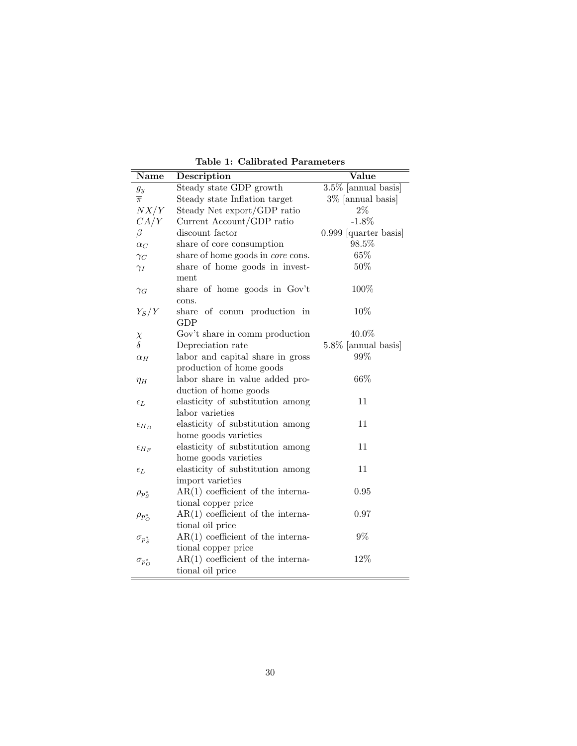**Table 1: Calibrated Parameters**

| Name | Description | Value |
|---|---|---|
| $g_y$ | Steady state GDP growth | 3.5% [annual basis] |
| $\overline{\pi}$ | Steady state Inflation target | 3% [annual basis] |
| $NX/Y$ | Steady Net export/GDP ratio | 2% |
| $CA/Y$ | Current Account/GDP ratio | -1.8% |
| $\beta$ | discount factor | 0.999 [quarter basis] |
| $\alpha_C$ | share of core consumption | 98.5% |
| $\gamma_C$ | share of home goods in *core* cons. | 65% |
| $\gamma_I$ | share of home goods in investment | 50% |
| $\gamma_G$ | share of home goods in Gov't cons. | 100% |
| $Y_S/Y$ | share of comm production in GDP | 10% |
| $\chi$ | Gov't share in comm production | 40.0% |
| $\delta$ | Depreciation rate | 5.8% [annual basis] |
| $\alpha_H$ | labor and capital share in gross production of home goods | 99% |
| $\eta_H$ | labor share in value added production of home goods | 66% |
| $\epsilon_L$ | elasticity of substitution among labor varieties | 11 |
| $\epsilon_{H_D}$ | elasticity of substitution among home goods varieties | 11 |
| $\epsilon_{H_F}$ | elasticity of substitution among home goods varieties | 11 |
| $\epsilon_L$ | elasticity of substitution among import varieties | 11 |
| $\rho_{p_S^*}$ | AR(1) coefficient of the international copper price | 0.95 |
| $\rho_{p_O^*}$ | AR(1) coefficient of the international oil price | 0.97 |
| $\sigma_{p_S^*}$ | AR(1) coefficient of the international copper price | 9% |
| $\sigma_{p_O^*}$ | AR(1) coefficient of the international oil price | 12% |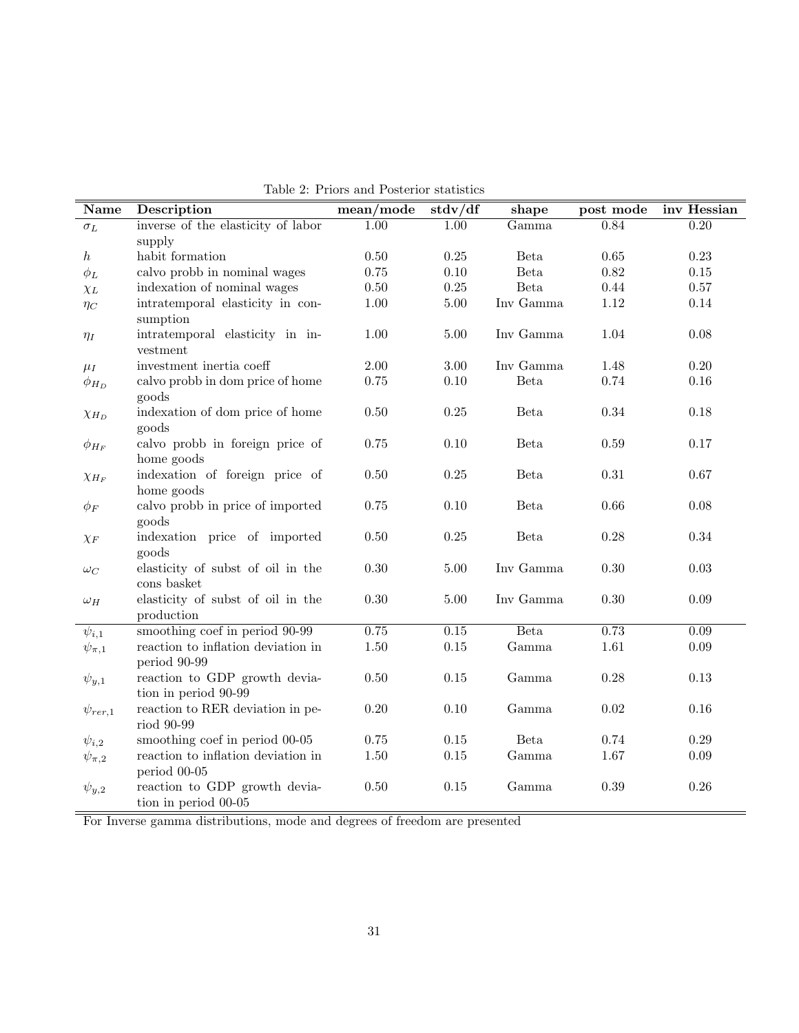Table 2: Priors and Posterior statistics

| Name | Description | mean/mode | stdv/df | shape | post mode | inv Hessian |
|---|---|---|---|---|---|---|
| $\sigma_L$ | inverse of the elasticity of labor supply | 1.00 | 1.00 | Gamma | 0.84 | 0.20 |
| $h$ | habit formation | 0.50 | 0.25 | Beta | 0.65 | 0.23 |
| $\phi_L$ | calvo probb in nominal wages | 0.75 | 0.10 | Beta | 0.82 | 0.15 |
| $\chi_L$ | indexation of nominal wages | 0.50 | 0.25 | Beta | 0.44 | 0.57 |
| $\eta_C$ | intratemporal elasticity in consumption | 1.00 | 5.00 | Inv Gamma | 1.12 | 0.14 |
| $\eta_I$ | intratemporal elasticity in investment | 1.00 | 5.00 | Inv Gamma | 1.04 | 0.08 |
| $\mu_I$ | investment inertia coeff | 2.00 | 3.00 | Inv Gamma | 1.48 | 0.20 |
| $\phi_{H_D}$ | calvo probb in dom price of home goods | 0.75 | 0.10 | Beta | 0.74 | 0.16 |
| $\chi_{H_D}$ | indexation of dom price of home goods | 0.50 | 0.25 | Beta | 0.34 | 0.18 |
| $\phi_{H_F}$ | calvo probb in foreign price of home goods | 0.75 | 0.10 | Beta | 0.59 | 0.17 |
| $\chi_{H_F}$ | indexation of foreign price of home goods | 0.50 | 0.25 | Beta | 0.31 | 0.67 |
| $\phi_F$ | calvo probb in price of imported goods | 0.75 | 0.10 | Beta | 0.66 | 0.08 |
| $\chi_F$ | indexation price of imported goods | 0.50 | 0.25 | Beta | 0.28 | 0.34 |
| $\omega_C$ | elasticity of subst of oil in the cons basket | 0.30 | 5.00 | Inv Gamma | 0.30 | 0.03 |
| $\omega_H$ | elasticity of subst of oil in the production | 0.30 | 5.00 | Inv Gamma | 0.30 | 0.09 |
| $\psi_{i,1}$ | smoothing coef in period 90-99 | 0.75 | 0.15 | Beta | 0.73 | 0.09 |
| $\psi_{\pi,1}$ | reaction to inflation deviation in period 90-99 | 1.50 | 0.15 | Gamma | 1.61 | 0.09 |
| $\psi_{y,1}$ | reaction to GDP growth deviation in period 90-99 | 0.50 | 0.15 | Gamma | 0.28 | 0.13 |
| $\psi_{rer,1}$ | reaction to RER deviation in period 90-99 | 0.20 | 0.10 | Gamma | 0.02 | 0.16 |
| $\psi_{i,2}$ | smoothing coef in period 00-05 | 0.75 | 0.15 | Beta | 0.74 | 0.29 |
| $\psi_{\pi,2}$ | reaction to inflation deviation in period 00-05 | 1.50 | 0.15 | Gamma | 1.67 | 0.09 |
| $\psi_{y,2}$ | reaction to GDP growth deviation in period 00-05 | 0.50 | 0.15 | Gamma | 0.39 | 0.26 |

For Inverse gamma distributions, mode and degrees of freedom are presented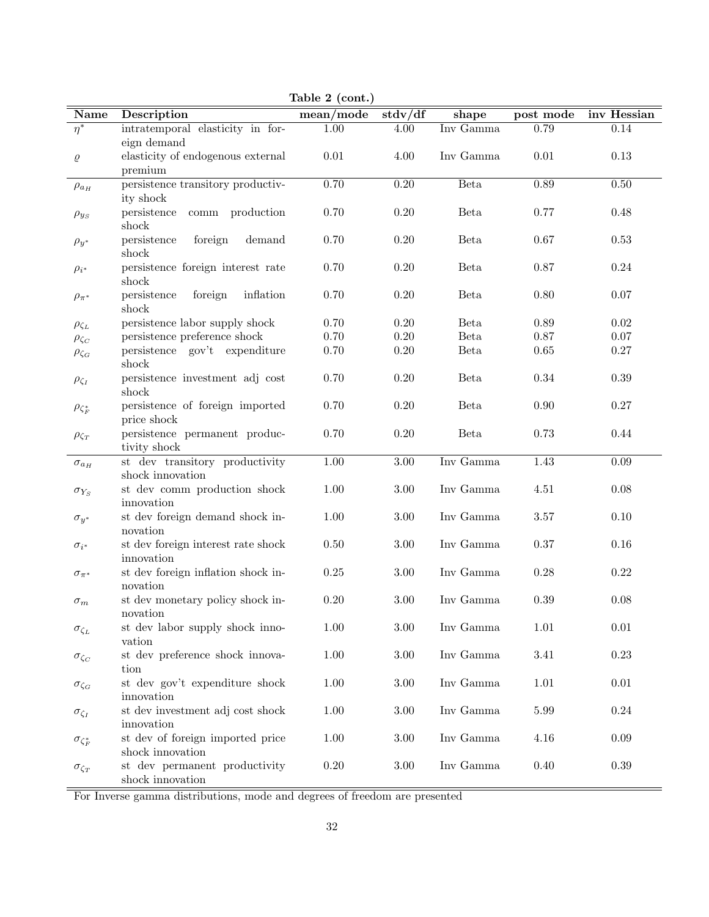**Table 2 (cont.)**

| Name | Description | mean/mode | stdv/df | shape | post mode | inv Hessian |
|---|---|---|---|---|---|---|
| $\eta^*$ | intratemporal elasticity in foreign demand | 1.00 | 4.00 | Inv Gamma | 0.79 | 0.14 |
| $\varrho$ | elasticity of endogenous external premium | 0.01 | 4.00 | Inv Gamma | 0.01 | 0.13 |
| $\rho_{a_H}$ | persistence transitory productivity shock | 0.70 | 0.20 | Beta | 0.89 | 0.50 |
| $\rho_{y_S}$ | persistence comm production shock | 0.70 | 0.20 | Beta | 0.77 | 0.48 |
| $\rho_{y^*}$ | persistence foreign demand shock | 0.70 | 0.20 | Beta | 0.67 | 0.53 |
| $\rho_{i^*}$ | persistence foreign interest rate shock | 0.70 | 0.20 | Beta | 0.87 | 0.24 |
| $\rho_{\pi^*}$ | persistence foreign inflation shock | 0.70 | 0.20 | Beta | 0.80 | 0.07 |
| $\rho_{\zeta_L}$ | persistence labor supply shock | 0.70 | 0.20 | Beta | 0.89 | 0.02 |
| $\rho_{\zeta_C}$ | persistence preference shock | 0.70 | 0.20 | Beta | 0.87 | 0.07 |
| $\rho_{\zeta_G}$ | persistence gov't expenditure shock | 0.70 | 0.20 | Beta | 0.65 | 0.27 |
| $\rho_{\zeta_I}$ | persistence investment adj cost shock | 0.70 | 0.20 | Beta | 0.34 | 0.39 |
| $\rho_{\zeta_F^*}$ | persistence of foreign imported price shock | 0.70 | 0.20 | Beta | 0.90 | 0.27 |
| $\rho_{\zeta_T}$ | persistence permanent productivity shock | 0.70 | 0.20 | Beta | 0.73 | 0.44 |
| $\sigma_{a_H}$ | st dev transitory productivity shock innovation | 1.00 | 3.00 | Inv Gamma | 1.43 | 0.09 |
| $\sigma_{Y_S}$ | st dev comm production shock innovation | 1.00 | 3.00 | Inv Gamma | 4.51 | 0.08 |
| $\sigma_{y^*}$ | st dev foreign demand shock innovation | 1.00 | 3.00 | Inv Gamma | 3.57 | 0.10 |
| $\sigma_{i^*}$ | st dev foreign interest rate shock innovation | 0.50 | 3.00 | Inv Gamma | 0.37 | 0.16 |
| $\sigma_{\pi^*}$ | st dev foreign inflation shock innovation | 0.25 | 3.00 | Inv Gamma | 0.28 | 0.22 |
| $\sigma_m$ | st dev monetary policy shock innovation | 0.20 | 3.00 | Inv Gamma | 0.39 | 0.08 |
| $\sigma_{\zeta_L}$ | st dev labor supply shock innovation | 1.00 | 3.00 | Inv Gamma | 1.01 | 0.01 |
| $\sigma_{\zeta_C}$ | st dev preference shock innovation | 1.00 | 3.00 | Inv Gamma | 3.41 | 0.23 |
| $\sigma_{\zeta_G}$ | st dev gov't expenditure shock innovation | 1.00 | 3.00 | Inv Gamma | 1.01 | 0.01 |
| $\sigma_{\zeta_I}$ | st dev investment adj cost shock innovation | 1.00 | 3.00 | Inv Gamma | 5.99 | 0.24 |
| $\sigma_{\zeta_F^*}$ | st dev of foreign imported price shock innovation | 1.00 | 3.00 | Inv Gamma | 4.16 | 0.09 |
| $\sigma_{\zeta_T}$ | st dev permanent productivity shock innovation | 0.20 | 3.00 | Inv Gamma | 0.40 | 0.39 |

For Inverse gamma distributions, mode and degrees of freedom are presented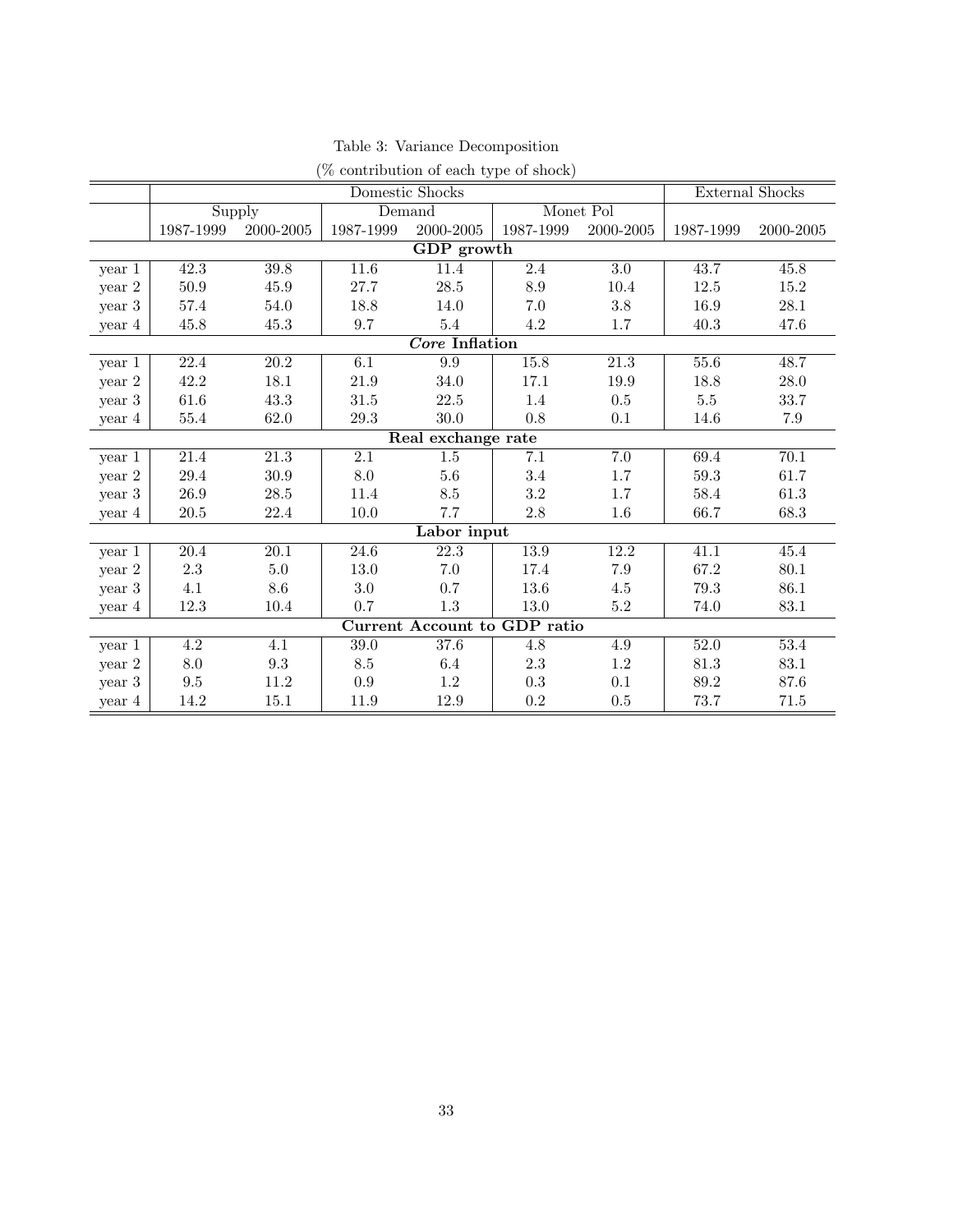Table 3: Variance Decomposition

(% contribution of each type of shock)

| | Domestic Shocks | | | | | | External Shocks | |
|---|---|---|---|---|---|---|---|---|
| | Supply | | Demand | | Monet Pol | | | |
| | 1987-1999 | 2000-2005 | 1987-1999 | 2000-2005 | 1987-1999 | 2000-2005 | 1987-1999 | 2000-2005 |
| **GDP growth** | | | | | | | | |
| year 1 | 42.3 | 39.8 | 11.6 | 11.4 | 2.4 | 3.0 | 43.7 | 45.8 |
| year 2 | 50.9 | 45.9 | 27.7 | 28.5 | 8.9 | 10.4 | 12.5 | 15.2 |
| year 3 | 57.4 | 54.0 | 18.8 | 14.0 | 7.0 | 3.8 | 16.9 | 28.1 |
| year 4 | 45.8 | 45.3 | 9.7 | 5.4 | 4.2 | 1.7 | 40.3 | 47.6 |
| ***Core* Inflation** | | | | | | | | |
| year 1 | 22.4 | 20.2 | 6.1 | 9.9 | 15.8 | 21.3 | 55.6 | 48.7 |
| year 2 | 42.2 | 18.1 | 21.9 | 34.0 | 17.1 | 19.9 | 18.8 | 28.0 |
| year 3 | 61.6 | 43.3 | 31.5 | 22.5 | 1.4 | 0.5 | 5.5 | 33.7 |
| year 4 | 55.4 | 62.0 | 29.3 | 30.0 | 0.8 | 0.1 | 14.6 | 7.9 |
| **Real exchange rate** | | | | | | | | |
| year 1 | 21.4 | 21.3 | 2.1 | 1.5 | 7.1 | 7.0 | 69.4 | 70.1 |
| year 2 | 29.4 | 30.9 | 8.0 | 5.6 | 3.4 | 1.7 | 59.3 | 61.7 |
| year 3 | 26.9 | 28.5 | 11.4 | 8.5 | 3.2 | 1.7 | 58.4 | 61.3 |
| year 4 | 20.5 | 22.4 | 10.0 | 7.7 | 2.8 | 1.6 | 66.7 | 68.3 |
| **Labor input** | | | | | | | | |
| year 1 | 20.4 | 20.1 | 24.6 | 22.3 | 13.9 | 12.2 | 41.1 | 45.4 |
| year 2 | 2.3 | 5.0 | 13.0 | 7.0 | 17.4 | 7.9 | 67.2 | 80.1 |
| year 3 | 4.1 | 8.6 | 3.0 | 0.7 | 13.6 | 4.5 | 79.3 | 86.1 |
| year 4 | 12.3 | 10.4 | 0.7 | 1.3 | 13.0 | 5.2 | 74.0 | 83.1 |
| **Current Account to GDP ratio** | | | | | | | | |
| year 1 | 4.2 | 4.1 | 39.0 | 37.6 | 4.8 | 4.9 | 52.0 | 53.4 |
| year 2 | 8.0 | 9.3 | 8.5 | 6.4 | 2.3 | 1.2 | 81.3 | 83.1 |
| year 3 | 9.5 | 11.2 | 0.9 | 1.2 | 0.3 | 0.1 | 89.2 | 87.6 |
| year 4 | 14.2 | 15.1 | 11.9 | 12.9 | 0.2 | 0.5 | 73.7 | 71.5 |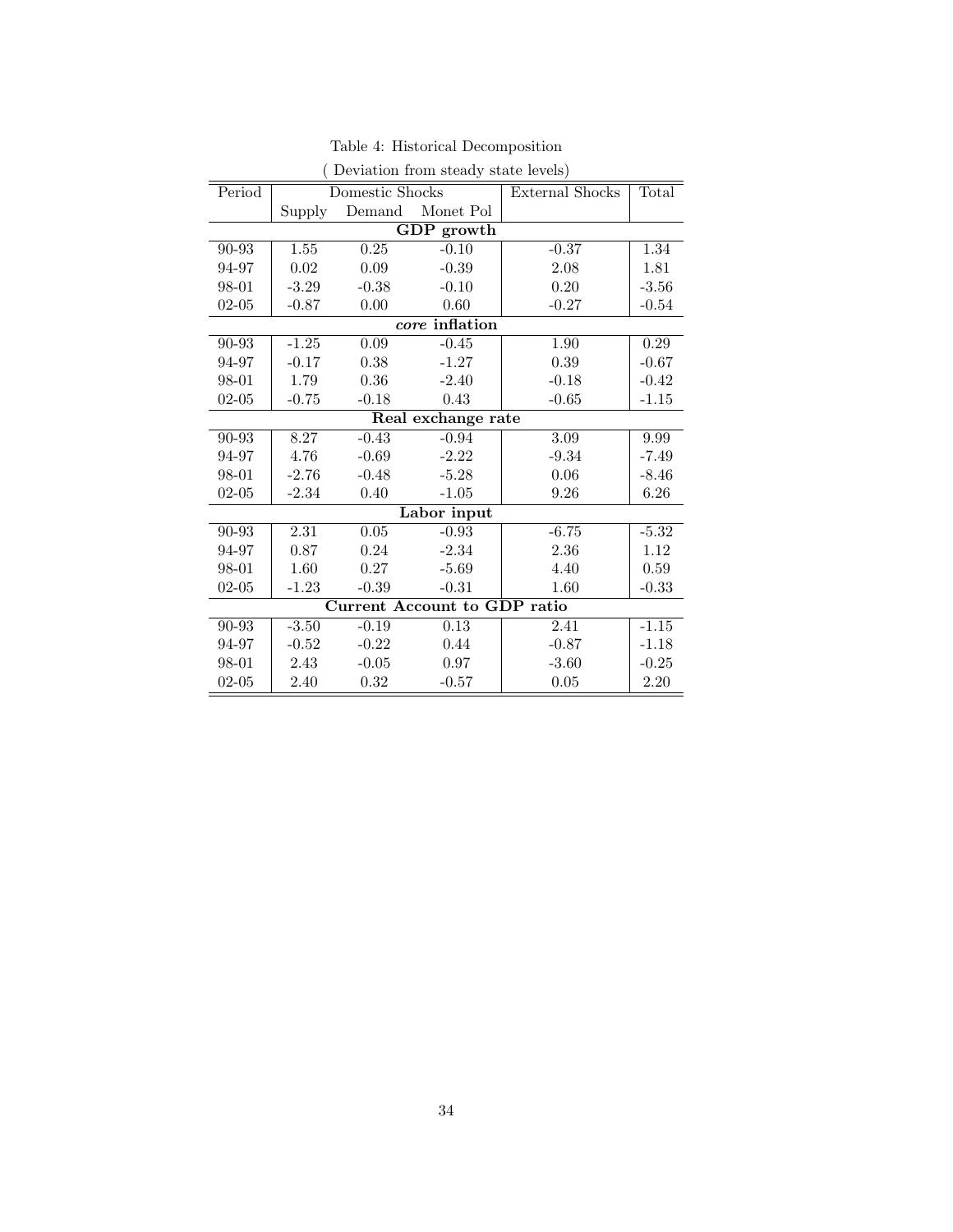Table 4: Historical Decomposition

( Deviation from steady state levels)

| Period | Domestic Shocks | | | External Shocks | Total |
|---|---|---|---|---|---|
| | Supply | Demand | Monet Pol | | |
| **GDP growth** | | | | | |
| 90-93 | 1.55 | 0.25 | -0.10 | -0.37 | 1.34 |
| 94-97 | 0.02 | 0.09 | -0.39 | 2.08 | 1.81 |
| 98-01 | -3.29 | -0.38 | -0.10 | 0.20 | -3.56 |
| 02-05 | -0.87 | 0.00 | 0.60 | -0.27 | -0.54 |
| ***core*** **inflation** | | | | | |
| 90-93 | -1.25 | 0.09 | -0.45 | 1.90 | 0.29 |
| 94-97 | -0.17 | 0.38 | -1.27 | 0.39 | -0.67 |
| 98-01 | 1.79 | 0.36 | -2.40 | -0.18 | -0.42 |
| 02-05 | -0.75 | -0.18 | 0.43 | -0.65 | -1.15 |
| **Real exchange rate** | | | | | |
| 90-93 | 8.27 | -0.43 | -0.94 | 3.09 | 9.99 |
| 94-97 | 4.76 | -0.69 | -2.22 | -9.34 | -7.49 |
| 98-01 | -2.76 | -0.48 | -5.28 | 0.06 | -8.46 |
| 02-05 | -2.34 | 0.40 | -1.05 | 9.26 | 6.26 |
| **Labor input** | | | | | |
| 90-93 | 2.31 | 0.05 | -0.93 | -6.75 | -5.32 |
| 94-97 | 0.87 | 0.24 | -2.34 | 2.36 | 1.12 |
| 98-01 | 1.60 | 0.27 | -5.69 | 4.40 | 0.59 |
| 02-05 | -1.23 | -0.39 | -0.31 | 1.60 | -0.33 |
| **Current Account to GDP ratio** | | | | | |
| 90-93 | -3.50 | -0.19 | 0.13 | 2.41 | -1.15 |
| 94-97 | -0.52 | -0.22 | 0.44 | -0.87 | -1.18 |
| 98-01 | 2.43 | -0.05 | 0.97 | -3.60 | -0.25 |
| 02-05 | 2.40 | 0.32 | -0.57 | 0.05 | 2.20 |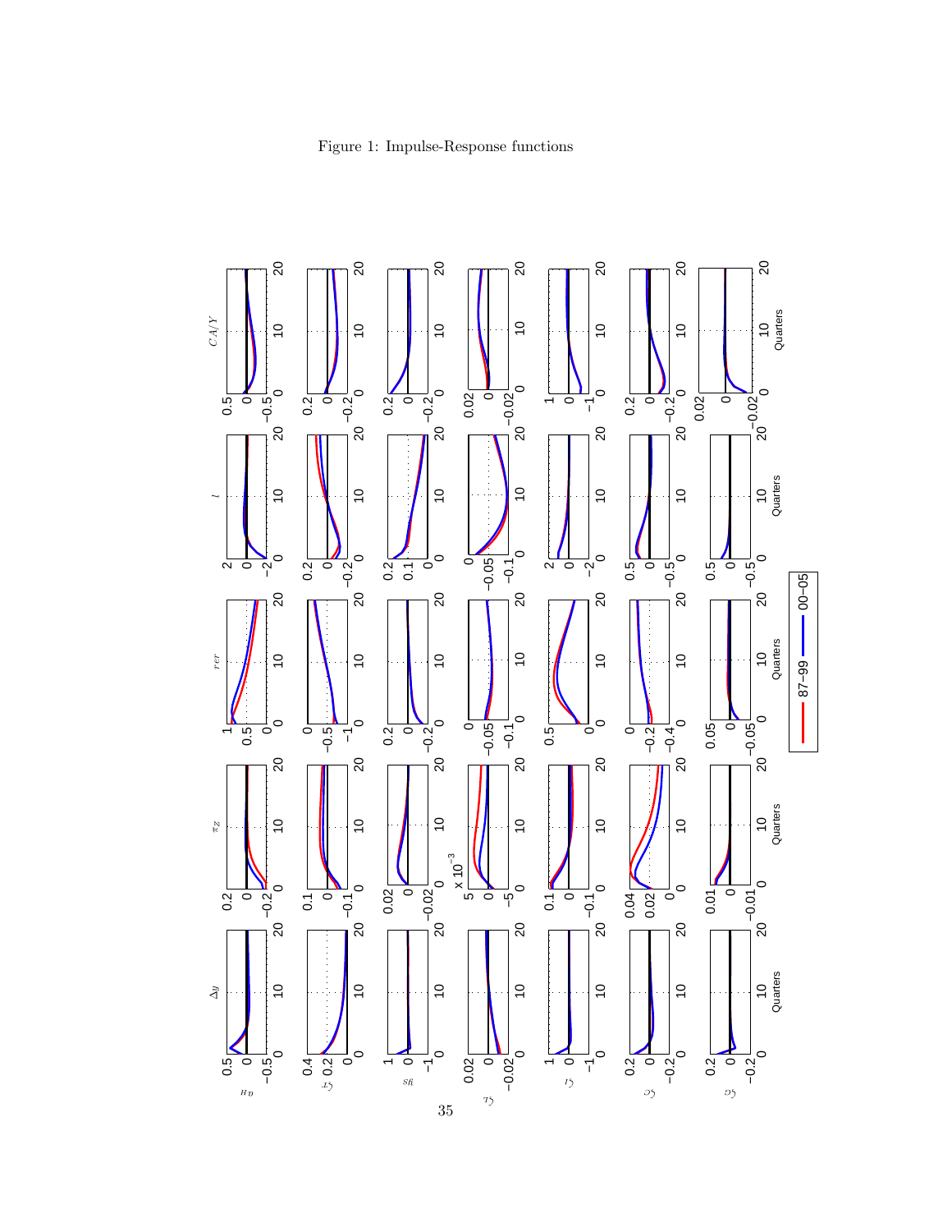Figure 1: Impulse-Response functions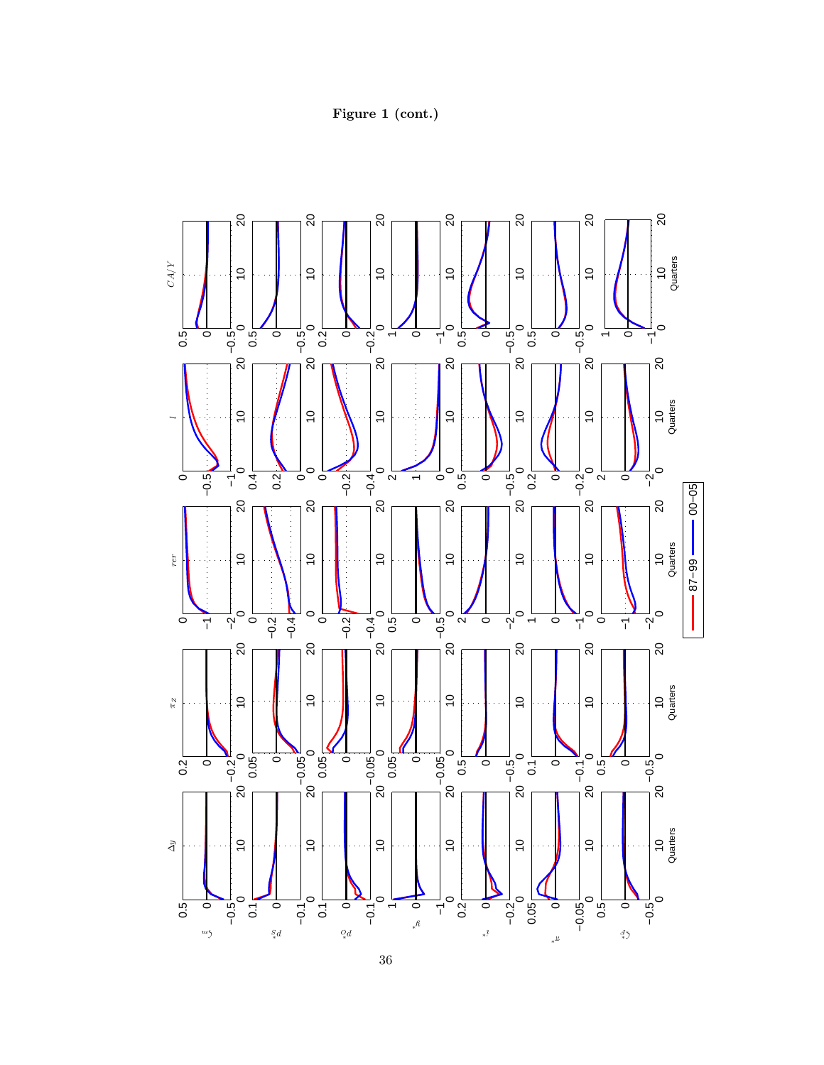**Figure 1 (cont.)**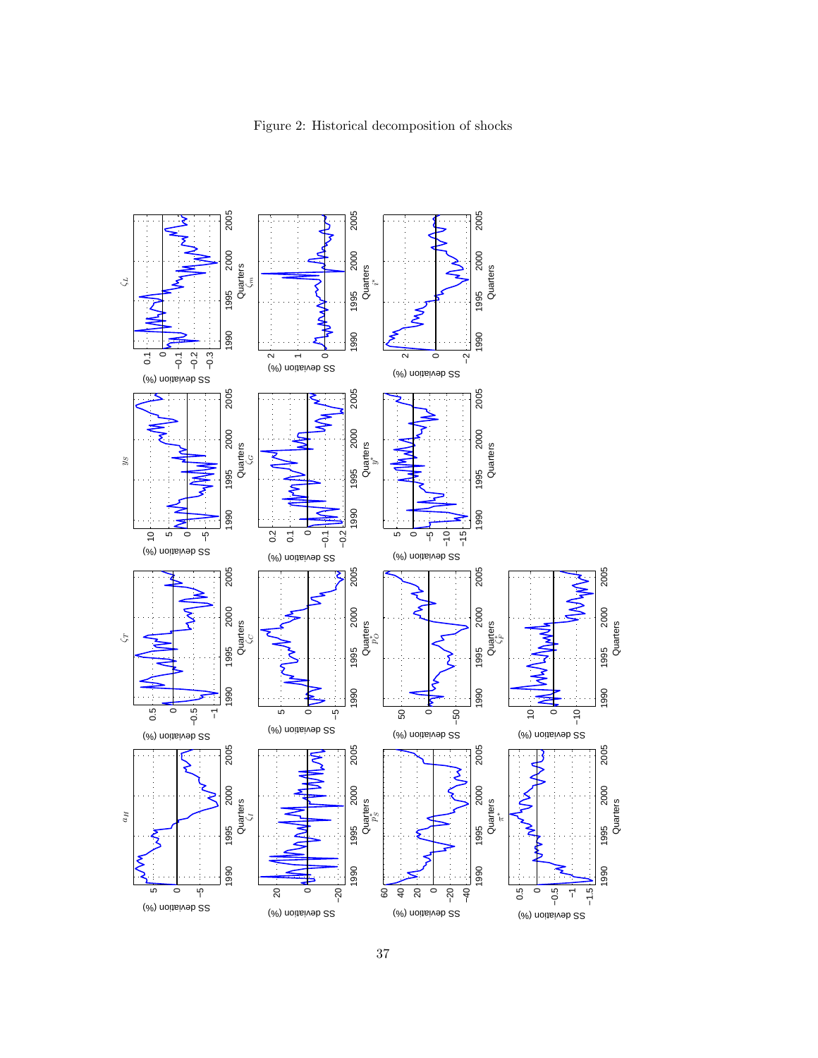Figure 2: Historical decomposition of shocks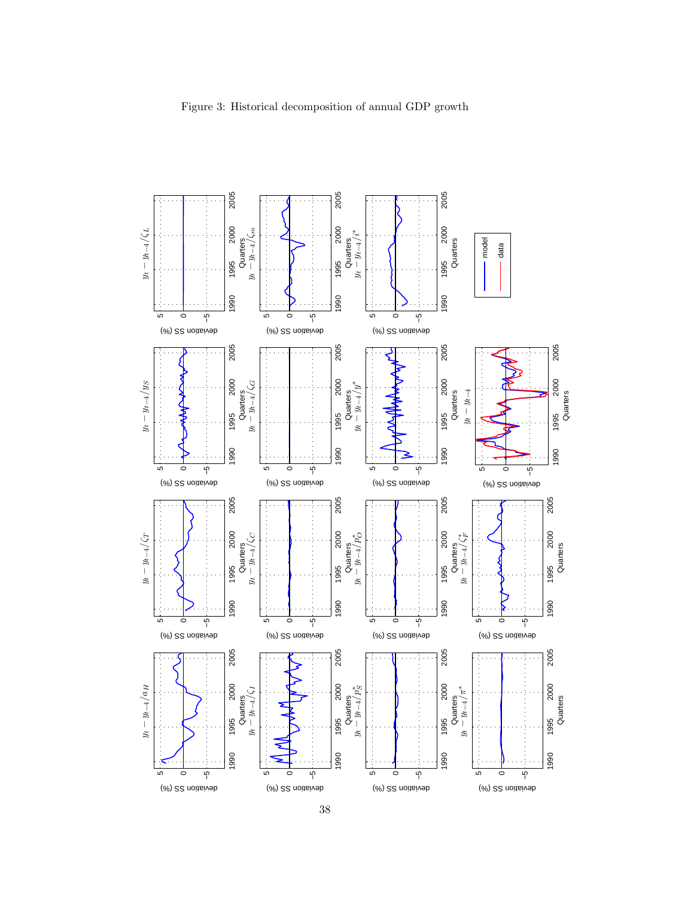Figure 3: Historical decomposition of annual GDP growth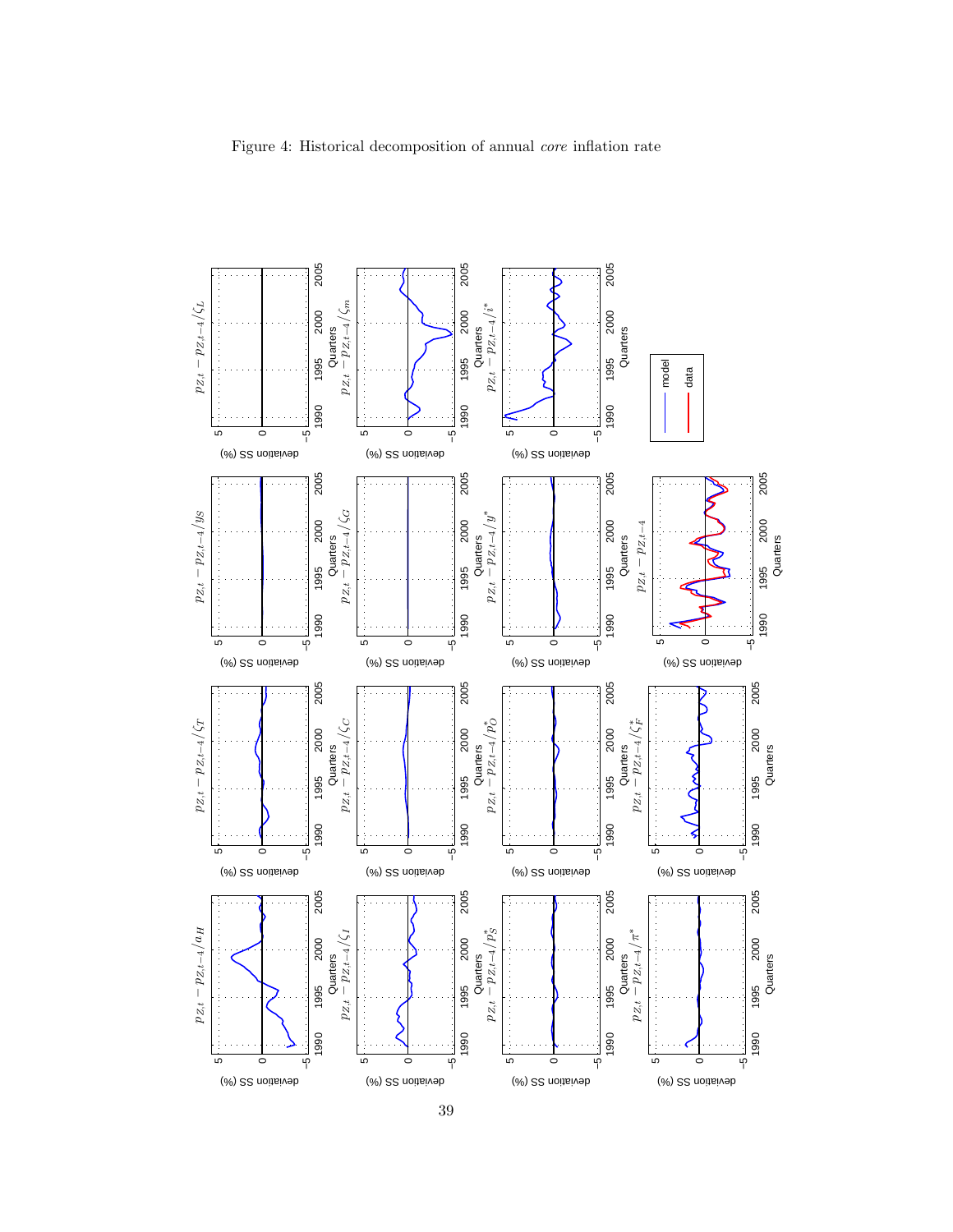Figure 4: Historical decomposition of annual *core* inflation rate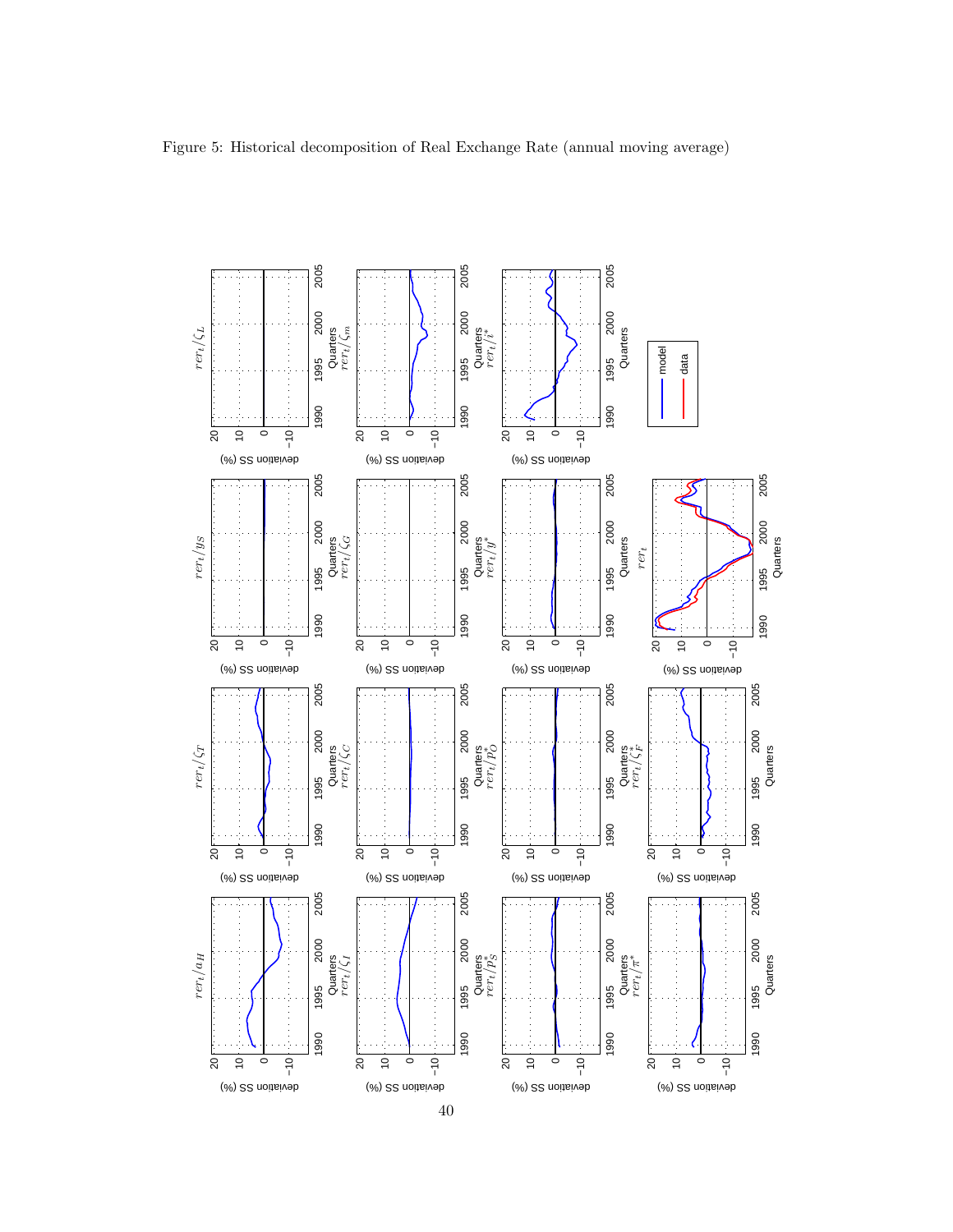Figure 5: Historical decomposition of Real Exchange Rate (annual moving average)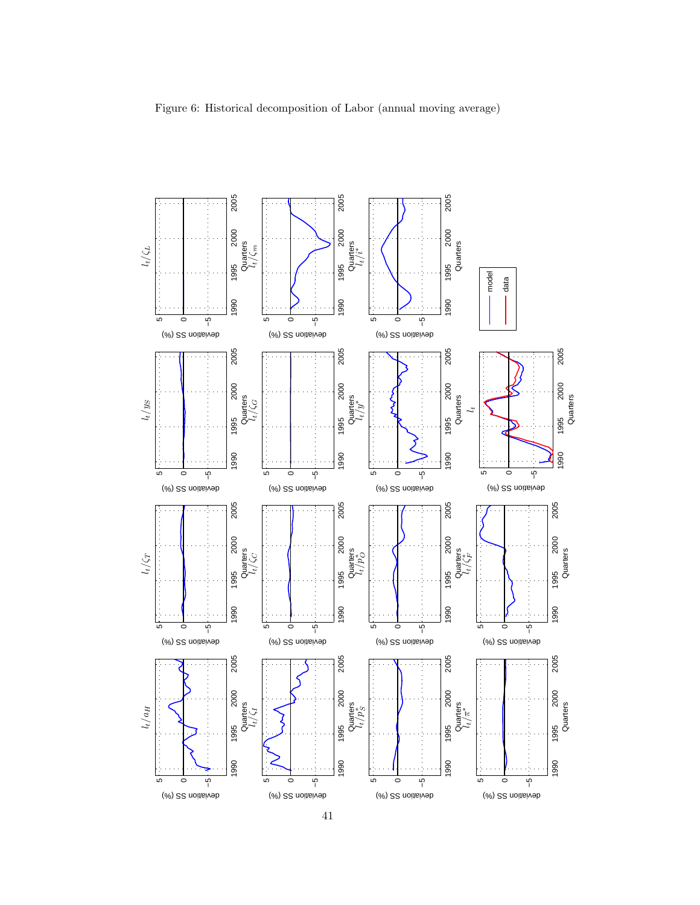Figure 6: Historical decomposition of Labor (annual moving average)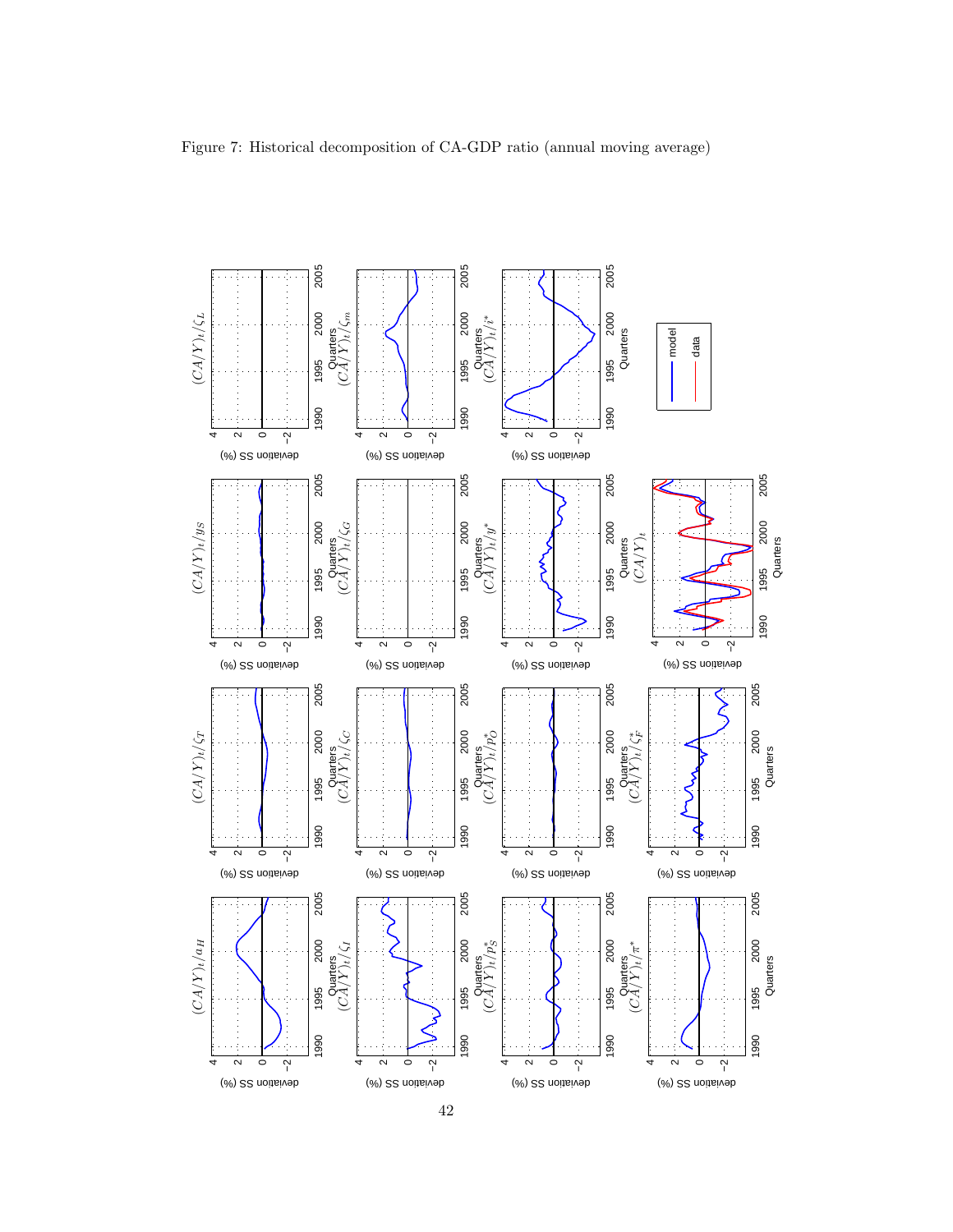Figure 7: Historical decomposition of CA-GDP ratio (annual moving average)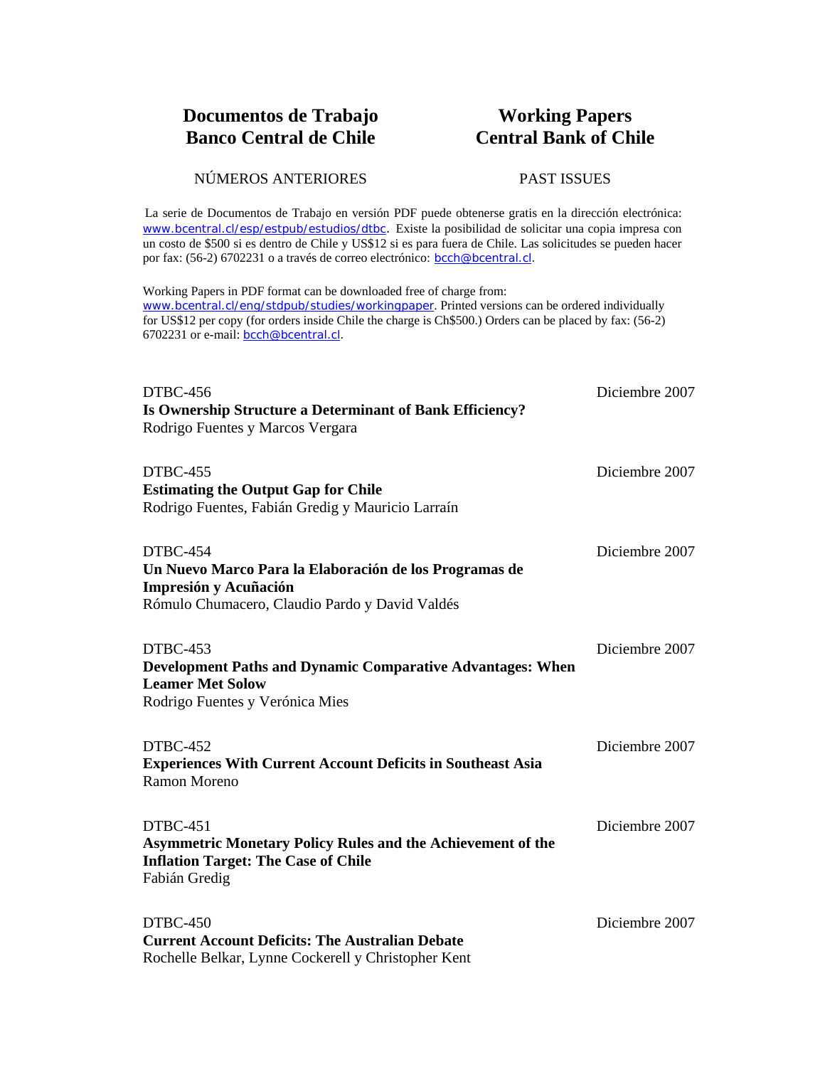| **Documentos de Trabajo**<br>**Banco Central de Chile** | **Working Papers**<br>**Central Bank of Chile** |
| --- | --- |
| NÚMEROS ANTERIORES | PAST ISSUES |

La serie de Documentos de Trabajo en versión PDF puede obtenerse gratis en la dirección electrónica: www.bcentral.cl/esp/estpub/estudios/dtbc. Existe la posibilidad de solicitar una copia impresa con un costo de $500 si es dentro de Chile y US$12 si es para fuera de Chile. Las solicitudes se pueden hacer por fax: (56-2) 6702231 o a través de correo electrónico: bcch@bcentral.cl.

Working Papers in PDF format can be downloaded free of charge from: www.bcentral.cl/eng/stdpub/studies/workingpaper. Printed versions can be ordered individually for US$12 per copy (for orders inside Chile the charge is Ch$500.) Orders can be placed by fax: (56-2) 6702231 or e-mail: bcch@bcentral.cl.

DTBC-456 — Diciembre 2007
**Is Ownership Structure a Determinant of Bank Efficiency?**
Rodrigo Fuentes y Marcos Vergara

DTBC-455 — Diciembre 2007
**Estimating the Output Gap for Chile**
Rodrigo Fuentes, Fabián Gredig y Mauricio Larraín

DTBC-454 — Diciembre 2007
**Un Nuevo Marco Para la Elaboración de los Programas de Impresión y Acuñación**
Rómulo Chumacero, Claudio Pardo y David Valdés

DTBC-453 — Diciembre 2007
**Development Paths and Dynamic Comparative Advantages: When Leamer Met Solow**
Rodrigo Fuentes y Verónica Mies

DTBC-452 — Diciembre 2007
**Experiences With Current Account Deficits in Southeast Asia**
Ramon Moreno

DTBC-451 — Diciembre 2007
**Asymmetric Monetary Policy Rules and the Achievement of the Inflation Target: The Case of Chile**
Fabián Gredig

DTBC-450 — Diciembre 2007
**Current Account Deficits: The Australian Debate**
Rochelle Belkar, Lynne Cockerell y Christopher Kent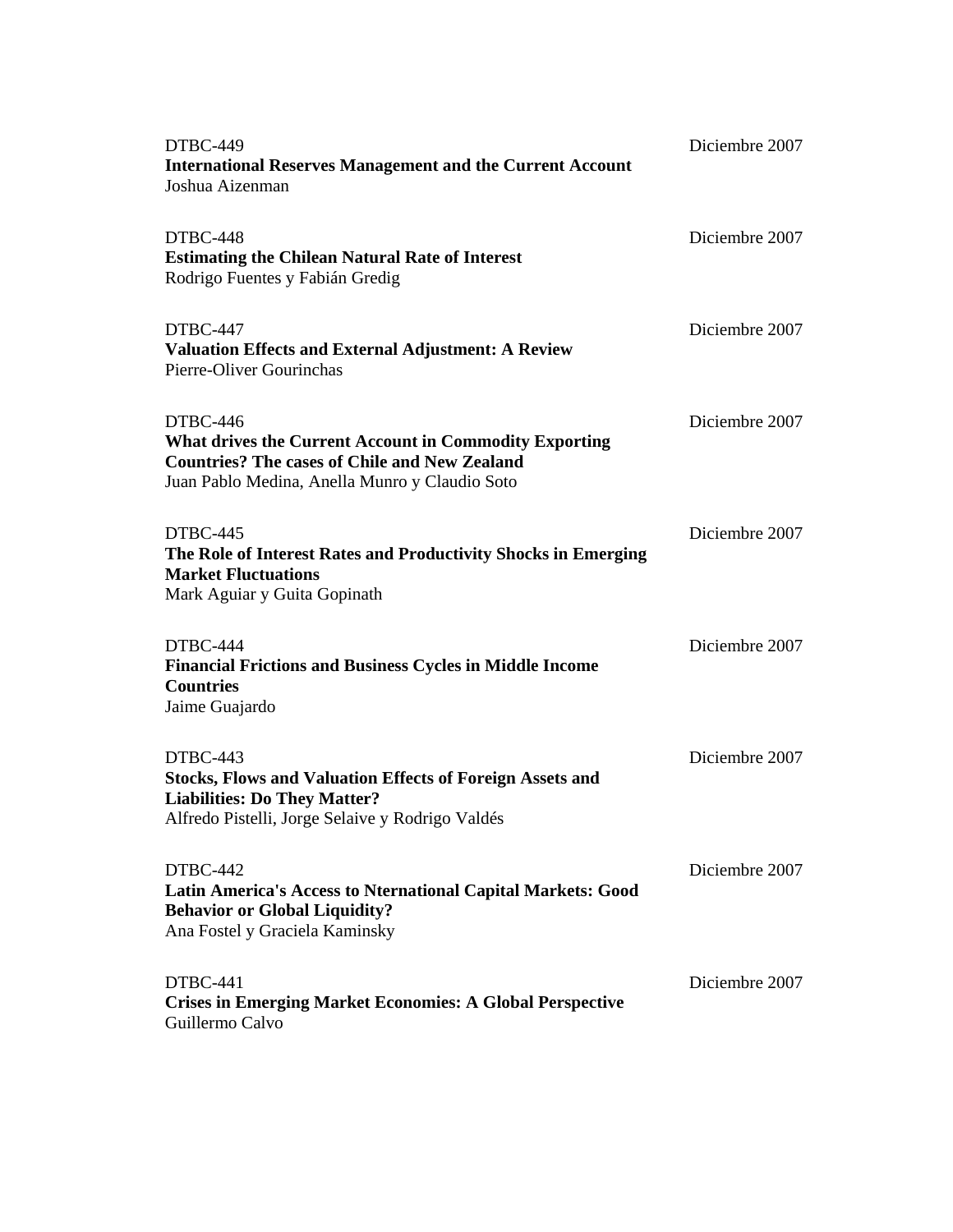DTBC-449 Diciembre 2007
**International Reserves Management and the Current Account**
Joshua Aizenman

DTBC-448 Diciembre 2007
**Estimating the Chilean Natural Rate of Interest**
Rodrigo Fuentes y Fabián Gredig

DTBC-447 Diciembre 2007
**Valuation Effects and External Adjustment: A Review**
Pierre-Oliver Gourinchas

DTBC-446 Diciembre 2007
**What drives the Current Account in Commodity Exporting Countries? The cases of Chile and New Zealand**
Juan Pablo Medina, Anella Munro y Claudio Soto

DTBC-445 Diciembre 2007
**The Role of Interest Rates and Productivity Shocks in Emerging Market Fluctuations**
Mark Aguiar y Guita Gopinath

DTBC-444 Diciembre 2007
**Financial Frictions and Business Cycles in Middle Income Countries**
Jaime Guajardo

DTBC-443 Diciembre 2007
**Stocks, Flows and Valuation Effects of Foreign Assets and Liabilities: Do They Matter?**
Alfredo Pistelli, Jorge Selaive y Rodrigo Valdés

DTBC-442 Diciembre 2007
**Latin America's Access to Nternational Capital Markets: Good Behavior or Global Liquidity?**
Ana Fostel y Graciela Kaminsky

DTBC-441 Diciembre 2007
**Crises in Emerging Market Economies: A Global Perspective**
Guillermo Calvo